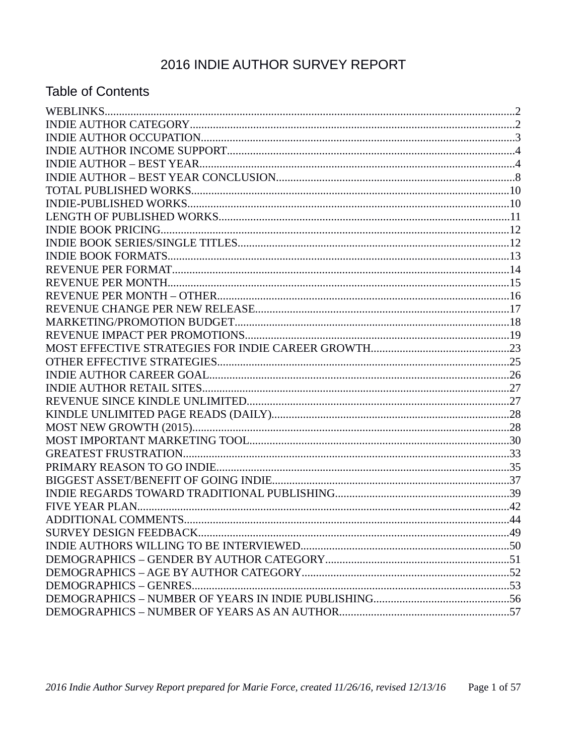# 2016 INDIE AUTHOR SURVEY REPORT

## Table of Contents

WEBLINKS....2
INDIE AUTHOR CATEGORY....2
INDIE AUTHOR OCCUPATION....3
INDIE AUTHOR INCOME SUPPORT....4
INDIE AUTHOR – BEST YEAR....4
INDIE AUTHOR – BEST YEAR CONCLUSION....8
TOTAL PUBLISHED WORKS....10
INDIE-PUBLISHED WORKS....10
LENGTH OF PUBLISHED WORKS....11
INDIE BOOK PRICING....12
INDIE BOOK SERIES/SINGLE TITLES....12
INDIE BOOK FORMATS....13
REVENUE PER FORMAT....14
REVENUE PER MONTH....15
REVENUE PER MONTH – OTHER....16
REVENUE CHANGE PER NEW RELEASE....17
MARKETING/PROMOTION BUDGET....18
REVENUE IMPACT PER PROMOTIONS....19
MOST EFFECTIVE STRATEGIES FOR INDIE CAREER GROWTH....23
OTHER EFFECTIVE STRATEGIES....25
INDIE AUTHOR CAREER GOAL....26
INDIE AUTHOR RETAIL SITES....27
REVENUE SINCE KINDLE UNLIMITED....27
KINDLE UNLIMITED PAGE READS (DAILY)....28
MOST NEW GROWTH (2015)....28
MOST IMPORTANT MARKETING TOOL....30
GREATEST FRUSTRATION....33
PRIMARY REASON TO GO INDIE....35
BIGGEST ASSET/BENEFIT OF GOING INDIE....37
INDIE REGARDS TOWARD TRADITIONAL PUBLISHING....39
FIVE YEAR PLAN....42
ADDITIONAL COMMENTS....44
SURVEY DESIGN FEEDBACK....49
INDIE AUTHORS WILLING TO BE INTERVIEWED....50
DEMOGRAPHICS – GENDER BY AUTHOR CATEGORY....51
DEMOGRAPHICS – AGE BY AUTHOR CATEGORY....52
DEMOGRAPHICS – GENRES....53
DEMOGRAPHICS – NUMBER OF YEARS IN INDIE PUBLISHING....56
DEMOGRAPHICS – NUMBER OF YEARS AS AN AUTHOR....57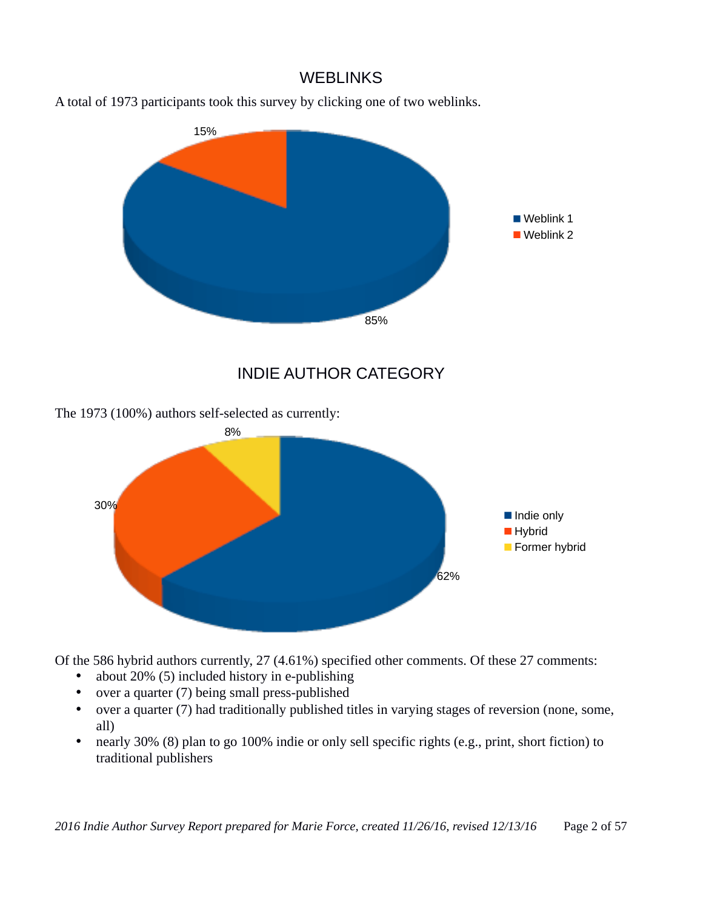## WEBLINKS

A total of 1973 participants took this survey by clicking one of two weblinks.

15%

85%

- Weblink 1
- Weblink 2

## INDIE AUTHOR CATEGORY

The 1973 (100%) authors self-selected as currently:

8%

30%

62%

- Indie only
- Hybrid
- Former hybrid

Of the 586 hybrid authors currently, 27 (4.61%) specified other comments. Of these 27 comments:

- about 20% (5) included history in e-publishing
- over a quarter (7) being small press-published
- over a quarter (7) had traditionally published titles in varying stages of reversion (none, some, all)
- nearly 30% (8) plan to go 100% indie or only sell specific rights (e.g., print, short fiction) to traditional publishers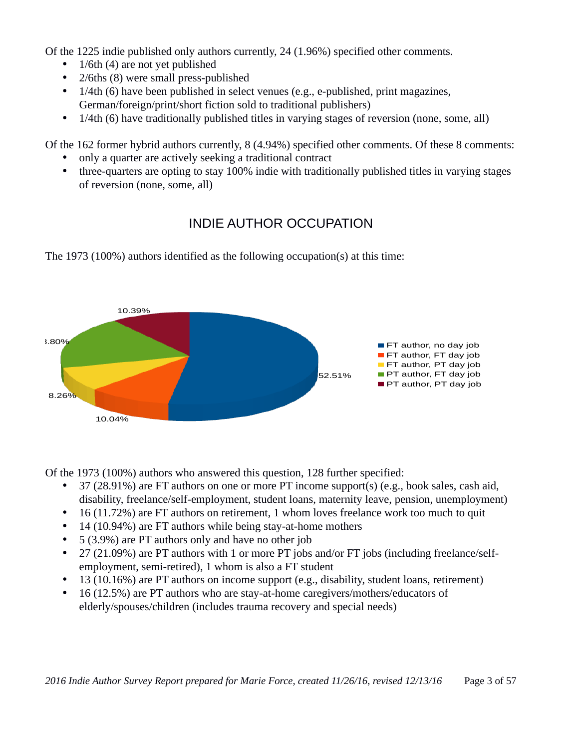Of the 1225 indie published only authors currently, 24 (1.96%) specified other comments.

- 1/6th (4) are not yet published
- 2/6ths (8) were small press-published
- 1/4th (6) have been published in select venues (e.g., e-published, print magazines, German/foreign/print/short fiction sold to traditional publishers)
- 1/4th (6) have traditionally published titles in varying stages of reversion (none, some, all)

Of the 162 former hybrid authors currently, 8 (4.94%) specified other comments. Of these 8 comments:

- only a quarter are actively seeking a traditional contract
- three-quarters are opting to stay 100% indie with traditionally published titles in varying stages of reversion (none, some, all)

## INDIE AUTHOR OCCUPATION

The 1973 (100%) authors identified as the following occupation(s) at this time:

| Occupation | Percentage |
| --- | --- |
| FT author, no day job | 52.51% |
| FT author, FT day job | 10.04% |
| FT author, PT day job | 8.26% |
| PT author, FT day job | 18.80% |
| PT author, PT day job | 10.39% |

Of the 1973 (100%) authors who answered this question, 128 further specified:

- 37 (28.91%) are FT authors on one or more PT income support(s) (e.g., book sales, cash aid, disability, freelance/self-employment, student loans, maternity leave, pension, unemployment)
- 16 (11.72%) are FT authors on retirement, 1 whom loves freelance work too much to quit
- 14 (10.94%) are FT authors while being stay-at-home mothers
- 5 (3.9%) are PT authors only and have no other job
- 27 (21.09%) are PT authors with 1 or more PT jobs and/or FT jobs (including freelance/self-employment, semi-retired), 1 whom is also a FT student
- 13 (10.16%) are PT authors on income support (e.g., disability, student loans, retirement)
- 16 (12.5%) are PT authors who are stay-at-home caregivers/mothers/educators of elderly/spouses/children (includes trauma recovery and special needs)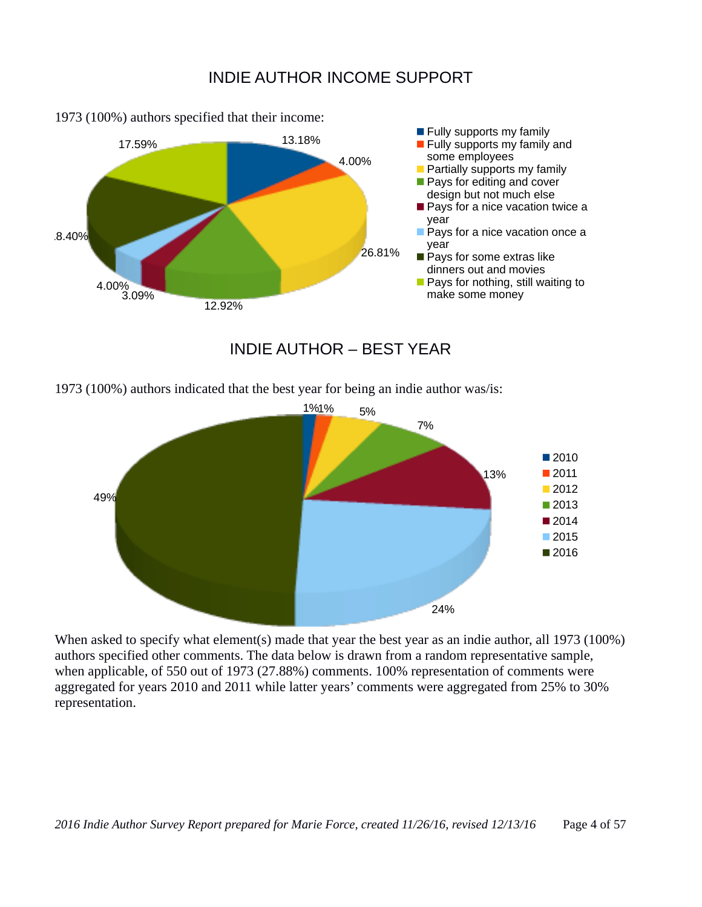## INDIE AUTHOR INCOME SUPPORT

1973 (100%) authors specified that their income:

| Income | Percentage |
|---|---|
| Fully supports my family | 13.18% |
| Fully supports my family and some employees | 4.00% |
| Partially supports my family | 26.81% |
| Pays for editing and cover design but not much else | 12.92% |
| Pays for a nice vacation twice a year | 3.09% |
| Pays for a nice vacation once a year | 4.00% |
| Pays for some extras like dinners out and movies | .8.40% |
| Pays for nothing, still waiting to make some money | 17.59% |

## INDIE AUTHOR – BEST YEAR

1973 (100%) authors indicated that the best year for being an indie author was/is:

| Year | Percentage |
|---|---|
| 2010 | 1% |
| 2011 | 1% |
| 2012 | 5% |
| 2013 | 7% |
| 2014 | 13% |
| 2015 | 24% |
| 2016 | 49% |

When asked to specify what element(s) made that year the best year as an indie author, all 1973 (100%) authors specified other comments. The data below is drawn from a random representative sample, when applicable, of 550 out of 1973 (27.88%) comments. 100% representation of comments were aggregated for years 2010 and 2011 while latter years' comments were aggregated from 25% to 30% representation.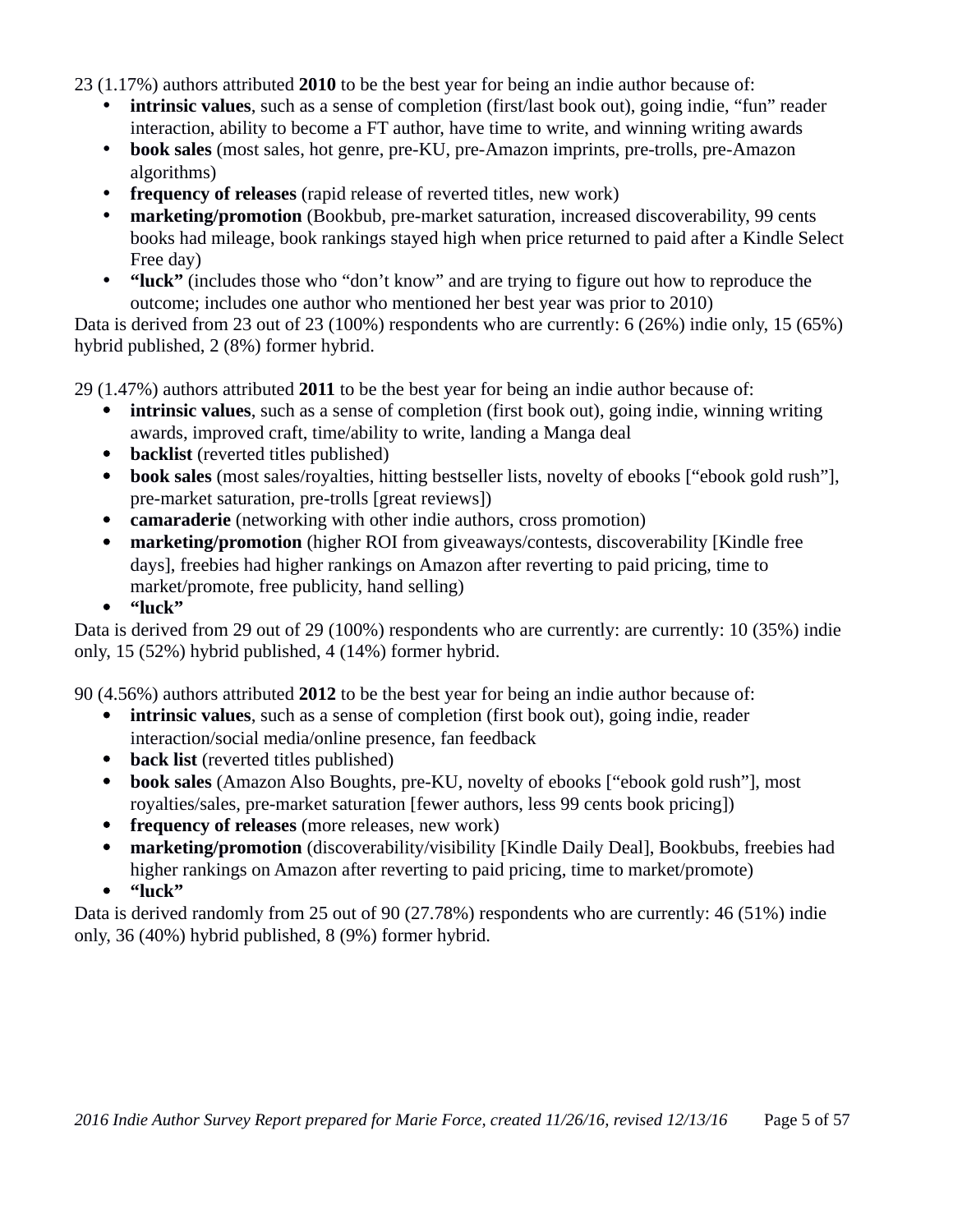23 (1.17%) authors attributed **2010** to be the best year for being an indie author because of:

- **intrinsic values**, such as a sense of completion (first/last book out), going indie, "fun" reader interaction, ability to become a FT author, have time to write, and winning writing awards
- **book sales** (most sales, hot genre, pre-KU, pre-Amazon imprints, pre-trolls, pre-Amazon algorithms)
- **frequency of releases** (rapid release of reverted titles, new work)
- **marketing/promotion** (Bookbub, pre-market saturation, increased discoverability, 99 cents books had mileage, book rankings stayed high when price returned to paid after a Kindle Select Free day)
- **"luck"** (includes those who "don't know" and are trying to figure out how to reproduce the outcome; includes one author who mentioned her best year was prior to 2010)

Data is derived from 23 out of 23 (100%) respondents who are currently: 6 (26%) indie only, 15 (65%) hybrid published, 2 (8%) former hybrid.

29 (1.47%) authors attributed **2011** to be the best year for being an indie author because of:

- **intrinsic values**, such as a sense of completion (first book out), going indie, winning writing awards, improved craft, time/ability to write, landing a Manga deal
- **backlist** (reverted titles published)
- **book sales** (most sales/royalties, hitting bestseller lists, novelty of ebooks ["ebook gold rush"], pre-market saturation, pre-trolls [great reviews])
- **camaraderie** (networking with other indie authors, cross promotion)
- **marketing/promotion** (higher ROI from giveaways/contests, discoverability [Kindle free days], freebies had higher rankings on Amazon after reverting to paid pricing, time to market/promote, free publicity, hand selling)
- **"luck"**

Data is derived from 29 out of 29 (100%) respondents who are currently: are currently: 10 (35%) indie only, 15 (52%) hybrid published, 4 (14%) former hybrid.

90 (4.56%) authors attributed **2012** to be the best year for being an indie author because of:

- **intrinsic values**, such as a sense of completion (first book out), going indie, reader interaction/social media/online presence, fan feedback
- **back list** (reverted titles published)
- **book sales** (Amazon Also Boughts, pre-KU, novelty of ebooks ["ebook gold rush"], most royalties/sales, pre-market saturation [fewer authors, less 99 cents book pricing])
- **frequency of releases** (more releases, new work)
- **marketing/promotion** (discoverability/visibility [Kindle Daily Deal], Bookbubs, freebies had higher rankings on Amazon after reverting to paid pricing, time to market/promote)
- **"luck"**

Data is derived randomly from 25 out of 90 (27.78%) respondents who are currently: 46 (51%) indie only, 36 (40%) hybrid published, 8 (9%) former hybrid.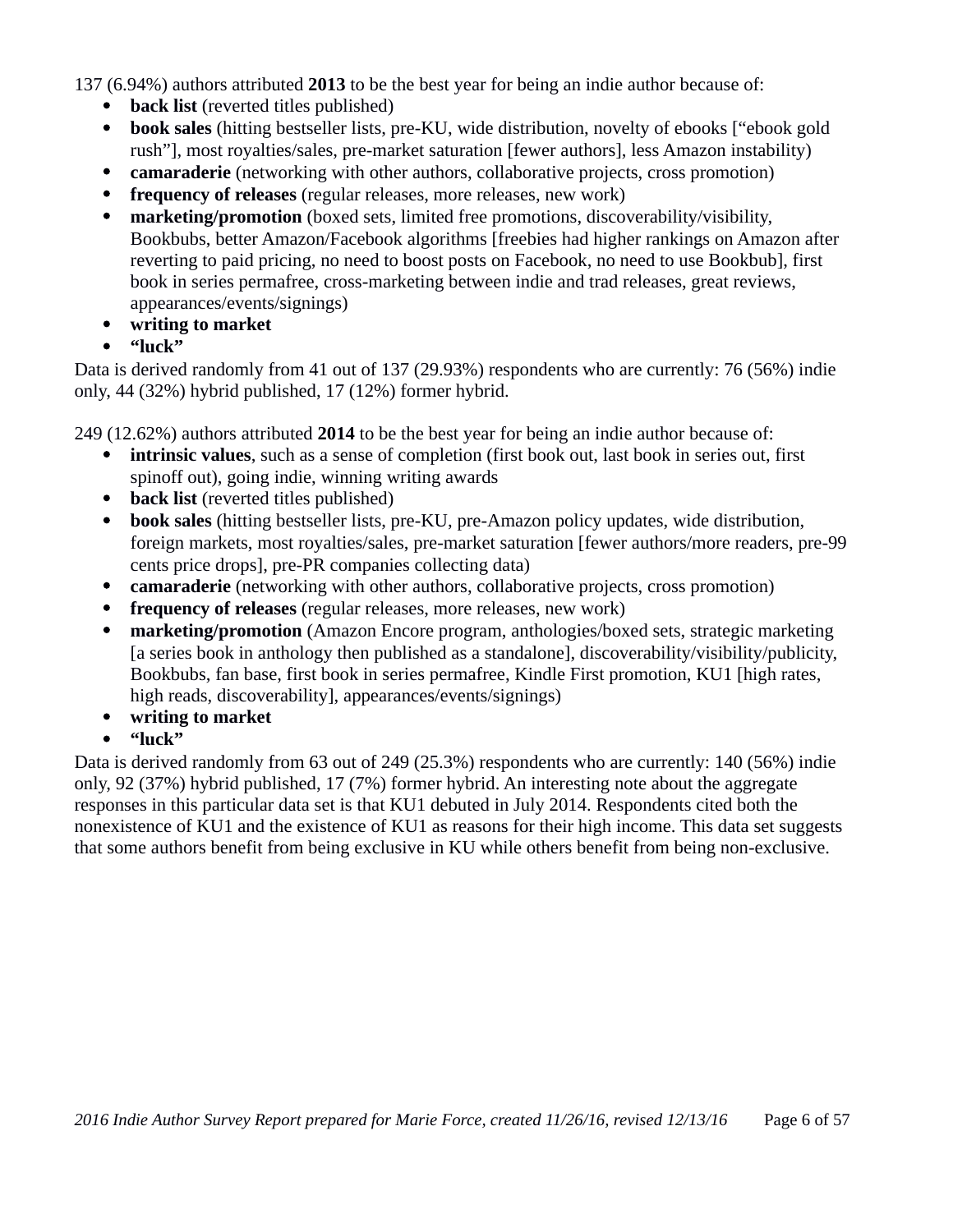137 (6.94%) authors attributed **2013** to be the best year for being an indie author because of:

- **back list** (reverted titles published)
- **book sales** (hitting bestseller lists, pre-KU, wide distribution, novelty of ebooks ["ebook gold rush"], most royalties/sales, pre-market saturation [fewer authors], less Amazon instability)
- **camaraderie** (networking with other authors, collaborative projects, cross promotion)
- **frequency of releases** (regular releases, more releases, new work)
- **marketing/promotion** (boxed sets, limited free promotions, discoverability/visibility, Bookbubs, better Amazon/Facebook algorithms [freebies had higher rankings on Amazon after reverting to paid pricing, no need to boost posts on Facebook, no need to use Bookbub], first book in series permafree, cross-marketing between indie and trad releases, great reviews, appearances/events/signings)
- **writing to market**
- **"luck"**

Data is derived randomly from 41 out of 137 (29.93%) respondents who are currently: 76 (56%) indie only, 44 (32%) hybrid published, 17 (12%) former hybrid.

249 (12.62%) authors attributed **2014** to be the best year for being an indie author because of:

- **intrinsic values**, such as a sense of completion (first book out, last book in series out, first spinoff out), going indie, winning writing awards
- **back list** (reverted titles published)
- **book sales** (hitting bestseller lists, pre-KU, pre-Amazon policy updates, wide distribution, foreign markets, most royalties/sales, pre-market saturation [fewer authors/more readers, pre-99 cents price drops], pre-PR companies collecting data)
- **camaraderie** (networking with other authors, collaborative projects, cross promotion)
- **frequency of releases** (regular releases, more releases, new work)
- **marketing/promotion** (Amazon Encore program, anthologies/boxed sets, strategic marketing [a series book in anthology then published as a standalone], discoverability/visibility/publicity, Bookbubs, fan base, first book in series permafree, Kindle First promotion, KU1 [high rates, high reads, discoverability], appearances/events/signings)
- **writing to market**
- **"luck"**

Data is derived randomly from 63 out of 249 (25.3%) respondents who are currently: 140 (56%) indie only, 92 (37%) hybrid published, 17 (7%) former hybrid. An interesting note about the aggregate responses in this particular data set is that KU1 debuted in July 2014. Respondents cited both the nonexistence of KU1 and the existence of KU1 as reasons for their high income. This data set suggests that some authors benefit from being exclusive in KU while others benefit from being non-exclusive.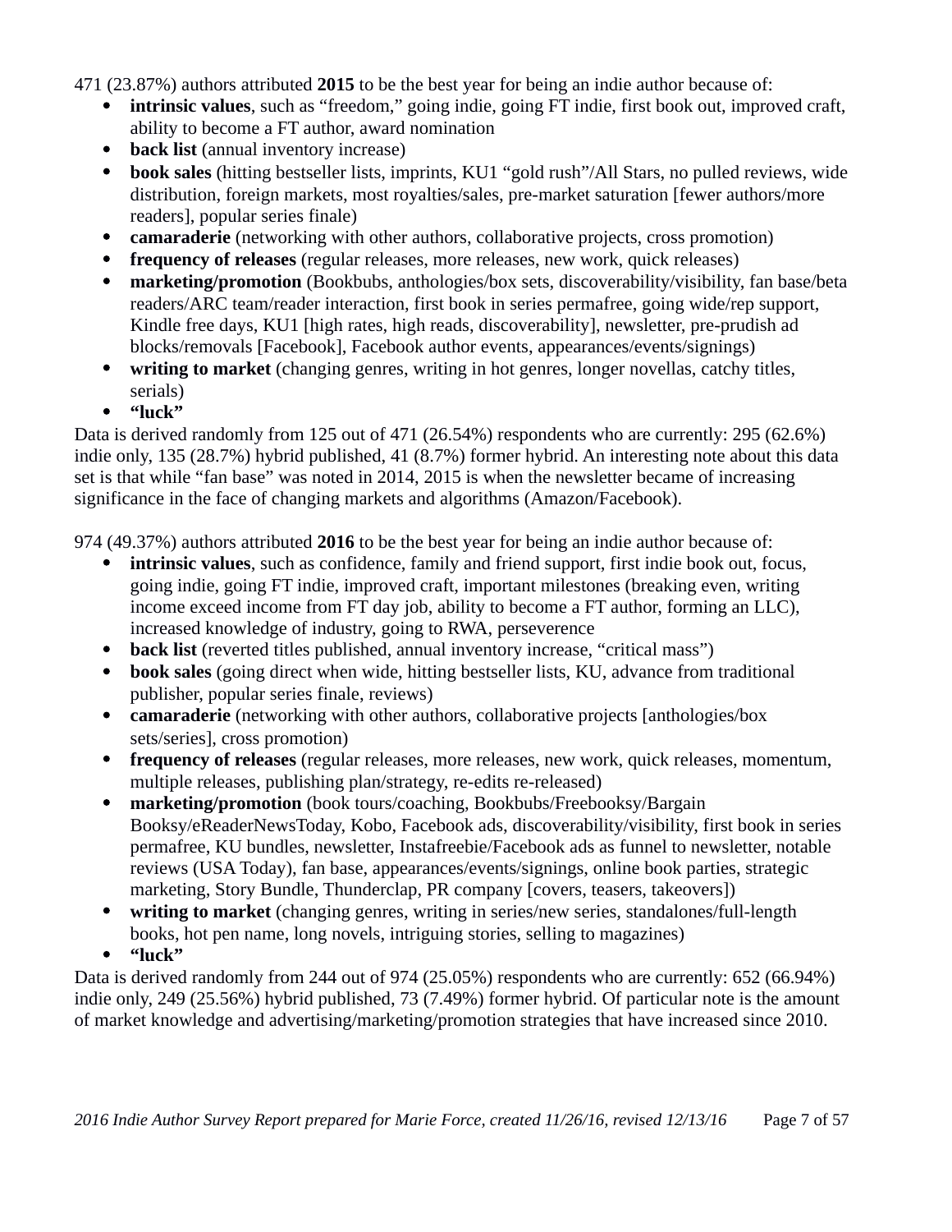471 (23.87%) authors attributed **2015** to be the best year for being an indie author because of:

- **intrinsic values**, such as “freedom,” going indie, going FT indie, first book out, improved craft, ability to become a FT author, award nomination
- **back list** (annual inventory increase)
- **book sales** (hitting bestseller lists, imprints, KU1 “gold rush”/All Stars, no pulled reviews, wide distribution, foreign markets, most royalties/sales, pre-market saturation [fewer authors/more readers], popular series finale)
- **camaraderie** (networking with other authors, collaborative projects, cross promotion)
- **frequency of releases** (regular releases, more releases, new work, quick releases)
- **marketing/promotion** (Bookbubs, anthologies/box sets, discoverability/visibility, fan base/beta readers/ARC team/reader interaction, first book in series permafree, going wide/rep support, Kindle free days, KU1 [high rates, high reads, discoverability], newsletter, pre-prudish ad blocks/removals [Facebook], Facebook author events, appearances/events/signings)
- **writing to market** (changing genres, writing in hot genres, longer novellas, catchy titles, serials)
- **“luck”**

Data is derived randomly from 125 out of 471 (26.54%) respondents who are currently: 295 (62.6%) indie only, 135 (28.7%) hybrid published, 41 (8.7%) former hybrid. An interesting note about this data set is that while “fan base” was noted in 2014, 2015 is when the newsletter became of increasing significance in the face of changing markets and algorithms (Amazon/Facebook).

974 (49.37%) authors attributed **2016** to be the best year for being an indie author because of:

- **intrinsic values**, such as confidence, family and friend support, first indie book out, focus, going indie, going FT indie, improved craft, important milestones (breaking even, writing income exceed income from FT day job, ability to become a FT author, forming an LLC), increased knowledge of industry, going to RWA, perseverence
- **back list** (reverted titles published, annual inventory increase, “critical mass”)
- **book sales** (going direct when wide, hitting bestseller lists, KU, advance from traditional publisher, popular series finale, reviews)
- **camaraderie** (networking with other authors, collaborative projects [anthologies/box sets/series], cross promotion)
- **frequency of releases** (regular releases, more releases, new work, quick releases, momentum, multiple releases, publishing plan/strategy, re-edits re-released)
- **marketing/promotion** (book tours/coaching, Bookbubs/Freebooksy/Bargain Booksy/eReaderNewsToday, Kobo, Facebook ads, discoverability/visibility, first book in series permafree, KU bundles, newsletter, Instafreebie/Facebook ads as funnel to newsletter, notable reviews (USA Today), fan base, appearances/events/signings, online book parties, strategic marketing, Story Bundle, Thunderclap, PR company [covers, teasers, takeovers])
- **writing to market** (changing genres, writing in series/new series, standalones/full-length books, hot pen name, long novels, intriguing stories, selling to magazines)
- **“luck”**

Data is derived randomly from 244 out of 974 (25.05%) respondents who are currently: 652 (66.94%) indie only, 249 (25.56%) hybrid published, 73 (7.49%) former hybrid. Of particular note is the amount of market knowledge and advertising/marketing/promotion strategies that have increased since 2010.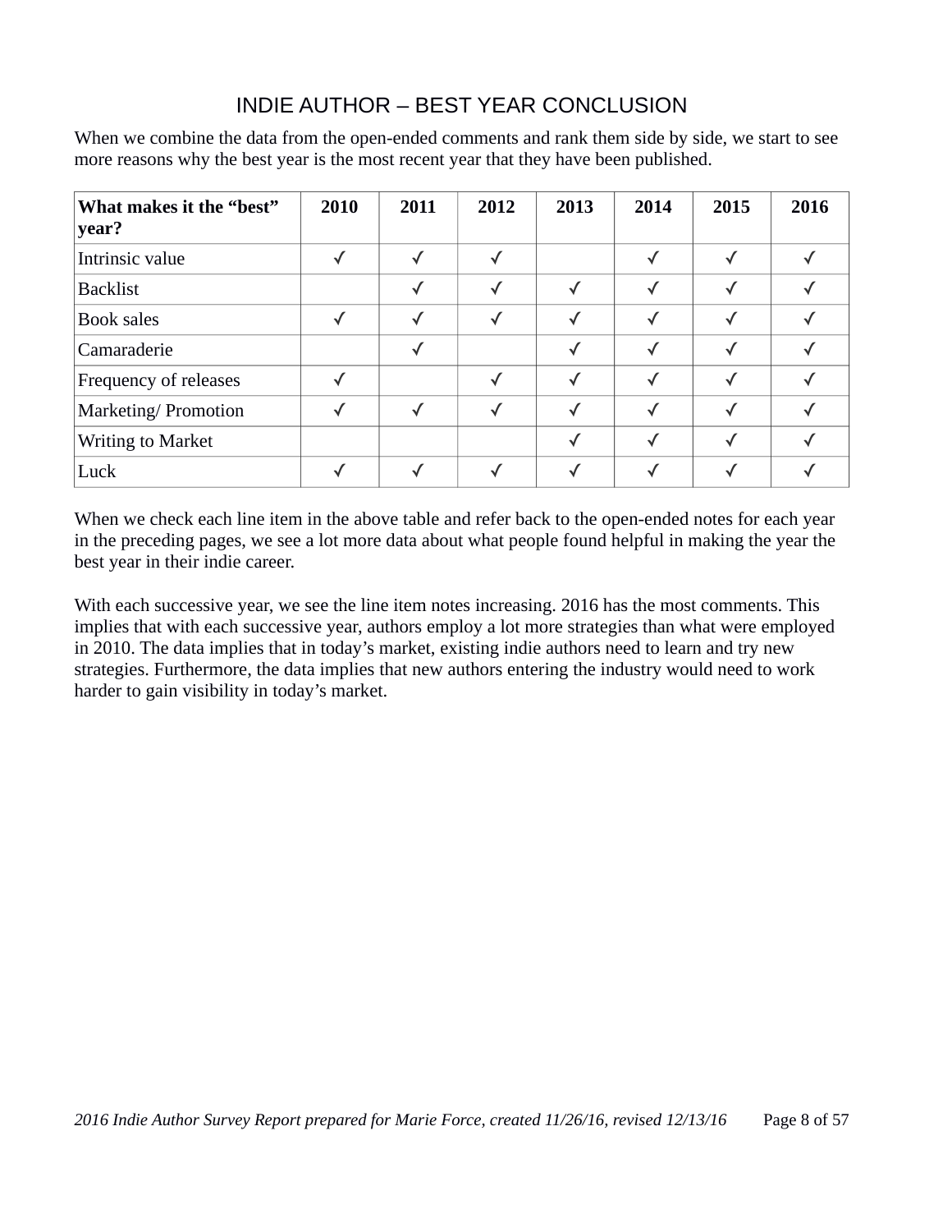# INDIE AUTHOR – BEST YEAR CONCLUSION

When we combine the data from the open-ended comments and rank them side by side, we start to see more reasons why the best year is the most recent year that they have been published.

| What makes it the "best" year? | 2010 | 2011 | 2012 | 2013 | 2014 | 2015 | 2016 |
|---|---|---|---|---|---|---|---|
| Intrinsic value | ✓ | ✓ | ✓ | | ✓ | ✓ | ✓ |
| Backlist | | ✓ | ✓ | ✓ | ✓ | ✓ | ✓ |
| Book sales | ✓ | ✓ | ✓ | ✓ | ✓ | ✓ | ✓ |
| Camaraderie | | ✓ | | ✓ | ✓ | ✓ | ✓ |
| Frequency of releases | ✓ | | ✓ | ✓ | ✓ | ✓ | ✓ |
| Marketing/ Promotion | ✓ | ✓ | ✓ | ✓ | ✓ | ✓ | ✓ |
| Writing to Market | | | | ✓ | ✓ | ✓ | ✓ |
| Luck | ✓ | ✓ | ✓ | ✓ | ✓ | ✓ | ✓ |

When we check each line item in the above table and refer back to the open-ended notes for each year in the preceding pages, we see a lot more data about what people found helpful in making the year the best year in their indie career.

With each successive year, we see the line item notes increasing. 2016 has the most comments. This implies that with each successive year, authors employ a lot more strategies than what were employed in 2010. The data implies that in today's market, existing indie authors need to learn and try new strategies. Furthermore, the data implies that new authors entering the industry would need to work harder to gain visibility in today's market.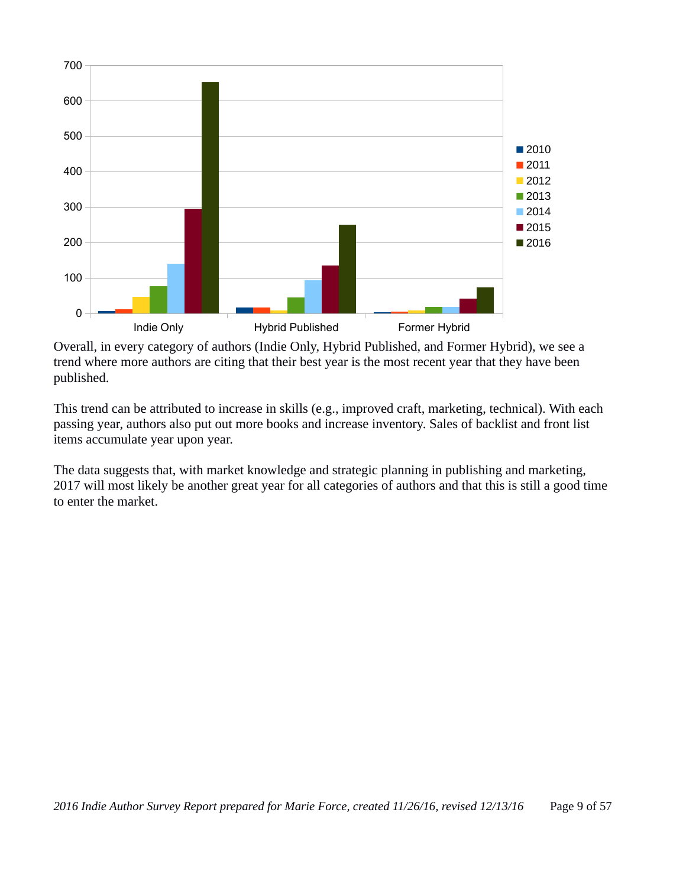Overall, in every category of authors (Indie Only, Hybrid Published, and Former Hybrid), we see a trend where more authors are citing that their best year is the most recent year that they have been published.

This trend can be attributed to increase in skills (e.g., improved craft, marketing, technical). With each passing year, authors also put out more books and increase inventory. Sales of backlist and front list items accumulate year upon year.

The data suggests that, with market knowledge and strategic planning in publishing and marketing, 2017 will most likely be another great year for all categories of authors and that this is still a good time to enter the market.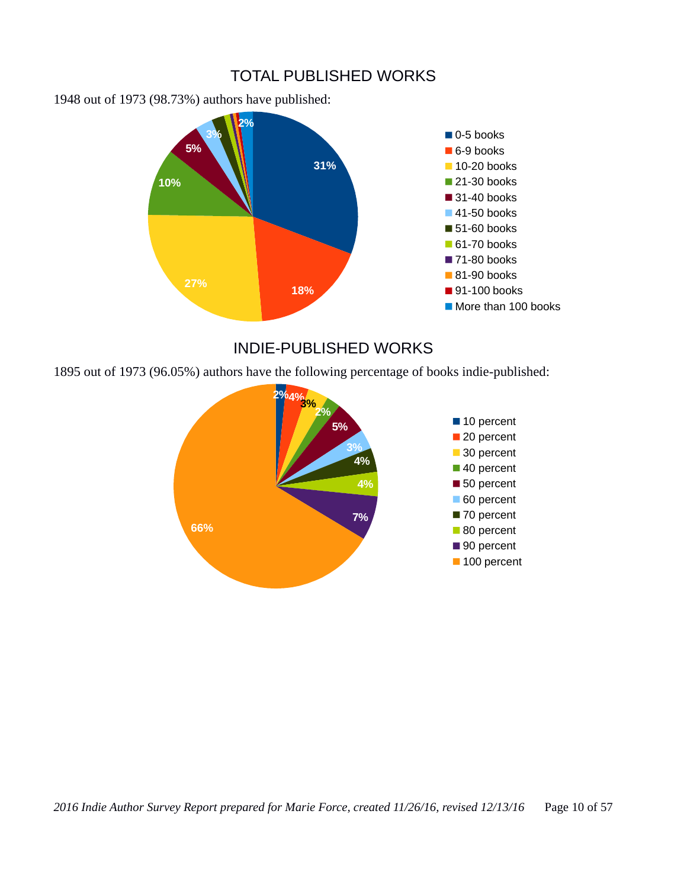## TOTAL PUBLISHED WORKS

1948 out of 1973 (98.73%) authors have published:

| Books | Percentage |
|---|---|
| 0-5 books | 31% |
| 6-9 books | 18% |
| 10-20 books | 27% |
| 21-30 books | 10% |
| 31-40 books | 5% |
| 41-50 books | 3% |
| 51-60 books | |
| 61-70 books | |
| 71-80 books | |
| 81-90 books | |
| 91-100 books | |
| More than 100 books | 2% |

## INDIE-PUBLISHED WORKS

1895 out of 1973 (96.05%) authors have the following percentage of books indie-published:

| Percent indie-published | Percentage |
|---|---|
| 10 percent | 2% |
| 20 percent | 4% |
| 30 percent | 3% |
| 40 percent | 2% |
| 50 percent | 5% |
| 60 percent | 3% |
| 70 percent | 4% |
| 80 percent | 4% |
| 90 percent | 7% |
| 100 percent | 66% |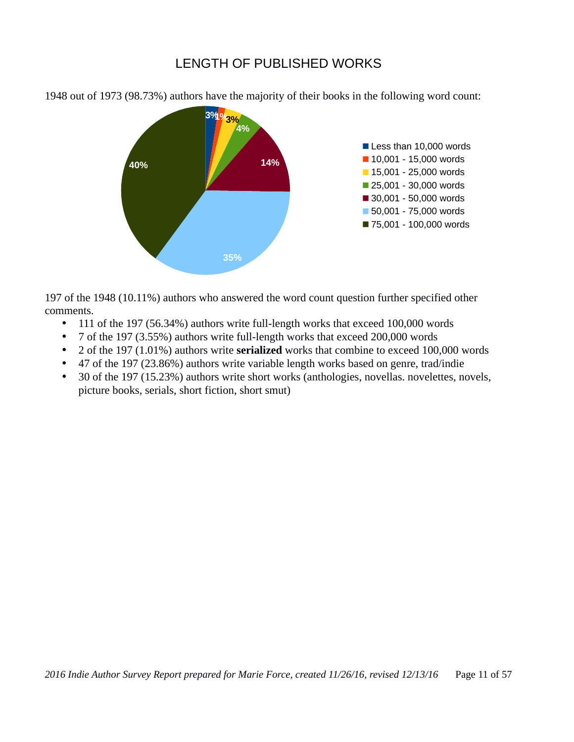# LENGTH OF PUBLISHED WORKS

1948 out of 1973 (98.73%) authors have the majority of their books in the following word count:

| Word Count | Percentage |
| --- | --- |
| Less than 10,000 words | 3% |
| 10,001 - 15,000 words | 1% |
| 15,001 - 25,000 words | 3% |
| 25,001 - 30,000 words | 4% |
| 30,001 - 50,000 words | 14% |
| 50,001 - 75,000 words | 35% |
| 75,001 - 100,000 words | 40% |

197 of the 1948 (10.11%) authors who answered the word count question further specified other comments.

- 111 of the 197 (56.34%) authors write full-length works that exceed 100,000 words
- 7 of the 197 (3.55%) authors write full-length works that exceed 200,000 words
- 2 of the 197 (1.01%) authors write **serialized** works that combine to exceed 100,000 words
- 47 of the 197 (23.86%) authors write variable length works based on genre, trad/indie
- 30 of the 197 (15.23%) authors write short works (anthologies, novellas. novelettes, novels, picture books, serials, short fiction, short smut)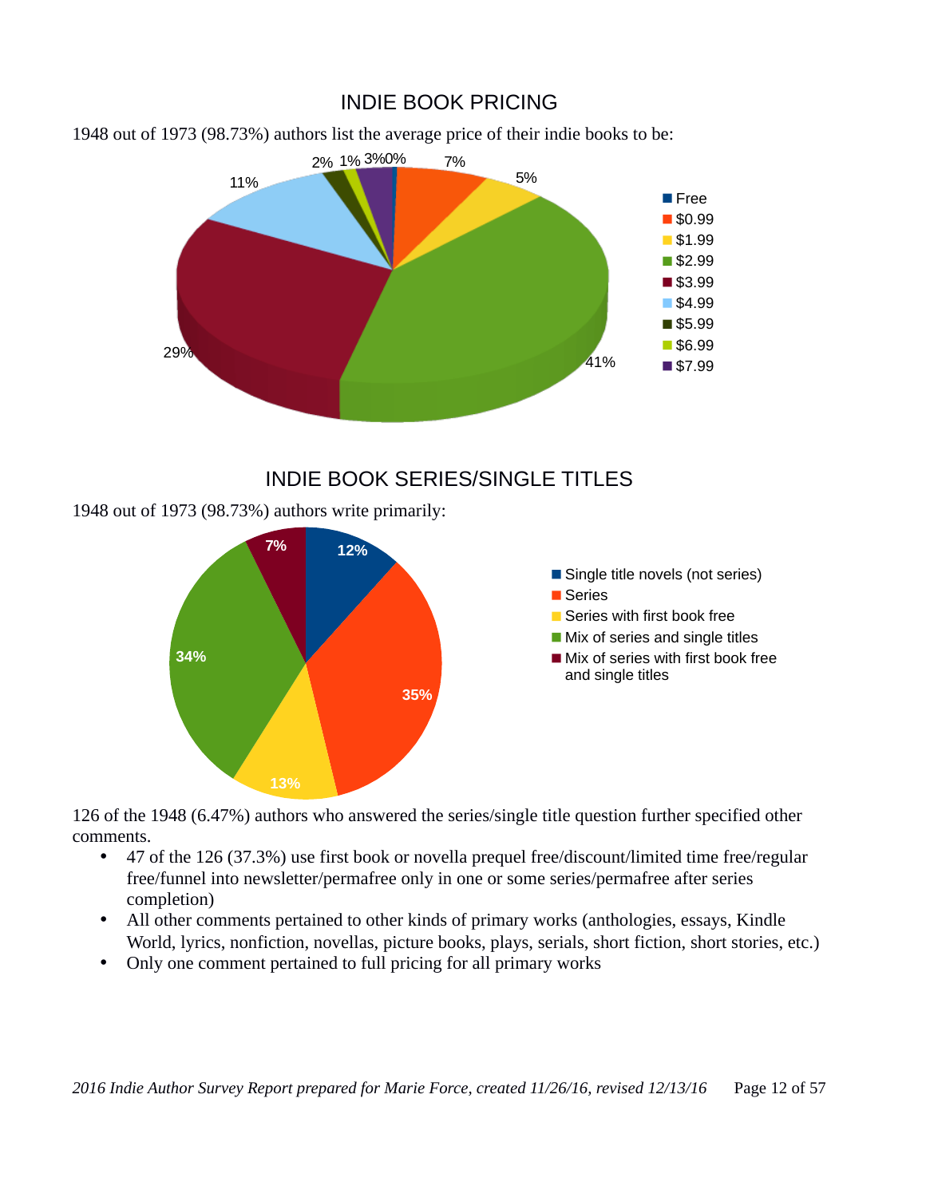## INDIE BOOK PRICING

1948 out of 1973 (98.73%) authors list the average price of their indie books to be:

| Price | Percentage |
|---|---|
| Free | 0% |
| $0.99 | 7% |
| $1.99 | 5% |
| $2.99 | 41% |
| $3.99 | 29% |
| $4.99 | 11% |
| $5.99 | 2% |
| $6.99 | 1% |
| $7.99 | 3% |

## INDIE BOOK SERIES/SINGLE TITLES

1948 out of 1973 (98.73%) authors write primarily:

| Category | Percentage |
|---|---|
| Single title novels (not series) | 12% |
| Series | 35% |
| Series with first book free | 13% |
| Mix of series and single titles | 34% |
| Mix of series with first book free and single titles | 7% |

126 of the 1948 (6.47%) authors who answered the series/single title question further specified other comments.

- 47 of the 126 (37.3%) use first book or novella prequel free/discount/limited time free/regular free/funnel into newsletter/permafree only in one or some series/permafree after series completion)
- All other comments pertained to other kinds of primary works (anthologies, essays, Kindle World, lyrics, nonfiction, novellas, picture books, plays, serials, short fiction, short stories, etc.)
- Only one comment pertained to full pricing for all primary works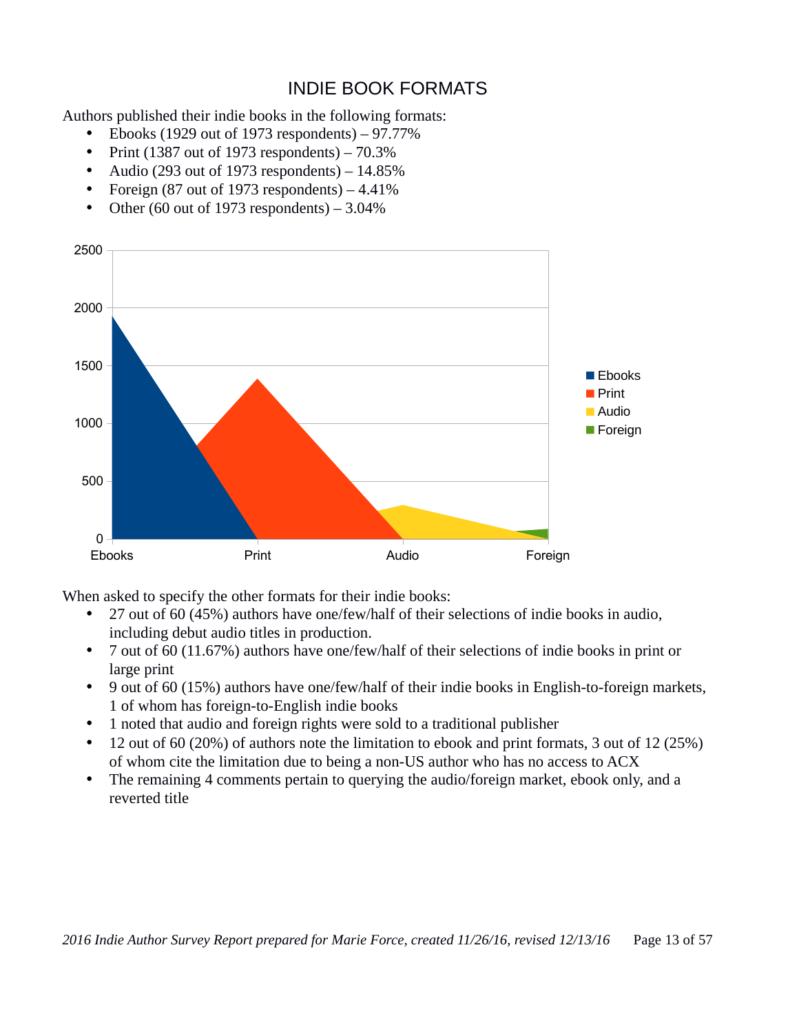# INDIE BOOK FORMATS

Authors published their indie books in the following formats:

- Ebooks (1929 out of 1973 respondents) – 97.77%
- Print (1387 out of 1973 respondents) – 70.3%
- Audio (293 out of 1973 respondents) – 14.85%
- Foreign (87 out of 1973 respondents) – 4.41%
- Other (60 out of 1973 respondents) – 3.04%

When asked to specify the other formats for their indie books:

- 27 out of 60 (45%) authors have one/few/half of their selections of indie books in audio, including debut audio titles in production.
- 7 out of 60 (11.67%) authors have one/few/half of their selections of indie books in print or large print
- 9 out of 60 (15%) authors have one/few/half of their indie books in English-to-foreign markets, 1 of whom has foreign-to-English indie books
- 1 noted that audio and foreign rights were sold to a traditional publisher
- 12 out of 60 (20%) of authors note the limitation to ebook and print formats, 3 out of 12 (25%) of whom cite the limitation due to being a non-US author who has no access to ACX
- The remaining 4 comments pertain to querying the audio/foreign market, ebook only, and a reverted title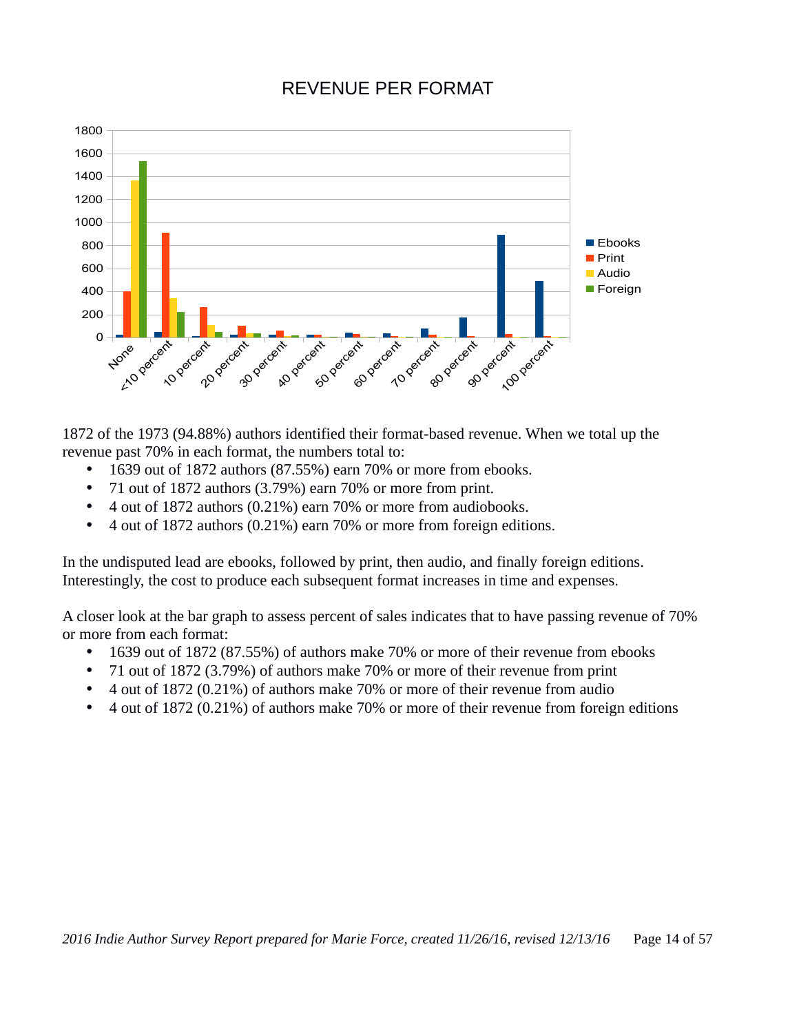## REVENUE PER FORMAT

1872 of the 1973 (94.88%) authors identified their format-based revenue. When we total up the revenue past 70% in each format, the numbers total to:

- 1639 out of 1872 authors (87.55%) earn 70% or more from ebooks.
- 71 out of 1872 authors (3.79%) earn 70% or more from print.
- 4 out of 1872 authors (0.21%) earn 70% or more from audiobooks.
- 4 out of 1872 authors (0.21%) earn 70% or more from foreign editions.

In the undisputed lead are ebooks, followed by print, then audio, and finally foreign editions. Interestingly, the cost to produce each subsequent format increases in time and expenses.

A closer look at the bar graph to assess percent of sales indicates that to have passing revenue of 70% or more from each format:

- 1639 out of 1872 (87.55%) of authors make 70% or more of their revenue from ebooks
- 71 out of 1872 (3.79%) of authors make 70% or more of their revenue from print
- 4 out of 1872 (0.21%) of authors make 70% or more of their revenue from audio
- 4 out of 1872 (0.21%) of authors make 70% or more of their revenue from foreign editions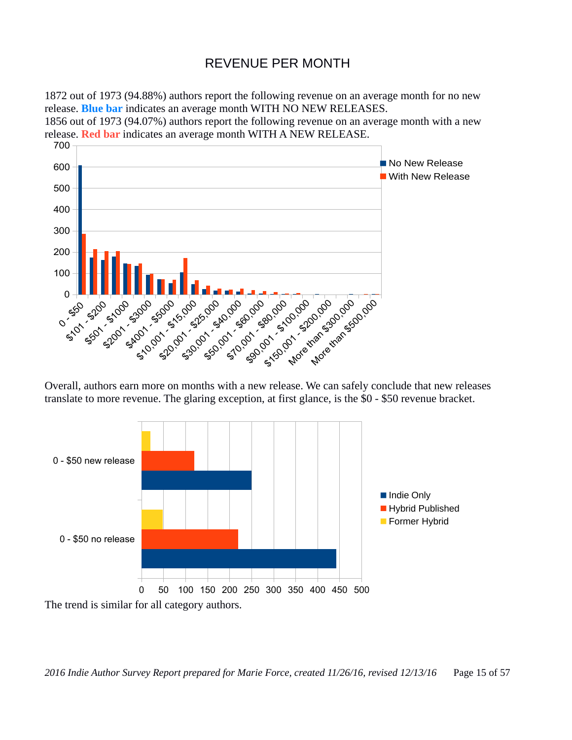# REVENUE PER MONTH

1872 out of 1973 (94.88%) authors report the following revenue on an average month for no new release. **Blue bar** indicates an average month WITH NO NEW RELEASES.
1856 out of 1973 (94.07%) authors report the following revenue on an average month with a new release. **Red bar** indicates an average month WITH A NEW RELEASE.

Overall, authors earn more on months with a new release. We can safely conclude that new releases translate to more revenue. The glaring exception, at first glance, is the $0 - $50 revenue bracket.

The trend is similar for all category authors.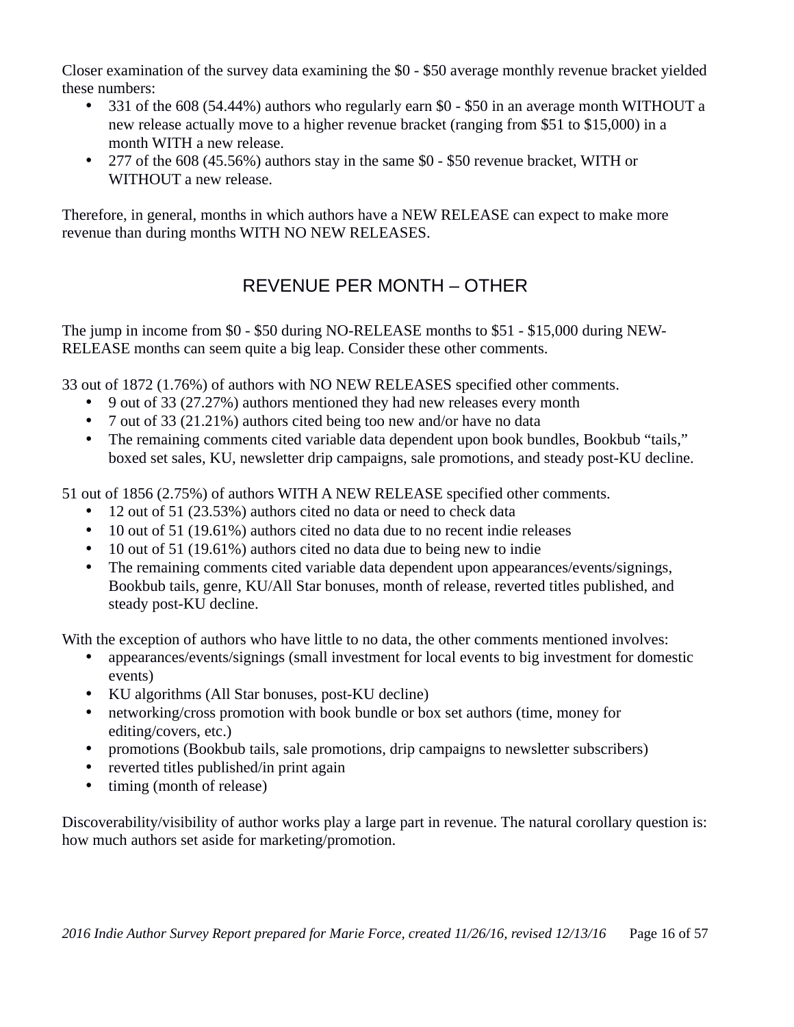Closer examination of the survey data examining the $0 - $50 average monthly revenue bracket yielded these numbers:

- 331 of the 608 (54.44%) authors who regularly earn $0 - $50 in an average month WITHOUT a new release actually move to a higher revenue bracket (ranging from $51 to $15,000) in a month WITH a new release.
- 277 of the 608 (45.56%) authors stay in the same $0 - $50 revenue bracket, WITH or WITHOUT a new release.

Therefore, in general, months in which authors have a NEW RELEASE can expect to make more revenue than during months WITH NO NEW RELEASES.

## REVENUE PER MONTH – OTHER

The jump in income from $0 - $50 during NO-RELEASE months to $51 - $15,000 during NEW-RELEASE months can seem quite a big leap. Consider these other comments.

33 out of 1872 (1.76%) of authors with NO NEW RELEASES specified other comments.

- 9 out of 33 (27.27%) authors mentioned they had new releases every month
- 7 out of 33 (21.21%) authors cited being too new and/or have no data
- The remaining comments cited variable data dependent upon book bundles, Bookbub "tails," boxed set sales, KU, newsletter drip campaigns, sale promotions, and steady post-KU decline.

51 out of 1856 (2.75%) of authors WITH A NEW RELEASE specified other comments.

- 12 out of 51 (23.53%) authors cited no data or need to check data
- 10 out of 51 (19.61%) authors cited no data due to no recent indie releases
- 10 out of 51 (19.61%) authors cited no data due to being new to indie
- The remaining comments cited variable data dependent upon appearances/events/signings, Bookbub tails, genre, KU/All Star bonuses, month of release, reverted titles published, and steady post-KU decline.

With the exception of authors who have little to no data, the other comments mentioned involves:

- appearances/events/signings (small investment for local events to big investment for domestic events)
- KU algorithms (All Star bonuses, post-KU decline)
- networking/cross promotion with book bundle or box set authors (time, money for editing/covers, etc.)
- promotions (Bookbub tails, sale promotions, drip campaigns to newsletter subscribers)
- reverted titles published/in print again
- timing (month of release)

Discoverability/visibility of author works play a large part in revenue. The natural corollary question is: how much authors set aside for marketing/promotion.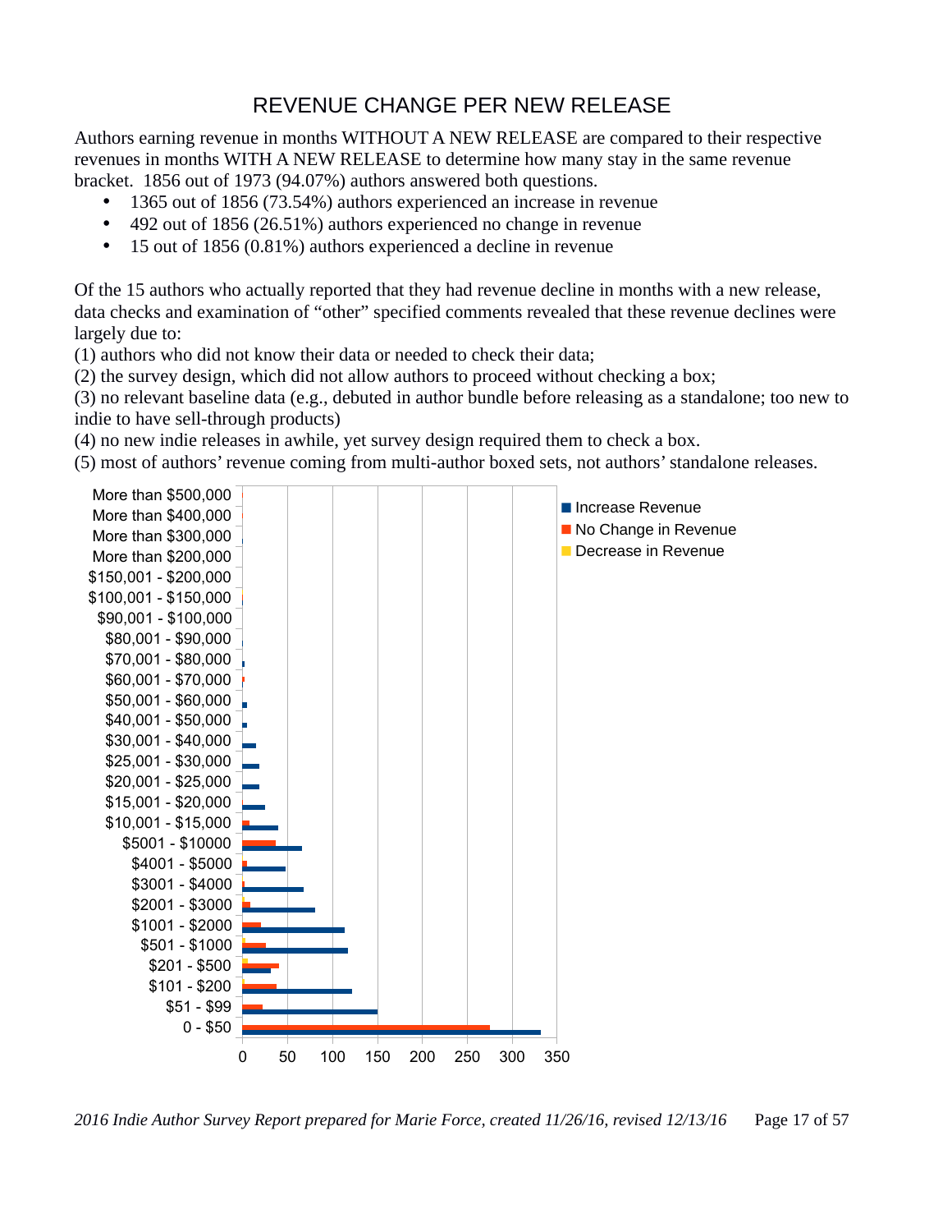# REVENUE CHANGE PER NEW RELEASE

Authors earning revenue in months WITHOUT A NEW RELEASE are compared to their respective revenues in months WITH A NEW RELEASE to determine how many stay in the same revenue bracket. 1856 out of 1973 (94.07%) authors answered both questions.

- 1365 out of 1856 (73.54%) authors experienced an increase in revenue
- 492 out of 1856 (26.51%) authors experienced no change in revenue
- 15 out of 1856 (0.81%) authors experienced a decline in revenue

Of the 15 authors who actually reported that they had revenue decline in months with a new release, data checks and examination of "other" specified comments revealed that these revenue declines were largely due to:

(1) authors who did not know their data or needed to check their data;
(2) the survey design, which did not allow authors to proceed without checking a box;
(3) no relevant baseline data (e.g., debuted in author bundle before releasing as a standalone; too new to indie to have sell-through products)
(4) no new indie releases in awhile, yet survey design required them to check a box.
(5) most of authors' revenue coming from multi-author boxed sets, not authors' standalone releases.

More than $500,000
More than $400,000
More than $300,000
More than $200,000
$150,001 - $200,000
$100,001 - $150,000
$90,001 - $100,000
$80,001 - $90,000
$70,001 - $80,000
$60,001 - $70,000
$50,001 - $60,000
$40,001 - $50,000
$30,001 - $40,000
$25,001 - $30,000
$20,001 - $25,000
$15,001 - $20,000
$10,001 - $15,000
$5001 - $10000
$4001 - $5000
$3001 - $4000
$2001 - $3000
$1001 - $2000
$501 - $1000
$201 - $500
$101 - $200
$51 - $99
0 - $50

0 50 100 150 200 250 300 350

Increase Revenue
No Change in Revenue
Decrease in Revenue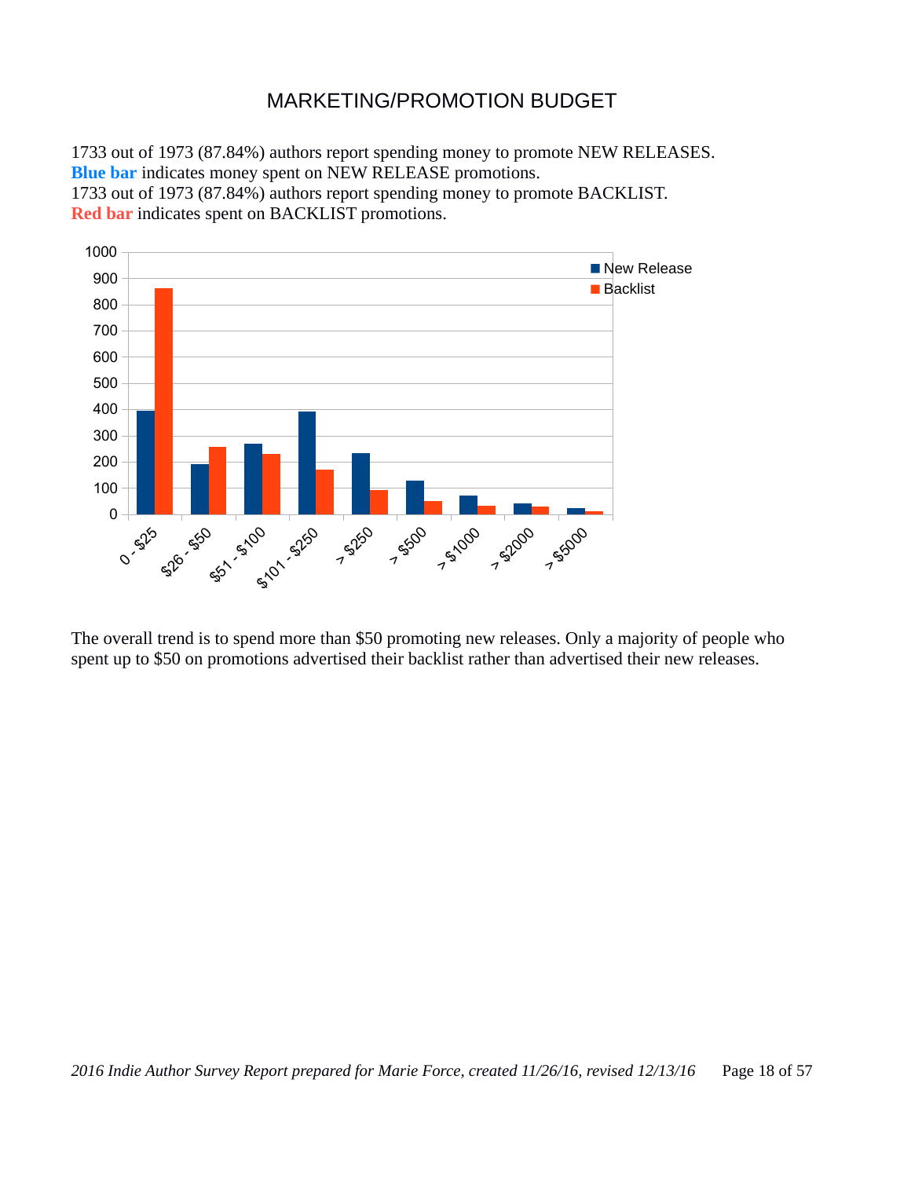# MARKETING/PROMOTION BUDGET

1733 out of 1973 (87.84%) authors report spending money to promote NEW RELEASES.
**Blue bar** indicates money spent on NEW RELEASE promotions.
1733 out of 1973 (87.84%) authors report spending money to promote BACKLIST.
**Red bar** indicates spent on BACKLIST promotions.

The overall trend is to spend more than $50 promoting new releases. Only a majority of people who spent up to $50 on promotions advertised their backlist rather than advertised their new releases.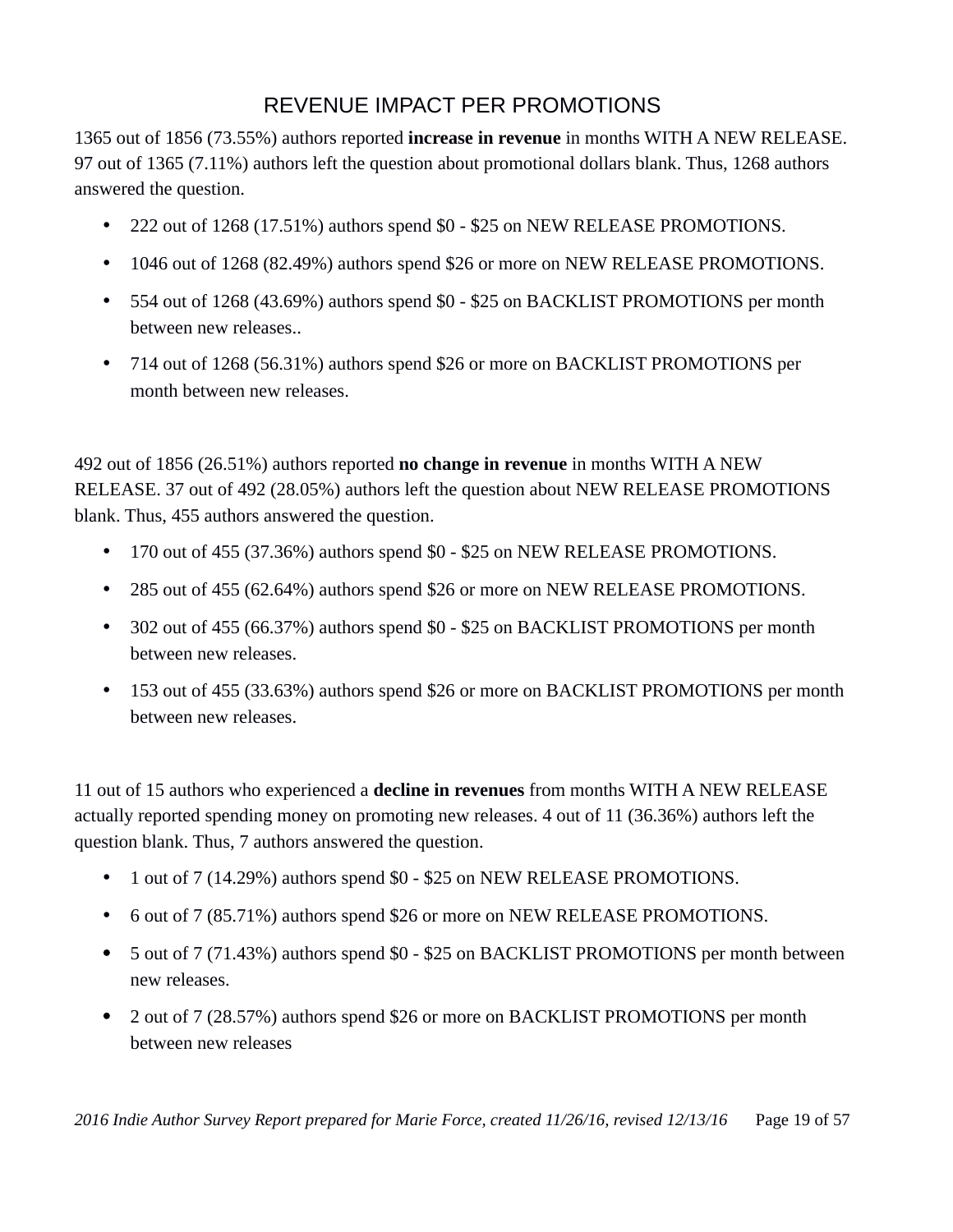# REVENUE IMPACT PER PROMOTIONS

1365 out of 1856 (73.55%) authors reported **increase in revenue** in months WITH A NEW RELEASE. 97 out of 1365 (7.11%) authors left the question about promotional dollars blank. Thus, 1268 authors answered the question.

- 222 out of 1268 (17.51%) authors spend $0 - $25 on NEW RELEASE PROMOTIONS.
- 1046 out of 1268 (82.49%) authors spend $26 or more on NEW RELEASE PROMOTIONS.
- 554 out of 1268 (43.69%) authors spend $0 - $25 on BACKLIST PROMOTIONS per month between new releases..
- 714 out of 1268 (56.31%) authors spend $26 or more on BACKLIST PROMOTIONS per month between new releases.

492 out of 1856 (26.51%) authors reported **no change in revenue** in months WITH A NEW RELEASE. 37 out of 492 (28.05%) authors left the question about NEW RELEASE PROMOTIONS blank. Thus, 455 authors answered the question.

- 170 out of 455 (37.36%) authors spend $0 - $25 on NEW RELEASE PROMOTIONS.
- 285 out of 455 (62.64%) authors spend $26 or more on NEW RELEASE PROMOTIONS.
- 302 out of 455 (66.37%) authors spend $0 - $25 on BACKLIST PROMOTIONS per month between new releases.
- 153 out of 455 (33.63%) authors spend $26 or more on BACKLIST PROMOTIONS per month between new releases.

11 out of 15 authors who experienced a **decline in revenues** from months WITH A NEW RELEASE actually reported spending money on promoting new releases. 4 out of 11 (36.36%) authors left the question blank. Thus, 7 authors answered the question.

- 1 out of 7 (14.29%) authors spend $0 - $25 on NEW RELEASE PROMOTIONS.
- 6 out of 7 (85.71%) authors spend $26 or more on NEW RELEASE PROMOTIONS.
- 5 out of 7 (71.43%) authors spend $0 - $25 on BACKLIST PROMOTIONS per month between new releases.
- 2 out of 7 (28.57%) authors spend $26 or more on BACKLIST PROMOTIONS per month between new releases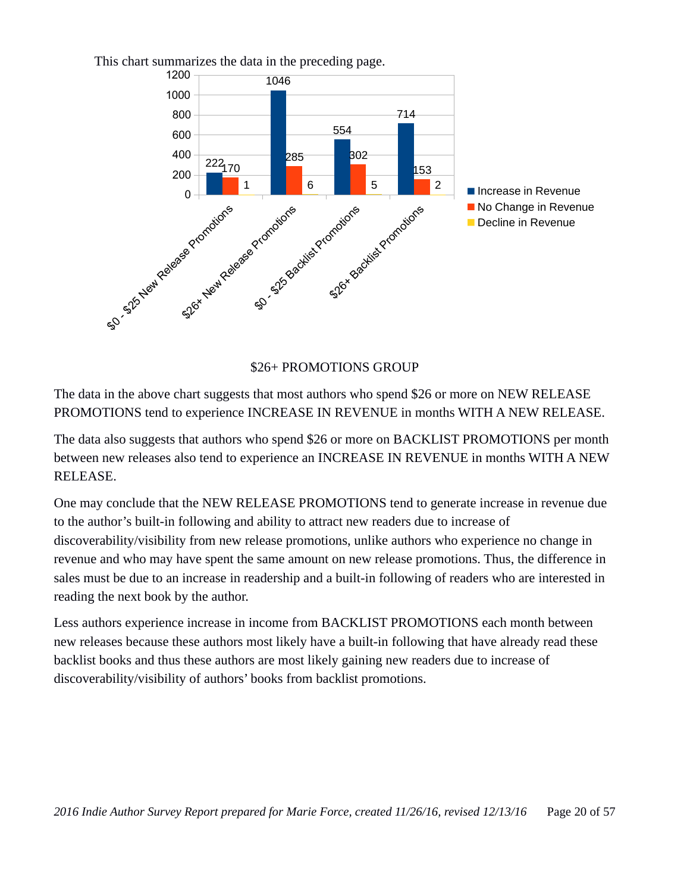This chart summarizes the data in the preceding page.

| | Increase in Revenue | No Change in Revenue | Decline in Revenue |
|---|---|---|---|
| $0 - $25 New Release Promotions | 222 | 170 | 1 |
| $26+ New Release Promotions | 1046 | 285 | 6 |
| $0 - $25 Backlist Promotions | 554 | 302 | 5 |
| $26+ Backlist Promotions | 714 | 153 | 2 |

$26+ PROMOTIONS GROUP

The data in the above chart suggests that most authors who spend $26 or more on NEW RELEASE PROMOTIONS tend to experience INCREASE IN REVENUE in months WITH A NEW RELEASE.

The data also suggests that authors who spend $26 or more on BACKLIST PROMOTIONS per month between new releases also tend to experience an INCREASE IN REVENUE in months WITH A NEW RELEASE.

One may conclude that the NEW RELEASE PROMOTIONS tend to generate increase in revenue due to the author's built-in following and ability to attract new readers due to increase of discoverability/visibility from new release promotions, unlike authors who experience no change in revenue and who may have spent the same amount on new release promotions. Thus, the difference in sales must be due to an increase in readership and a built-in following of readers who are interested in reading the next book by the author.

Less authors experience increase in income from BACKLIST PROMOTIONS each month between new releases because these authors most likely have a built-in following that have already read these backlist books and thus these authors are most likely gaining new readers due to increase of discoverability/visibility of authors' books from backlist promotions.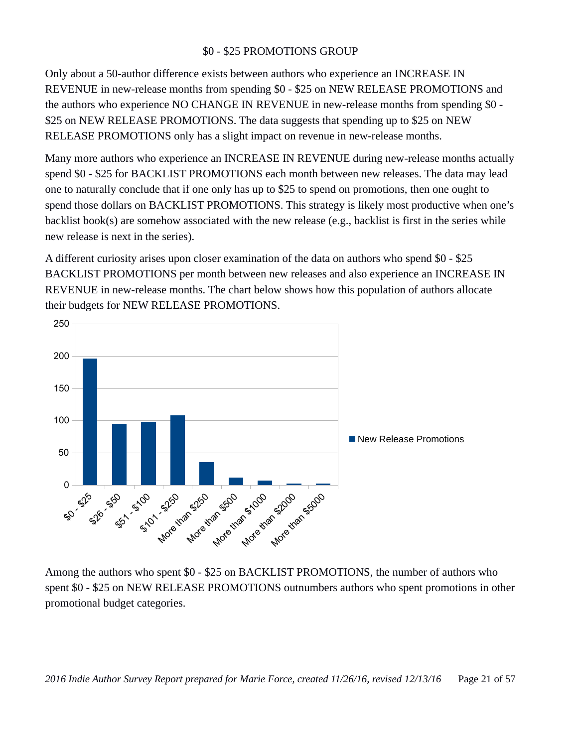## $0 - $25 PROMOTIONS GROUP

Only about a 50-author difference exists between authors who experience an INCREASE IN REVENUE in new-release months from spending $0 - $25 on NEW RELEASE PROMOTIONS and the authors who experience NO CHANGE IN REVENUE in new-release months from spending $0 - $25 on NEW RELEASE PROMOTIONS. The data suggests that spending up to $25 on NEW RELEASE PROMOTIONS only has a slight impact on revenue in new-release months.

Many more authors who experience an INCREASE IN REVENUE during new-release months actually spend $0 - $25 for BACKLIST PROMOTIONS each month between new releases. The data may lead one to naturally conclude that if one only has up to $25 to spend on promotions, then one ought to spend those dollars on BACKLIST PROMOTIONS. This strategy is likely most productive when one's backlist book(s) are somehow associated with the new release (e.g., backlist is first in the series while new release is next in the series).

A different curiosity arises upon closer examination of the data on authors who spend $0 - $25 BACKLIST PROMOTIONS per month between new releases and also experience an INCREASE IN REVENUE in new-release months. The chart below shows how this population of authors allocate their budgets for NEW RELEASE PROMOTIONS.

Among the authors who spent $0 - $25 on BACKLIST PROMOTIONS, the number of authors who spent $0 - $25 on NEW RELEASE PROMOTIONS outnumbers authors who spent promotions in other promotional budget categories.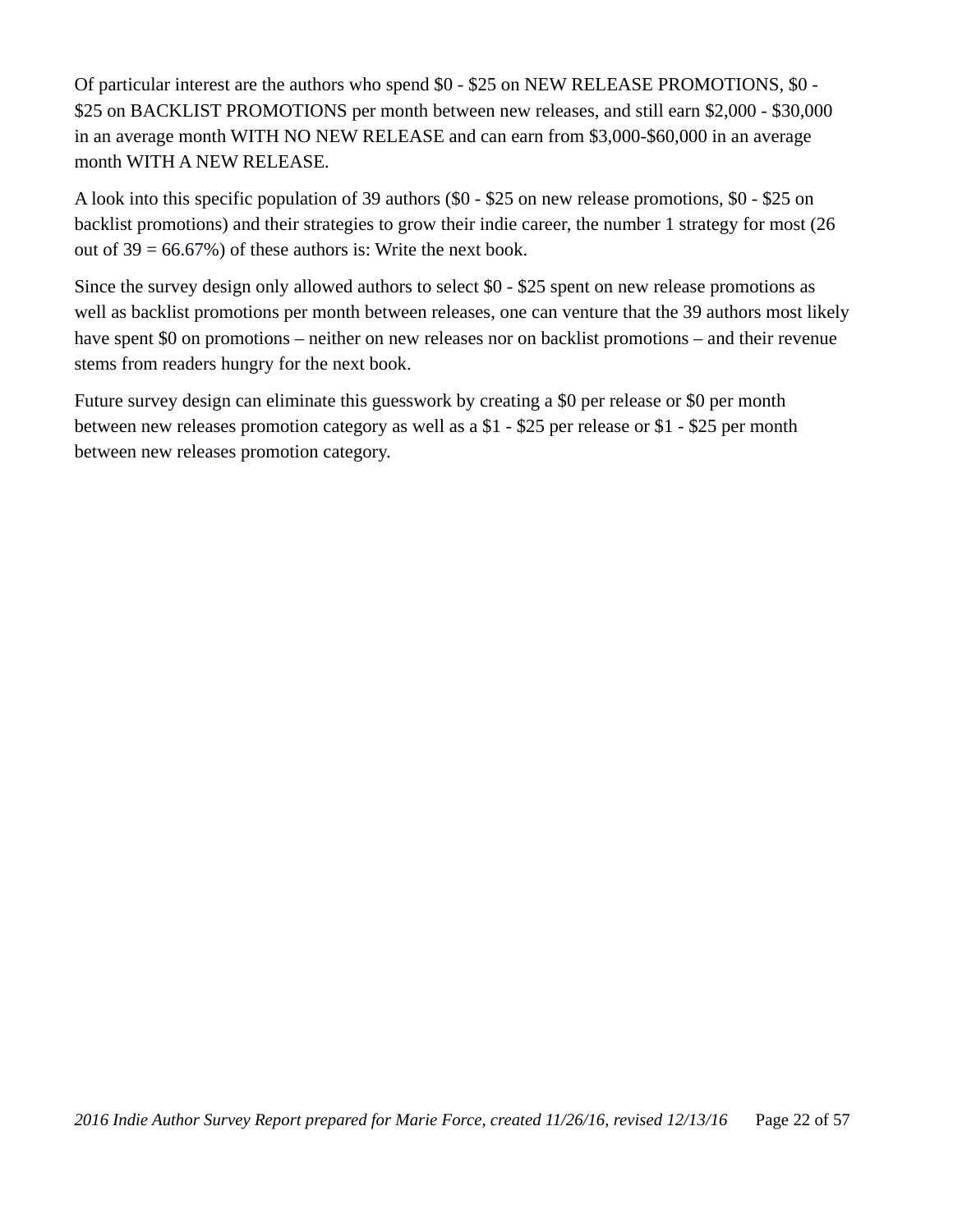Of particular interest are the authors who spend $0 - $25 on NEW RELEASE PROMOTIONS, $0 - $25 on BACKLIST PROMOTIONS per month between new releases, and still earn $2,000 - $30,000 in an average month WITH NO NEW RELEASE and can earn from $3,000-$60,000 in an average month WITH A NEW RELEASE.

A look into this specific population of 39 authors ($0 - $25 on new release promotions, $0 - $25 on backlist promotions) and their strategies to grow their indie career, the number 1 strategy for most (26 out of 39 = 66.67%) of these authors is: Write the next book.

Since the survey design only allowed authors to select $0 - $25 spent on new release promotions as well as backlist promotions per month between releases, one can venture that the 39 authors most likely have spent $0 on promotions – neither on new releases nor on backlist promotions – and their revenue stems from readers hungry for the next book.

Future survey design can eliminate this guesswork by creating a $0 per release or $0 per month between new releases promotion category as well as a $1 - $25 per release or $1 - $25 per month between new releases promotion category.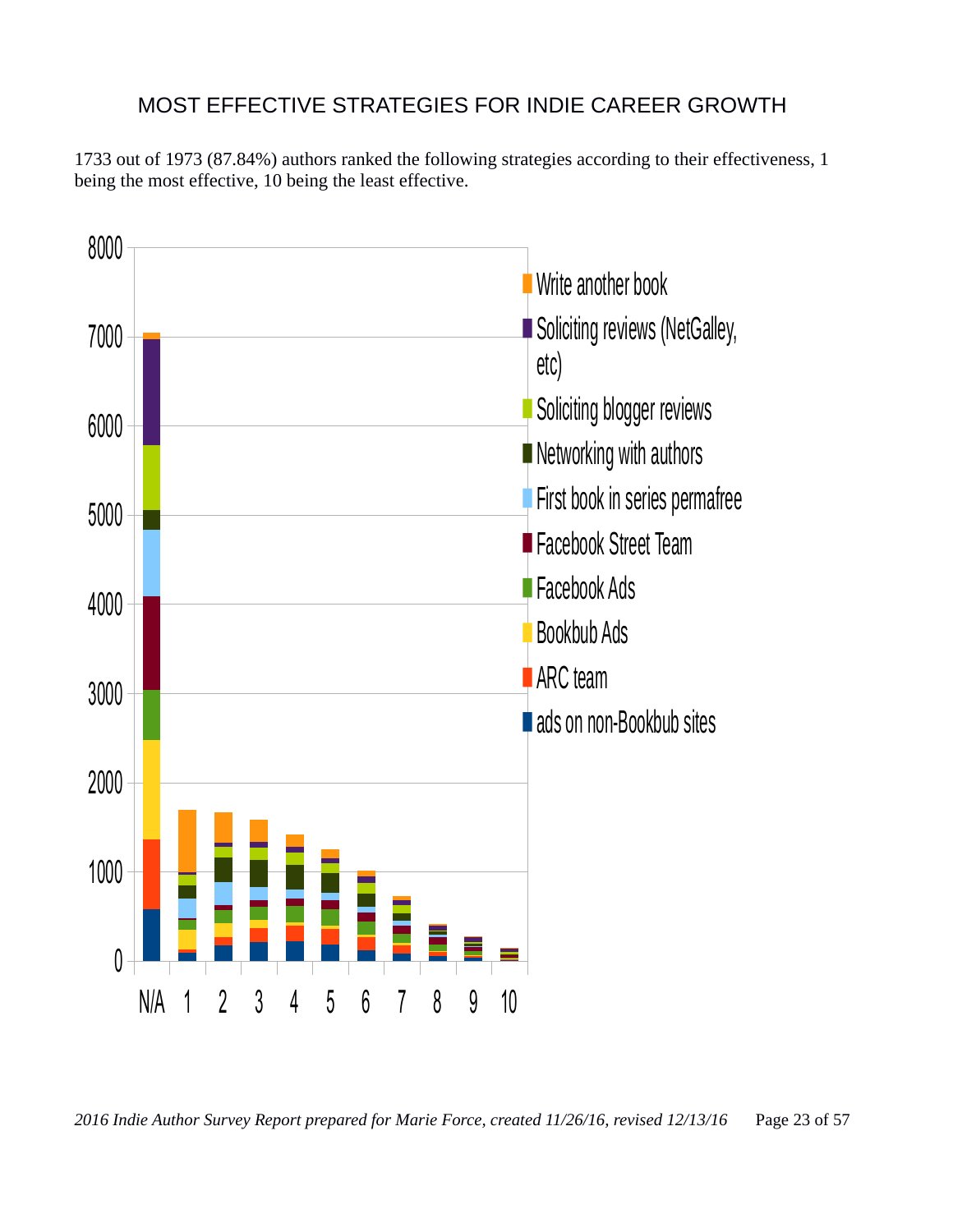# MOST EFFECTIVE STRATEGIES FOR INDIE CAREER GROWTH

1733 out of 1973 (87.84%) authors ranked the following strategies according to their effectiveness, 1 being the most effective, 10 being the least effective.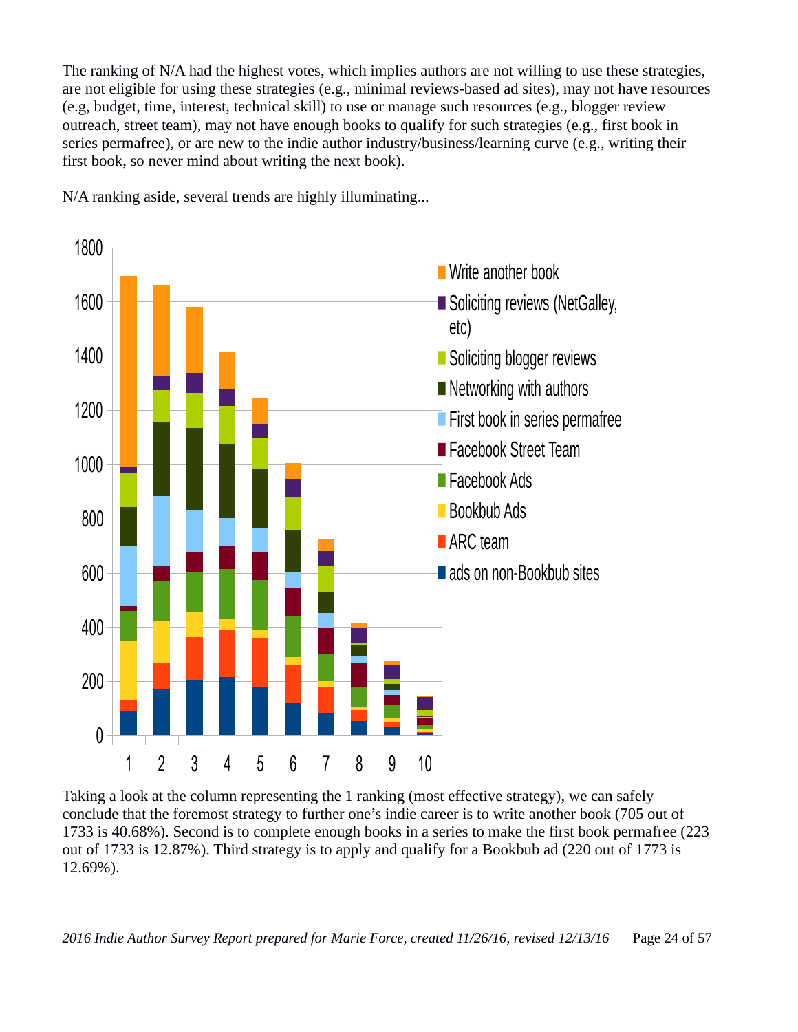The ranking of N/A had the highest votes, which implies authors are not willing to use these strategies, are not eligible for using these strategies (e.g., minimal reviews-based ad sites), may not have resources (e.g, budget, time, interest, technical skill) to use or manage such resources (e.g., blogger review outreach, street team), may not have enough books to qualify for such strategies (e.g., first book in series permafree), or are new to the indie author industry/business/learning curve (e.g., writing their first book, so never mind about writing the next book).

N/A ranking aside, several trends are highly illuminating...

Taking a look at the column representing the 1 ranking (most effective strategy), we can safely conclude that the foremost strategy to further one's indie career is to write another book (705 out of 1733 is 40.68%). Second is to complete enough books in a series to make the first book permafree (223 out of 1733 is 12.87%). Third strategy is to apply and qualify for a Bookbub ad (220 out of 1773 is 12.69%).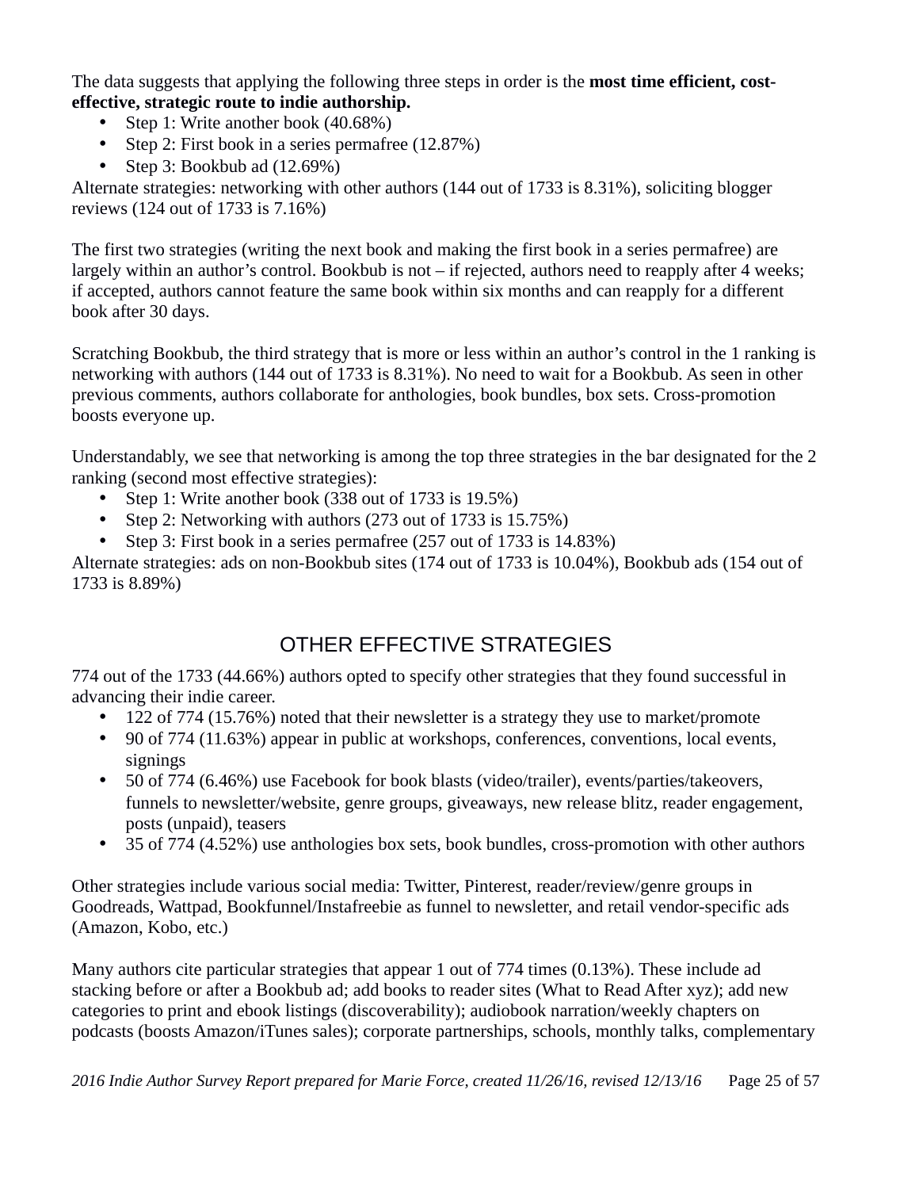The data suggests that applying the following three steps in order is the **most time efficient, cost-effective, strategic route to indie authorship.**

- Step 1: Write another book (40.68%)
- Step 2: First book in a series permafree (12.87%)
- Step 3: Bookbub ad (12.69%)

Alternate strategies: networking with other authors (144 out of 1733 is 8.31%), soliciting blogger reviews (124 out of 1733 is 7.16%)

The first two strategies (writing the next book and making the first book in a series permafree) are largely within an author's control. Bookbub is not – if rejected, authors need to reapply after 4 weeks; if accepted, authors cannot feature the same book within six months and can reapply for a different book after 30 days.

Scratching Bookbub, the third strategy that is more or less within an author's control in the 1 ranking is networking with authors (144 out of 1733 is 8.31%). No need to wait for a Bookbub. As seen in other previous comments, authors collaborate for anthologies, book bundles, box sets. Cross-promotion boosts everyone up.

Understandably, we see that networking is among the top three strategies in the bar designated for the 2 ranking (second most effective strategies):

- Step 1: Write another book (338 out of 1733 is 19.5%)
- Step 2: Networking with authors (273 out of 1733 is 15.75%)
- Step 3: First book in a series permafree (257 out of 1733 is 14.83%)

Alternate strategies: ads on non-Bookbub sites (174 out of 1733 is 10.04%), Bookbub ads (154 out of 1733 is 8.89%)

## OTHER EFFECTIVE STRATEGIES

774 out of the 1733 (44.66%) authors opted to specify other strategies that they found successful in advancing their indie career.

- 122 of 774 (15.76%) noted that their newsletter is a strategy they use to market/promote
- 90 of 774 (11.63%) appear in public at workshops, conferences, conventions, local events, signings
- 50 of 774 (6.46%) use Facebook for book blasts (video/trailer), events/parties/takeovers, funnels to newsletter/website, genre groups, giveaways, new release blitz, reader engagement, posts (unpaid), teasers
- 35 of 774 (4.52%) use anthologies box sets, book bundles, cross-promotion with other authors

Other strategies include various social media: Twitter, Pinterest, reader/review/genre groups in Goodreads, Wattpad, Bookfunnel/Instafreebie as funnel to newsletter, and retail vendor-specific ads (Amazon, Kobo, etc.)

Many authors cite particular strategies that appear 1 out of 774 times (0.13%). These include ad stacking before or after a Bookbub ad; add books to reader sites (What to Read After xyz); add new categories to print and ebook listings (discoverability); audiobook narration/weekly chapters on podcasts (boosts Amazon/iTunes sales); corporate partnerships, schools, monthly talks, complementary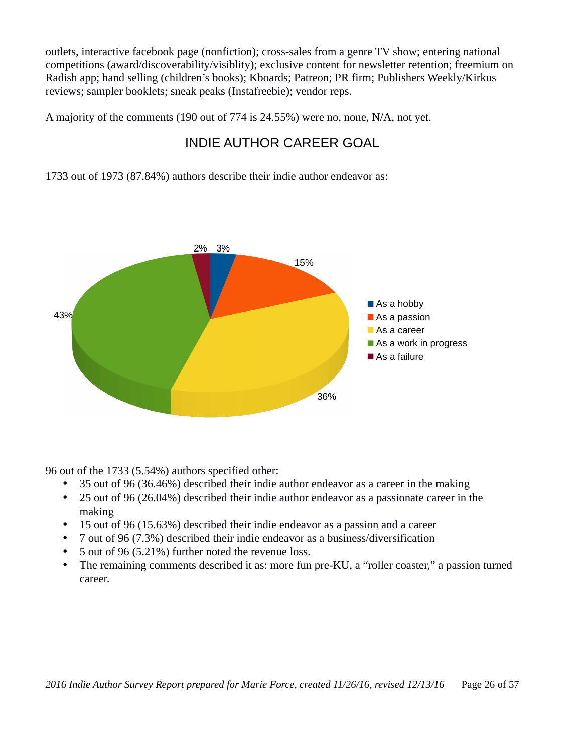outlets, interactive facebook page (nonfiction); cross-sales from a genre TV show; entering national competitions (award/discoverability/visiblity); exclusive content for newsletter retention; freemium on Radish app; hand selling (children's books); Kboards; Patreon; PR firm; Publishers Weekly/Kirkus reviews; sampler booklets; sneak peaks (Instafreebie); vendor reps.

A majority of the comments (190 out of 774 is 24.55%) were no, none, N/A, not yet.

## INDIE AUTHOR CAREER GOAL

1733 out of 1973 (87.84%) authors describe their indie author endeavor as:

96 out of the 1733 (5.54%) authors specified other:

- 35 out of 96 (36.46%) described their indie author endeavor as a career in the making
- 25 out of 96 (26.04%) described their indie author endeavor as a passionate career in the making
- 15 out of 96 (15.63%) described their indie endeavor as a passion and a career
- 7 out of 96 (7.3%) described their indie endeavor as a business/diversification
- 5 out of 96 (5.21%) further noted the revenue loss.
- The remaining comments described it as: more fun pre-KU, a "roller coaster," a passion turned career.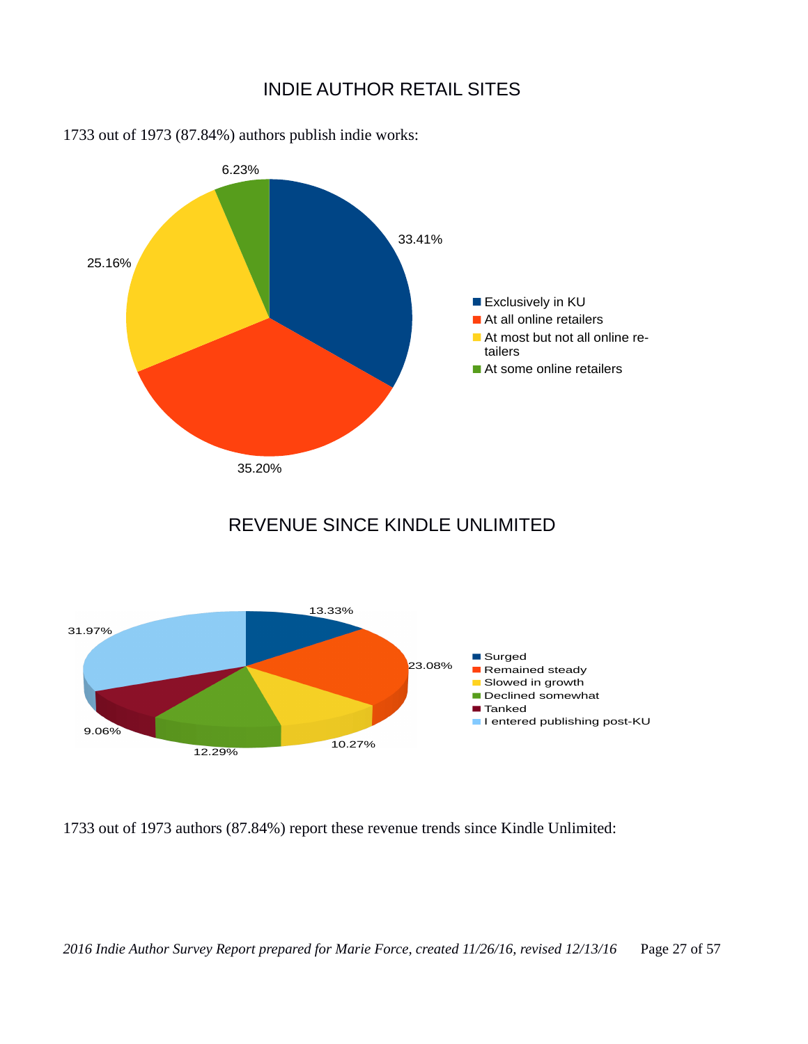## INDIE AUTHOR RETAIL SITES

1733 out of 1973 (87.84%) authors publish indie works:

| Retail sites | Percentage |
| --- | --- |
| Exclusively in KU | 33.41% |
| At all online retailers | 35.20% |
| At most but not all online retailers | 25.16% |
| At some online retailers | 6.23% |

## REVENUE SINCE KINDLE UNLIMITED

| Revenue trend | Percentage |
| --- | --- |
| Surged | 13.33% |
| Remained steady | 23.08% |
| Slowed in growth | 10.27% |
| Declined somewhat | 12.29% |
| Tanked | 9.06% |
| I entered publishing post-KU | 31.97% |

1733 out of 1973 authors (87.84%) report these revenue trends since Kindle Unlimited: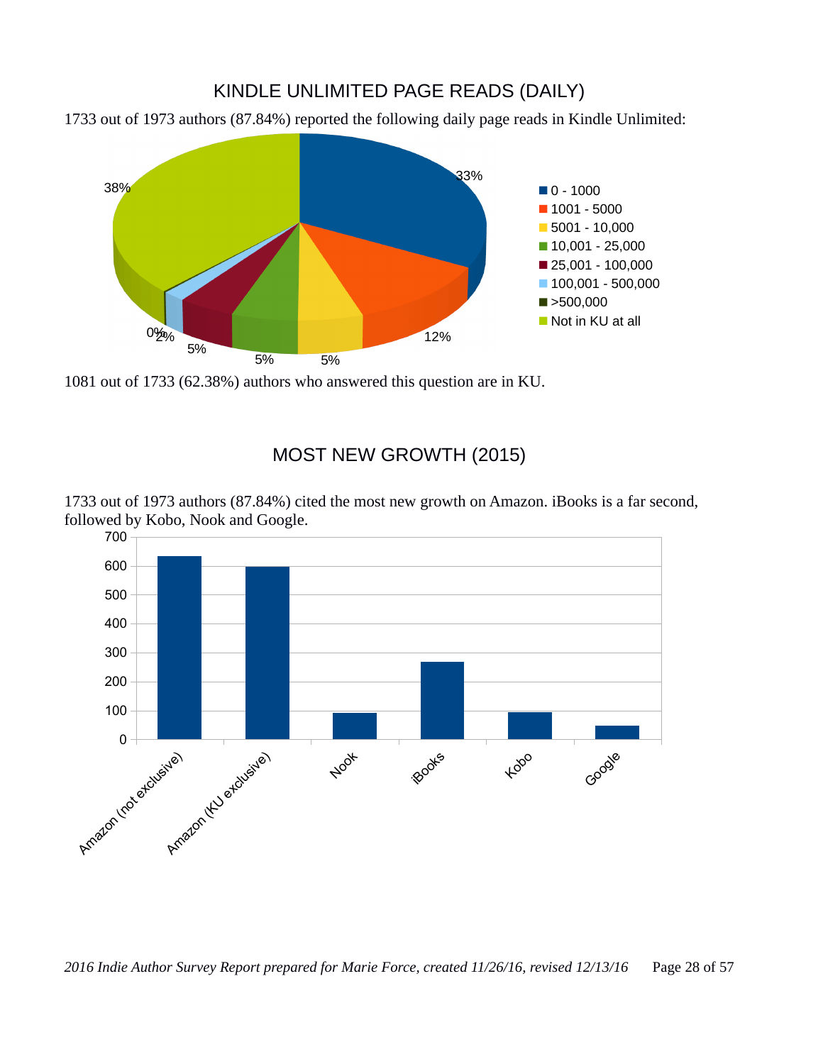## KINDLE UNLIMITED PAGE READS (DAILY)

1733 out of 1973 authors (87.84%) reported the following daily page reads in Kindle Unlimited:

| Daily page reads | Percentage |
|---|---|
| 0 - 1000 | 33% |
| 1001 - 5000 | 12% |
| 5001 - 10,000 | 5% |
| 10,001 - 25,000 | 5% |
| 25,001 - 100,000 | 5% |
| 100,001 - 500,000 | 2% |
| >500,000 | 0% |
| Not in KU at all | 38% |

1081 out of 1733 (62.38%) authors who answered this question are in KU.

## MOST NEW GROWTH (2015)

1733 out of 1973 authors (87.84%) cited the most new growth on Amazon. iBooks is a far second, followed by Kobo, Nook and Google.

| Retailer | Approx. count |
|---|---|
| Amazon (not exclusive) | ~635 |
| Amazon (KU exclusive) | ~598 |
| Nook | ~92 |
| iBooks | ~270 |
| Kobo | ~95 |
| Google | ~48 |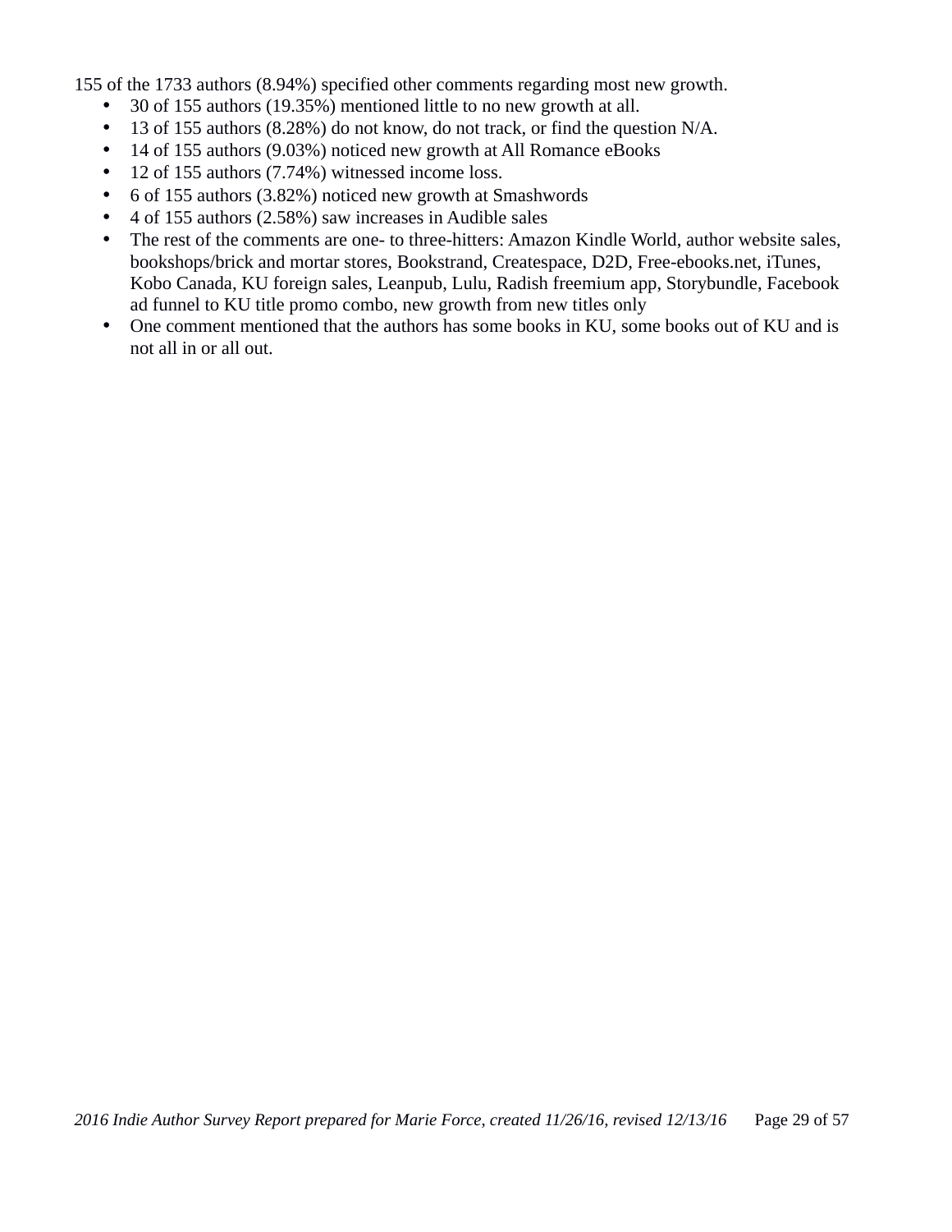155 of the 1733 authors (8.94%) specified other comments regarding most new growth.

- 30 of 155 authors (19.35%) mentioned little to no new growth at all.
- 13 of 155 authors (8.28%) do not know, do not track, or find the question N/A.
- 14 of 155 authors (9.03%) noticed new growth at All Romance eBooks
- 12 of 155 authors (7.74%) witnessed income loss.
- 6 of 155 authors (3.82%) noticed new growth at Smashwords
- 4 of 155 authors (2.58%) saw increases in Audible sales
- The rest of the comments are one- to three-hitters: Amazon Kindle World, author website sales, bookshops/brick and mortar stores, Bookstrand, Createspace, D2D, Free-ebooks.net, iTunes, Kobo Canada, KU foreign sales, Leanpub, Lulu, Radish freemium app, Storybundle, Facebook ad funnel to KU title promo combo, new growth from new titles only
- One comment mentioned that the authors has some books in KU, some books out of KU and is not all in or all out.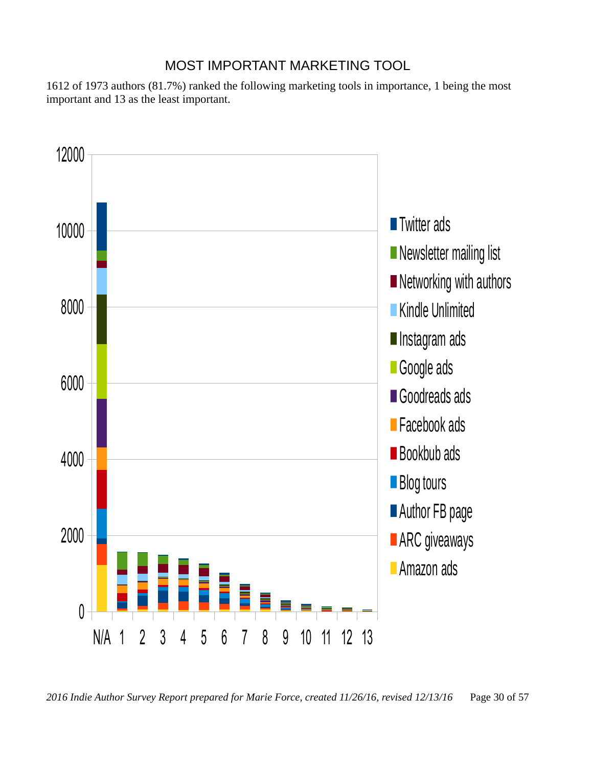# MOST IMPORTANT MARKETING TOOL

1612 of 1973 authors (81.7%) ranked the following marketing tools in importance, 1 being the most important and 13 as the least important.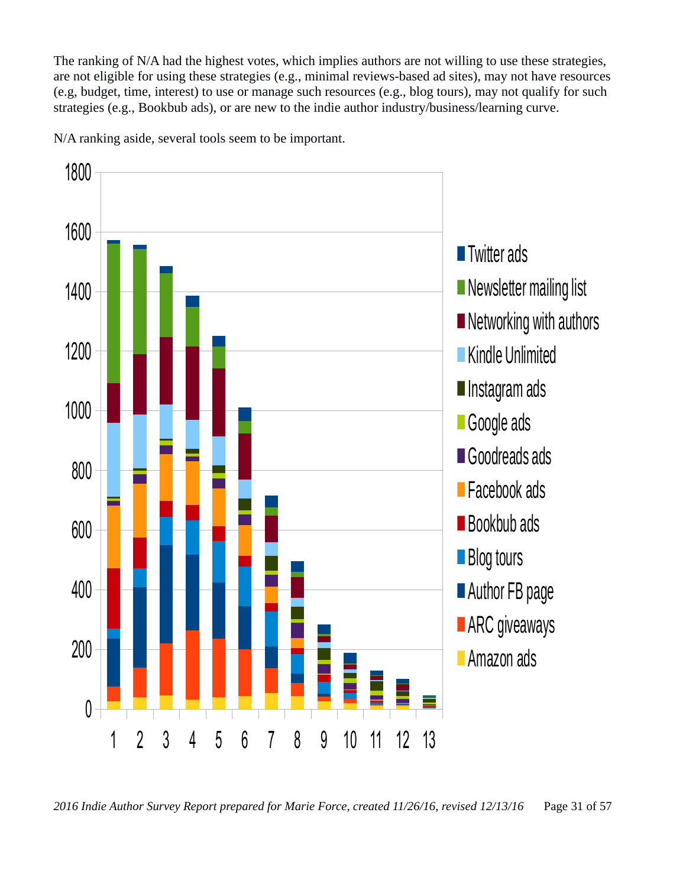The ranking of N/A had the highest votes, which implies authors are not willing to use these strategies, are not eligible for using these strategies (e.g., minimal reviews-based ad sites), may not have resources (e.g, budget, time, interest) to use or manage such resources (e.g., blog tours), may not qualify for such strategies (e.g., Bookbub ads), or are new to the indie author industry/business/learning curve.

N/A ranking aside, several tools seem to be important.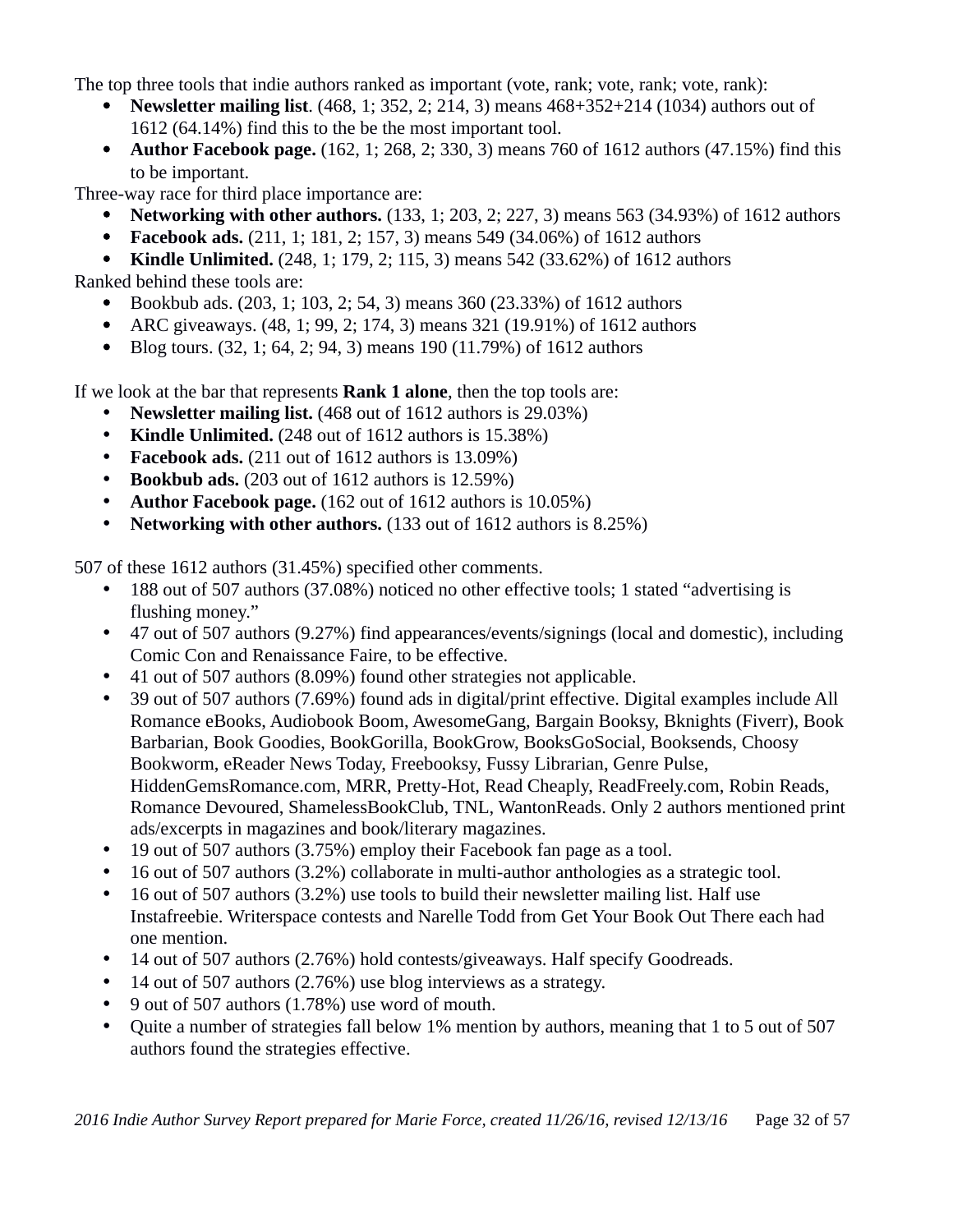The top three tools that indie authors ranked as important (vote, rank; vote, rank; vote, rank):

- **Newsletter mailing list**. (468, 1; 352, 2; 214, 3) means 468+352+214 (1034) authors out of 1612 (64.14%) find this to the be the most important tool.
- **Author Facebook page.** (162, 1; 268, 2; 330, 3) means 760 of 1612 authors (47.15%) find this to be important.

Three-way race for third place importance are:

- **Networking with other authors.** (133, 1; 203, 2; 227, 3) means 563 (34.93%) of 1612 authors
- **Facebook ads.** (211, 1; 181, 2; 157, 3) means 549 (34.06%) of 1612 authors
- **Kindle Unlimited.** (248, 1; 179, 2; 115, 3) means 542 (33.62%) of 1612 authors

Ranked behind these tools are:

- Bookbub ads. (203, 1; 103, 2; 54, 3) means 360 (23.33%) of 1612 authors
- ARC giveaways. (48, 1; 99, 2; 174, 3) means 321 (19.91%) of 1612 authors
- Blog tours. (32, 1; 64, 2; 94, 3) means 190 (11.79%) of 1612 authors

If we look at the bar that represents **Rank 1 alone**, then the top tools are:

- **Newsletter mailing list.** (468 out of 1612 authors is 29.03%)
- **Kindle Unlimited.** (248 out of 1612 authors is 15.38%)
- **Facebook ads.** (211 out of 1612 authors is 13.09%)
- **Bookbub ads.** (203 out of 1612 authors is 12.59%)
- **Author Facebook page.** (162 out of 1612 authors is 10.05%)
- **Networking with other authors.** (133 out of 1612 authors is 8.25%)

507 of these 1612 authors (31.45%) specified other comments.

- 188 out of 507 authors (37.08%) noticed no other effective tools; 1 stated "advertising is flushing money."
- 47 out of 507 authors (9.27%) find appearances/events/signings (local and domestic), including Comic Con and Renaissance Faire, to be effective.
- 41 out of 507 authors (8.09%) found other strategies not applicable.
- 39 out of 507 authors (7.69%) found ads in digital/print effective. Digital examples include All Romance eBooks, Audiobook Boom, AwesomeGang, Bargain Booksy, Bknights (Fiverr), Book Barbarian, Book Goodies, BookGorilla, BookGrow, BooksGoSocial, Booksends, Choosy Bookworm, eReader News Today, Freebooksy, Fussy Librarian, Genre Pulse, HiddenGemsRomance.com, MRR, Pretty-Hot, Read Cheaply, ReadFreely.com, Robin Reads, Romance Devoured, ShamelessBookClub, TNL, WantonReads. Only 2 authors mentioned print ads/excerpts in magazines and book/literary magazines.
- 19 out of 507 authors (3.75%) employ their Facebook fan page as a tool.
- 16 out of 507 authors (3.2%) collaborate in multi-author anthologies as a strategic tool.
- 16 out of 507 authors (3.2%) use tools to build their newsletter mailing list. Half use Instafreebie. Writerspace contests and Narelle Todd from Get Your Book Out There each had one mention.
- 14 out of 507 authors (2.76%) hold contests/giveaways. Half specify Goodreads.
- 14 out of 507 authors (2.76%) use blog interviews as a strategy.
- 9 out of 507 authors (1.78%) use word of mouth.
- Quite a number of strategies fall below 1% mention by authors, meaning that 1 to 5 out of 507 authors found the strategies effective.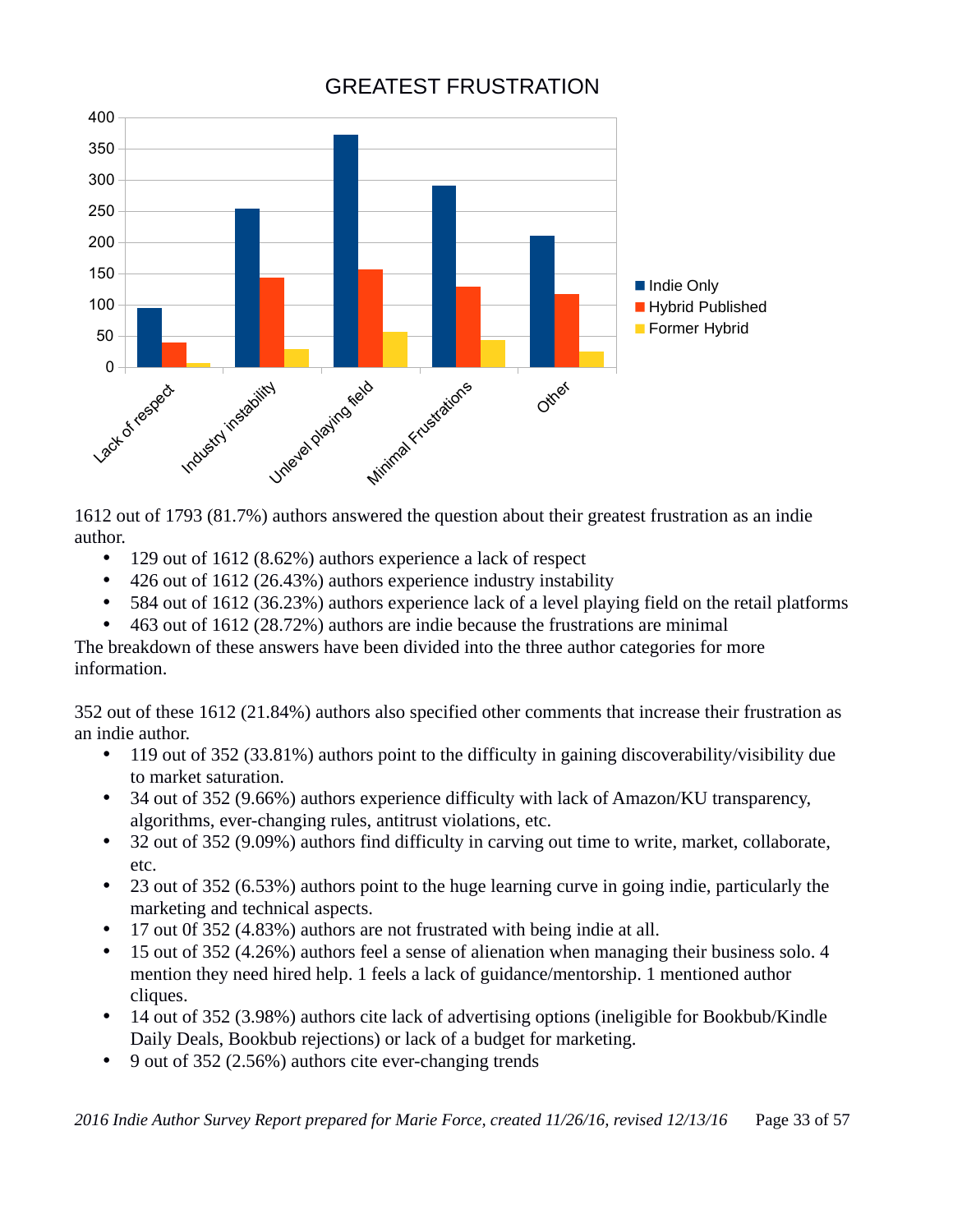## GREATEST FRUSTRATION

1612 out of 1793 (81.7%) authors answered the question about their greatest frustration as an indie author.

- 129 out of 1612 (8.62%) authors experience a lack of respect
- 426 out of 1612 (26.43%) authors experience industry instability
- 584 out of 1612 (36.23%) authors experience lack of a level playing field on the retail platforms
- 463 out of 1612 (28.72%) authors are indie because the frustrations are minimal

The breakdown of these answers have been divided into the three author categories for more information.

352 out of these 1612 (21.84%) authors also specified other comments that increase their frustration as an indie author.

- 119 out of 352 (33.81%) authors point to the difficulty in gaining discoverability/visibility due to market saturation.
- 34 out of 352 (9.66%) authors experience difficulty with lack of Amazon/KU transparency, algorithms, ever-changing rules, antitrust violations, etc.
- 32 out of 352 (9.09%) authors find difficulty in carving out time to write, market, collaborate, etc.
- 23 out of 352 (6.53%) authors point to the huge learning curve in going indie, particularly the marketing and technical aspects.
- 17 out 0f 352 (4.83%) authors are not frustrated with being indie at all.
- 15 out of 352 (4.26%) authors feel a sense of alienation when managing their business solo. 4 mention they need hired help. 1 feels a lack of guidance/mentorship. 1 mentioned author cliques.
- 14 out of 352 (3.98%) authors cite lack of advertising options (ineligible for Bookbub/Kindle Daily Deals, Bookbub rejections) or lack of a budget for marketing.
- 9 out of 352 (2.56%) authors cite ever-changing trends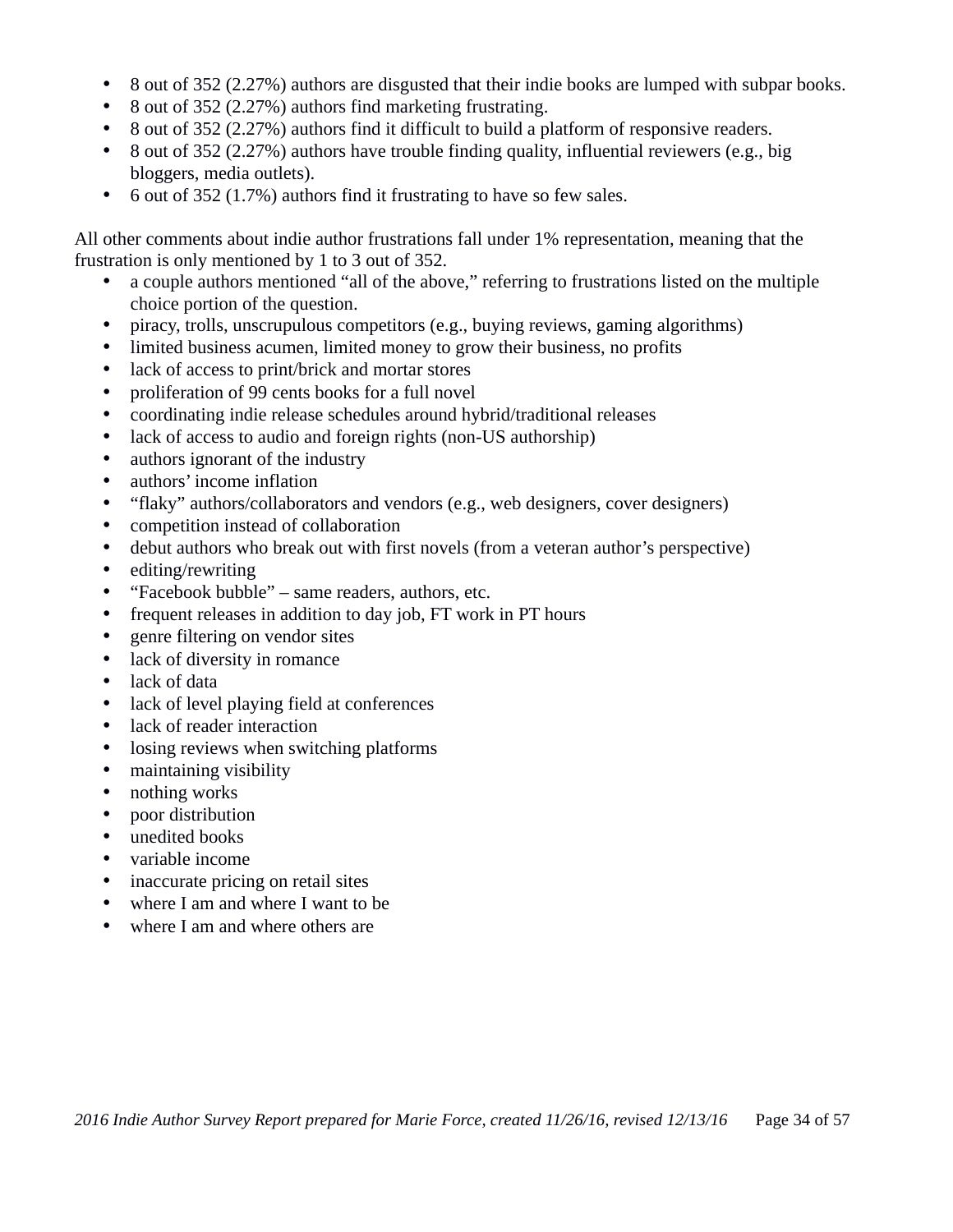- 8 out of 352 (2.27%) authors are disgusted that their indie books are lumped with subpar books.
- 8 out of 352 (2.27%) authors find marketing frustrating.
- 8 out of 352 (2.27%) authors find it difficult to build a platform of responsive readers.
- 8 out of 352 (2.27%) authors have trouble finding quality, influential reviewers (e.g., big bloggers, media outlets).
- 6 out of 352 (1.7%) authors find it frustrating to have so few sales.

All other comments about indie author frustrations fall under 1% representation, meaning that the frustration is only mentioned by 1 to 3 out of 352.

- a couple authors mentioned "all of the above," referring to frustrations listed on the multiple choice portion of the question.
- piracy, trolls, unscrupulous competitors (e.g., buying reviews, gaming algorithms)
- limited business acumen, limited money to grow their business, no profits
- lack of access to print/brick and mortar stores
- proliferation of 99 cents books for a full novel
- coordinating indie release schedules around hybrid/traditional releases
- lack of access to audio and foreign rights (non-US authorship)
- authors ignorant of the industry
- authors' income inflation
- "flaky" authors/collaborators and vendors (e.g., web designers, cover designers)
- competition instead of collaboration
- debut authors who break out with first novels (from a veteran author's perspective)
- editing/rewriting
- "Facebook bubble" – same readers, authors, etc.
- frequent releases in addition to day job, FT work in PT hours
- genre filtering on vendor sites
- lack of diversity in romance
- lack of data
- lack of level playing field at conferences
- lack of reader interaction
- losing reviews when switching platforms
- maintaining visibility
- nothing works
- poor distribution
- unedited books
- variable income
- inaccurate pricing on retail sites
- where I am and where I want to be
- where I am and where others are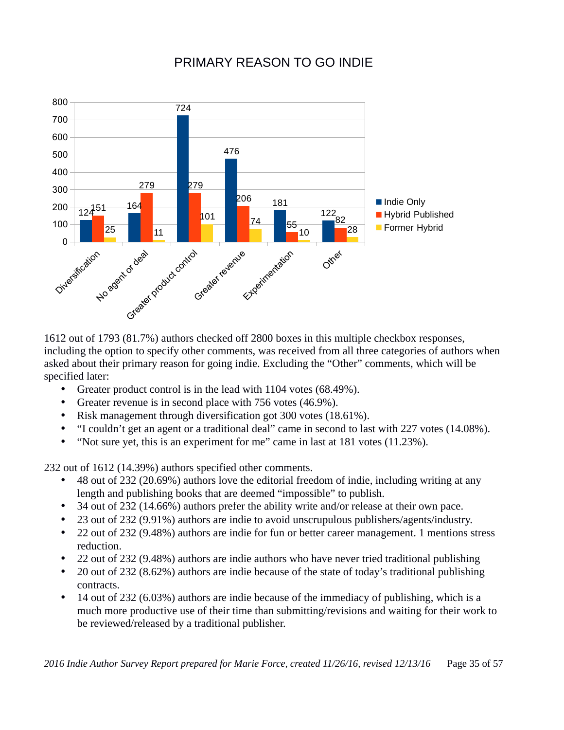## PRIMARY REASON TO GO INDIE

| | Indie Only | Hybrid Published | Former Hybrid |
|---|---|---|---|
| Diversification | 124 | 151 | 25 |
| No agent or deal | 164 | 279 | 11 |
| Greater product control | 724 | 279 | 101 |
| Greater revenue | 476 | 206 | 74 |
| Experimentation | 181 | 55 | 10 |
| Other | 122 | 82 | 28 |

1612 out of 1793 (81.7%) authors checked off 2800 boxes in this multiple checkbox responses, including the option to specify other comments, was received from all three categories of authors when asked about their primary reason for going indie. Excluding the "Other" comments, which will be specified later:

- Greater product control is in the lead with 1104 votes (68.49%).
- Greater revenue is in second place with 756 votes (46.9%).
- Risk management through diversification got 300 votes (18.61%).
- "I couldn't get an agent or a traditional deal" came in second to last with 227 votes (14.08%).
- "Not sure yet, this is an experiment for me" came in last at 181 votes (11.23%).

232 out of 1612 (14.39%) authors specified other comments.

- 48 out of 232 (20.69%) authors love the editorial freedom of indie, including writing at any length and publishing books that are deemed "impossible" to publish.
- 34 out of 232 (14.66%) authors prefer the ability write and/or release at their own pace.
- 23 out of 232 (9.91%) authors are indie to avoid unscrupulous publishers/agents/industry.
- 22 out of 232 (9.48%) authors are indie for fun or better career management. 1 mentions stress reduction.
- 22 out of 232 (9.48%) authors are indie authors who have never tried traditional publishing
- 20 out of 232 (8.62%) authors are indie because of the state of today's traditional publishing contracts.
- 14 out of 232 (6.03%) authors are indie because of the immediacy of publishing, which is a much more productive use of their time than submitting/revisions and waiting for their work to be reviewed/released by a traditional publisher.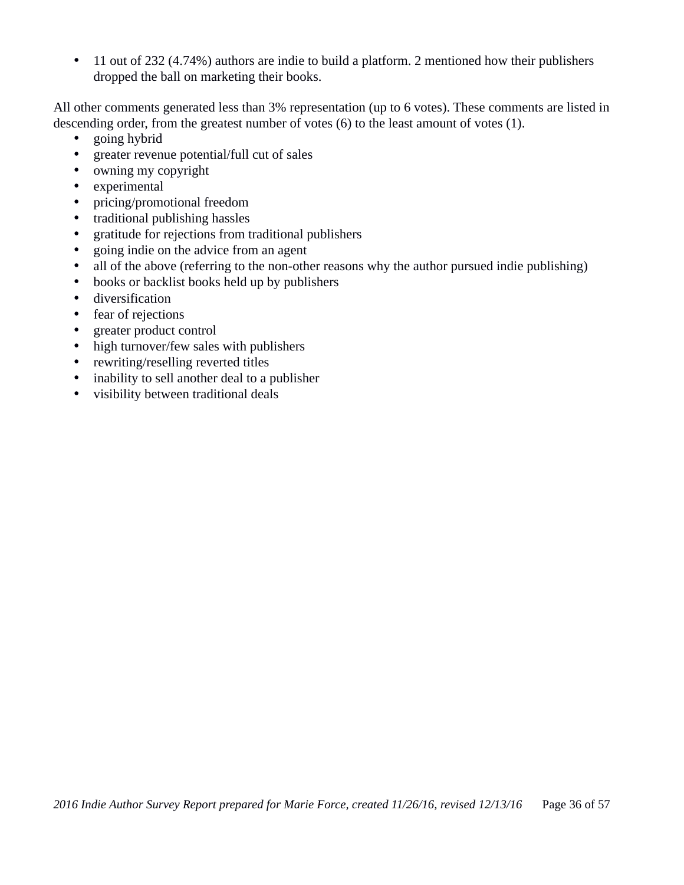- 11 out of 232 (4.74%) authors are indie to build a platform. 2 mentioned how their publishers dropped the ball on marketing their books.

All other comments generated less than 3% representation (up to 6 votes). These comments are listed in descending order, from the greatest number of votes (6) to the least amount of votes (1).

- going hybrid
- greater revenue potential/full cut of sales
- owning my copyright
- experimental
- pricing/promotional freedom
- traditional publishing hassles
- gratitude for rejections from traditional publishers
- going indie on the advice from an agent
- all of the above (referring to the non-other reasons why the author pursued indie publishing)
- books or backlist books held up by publishers
- diversification
- fear of rejections
- greater product control
- high turnover/few sales with publishers
- rewriting/reselling reverted titles
- inability to sell another deal to a publisher
- visibility between traditional deals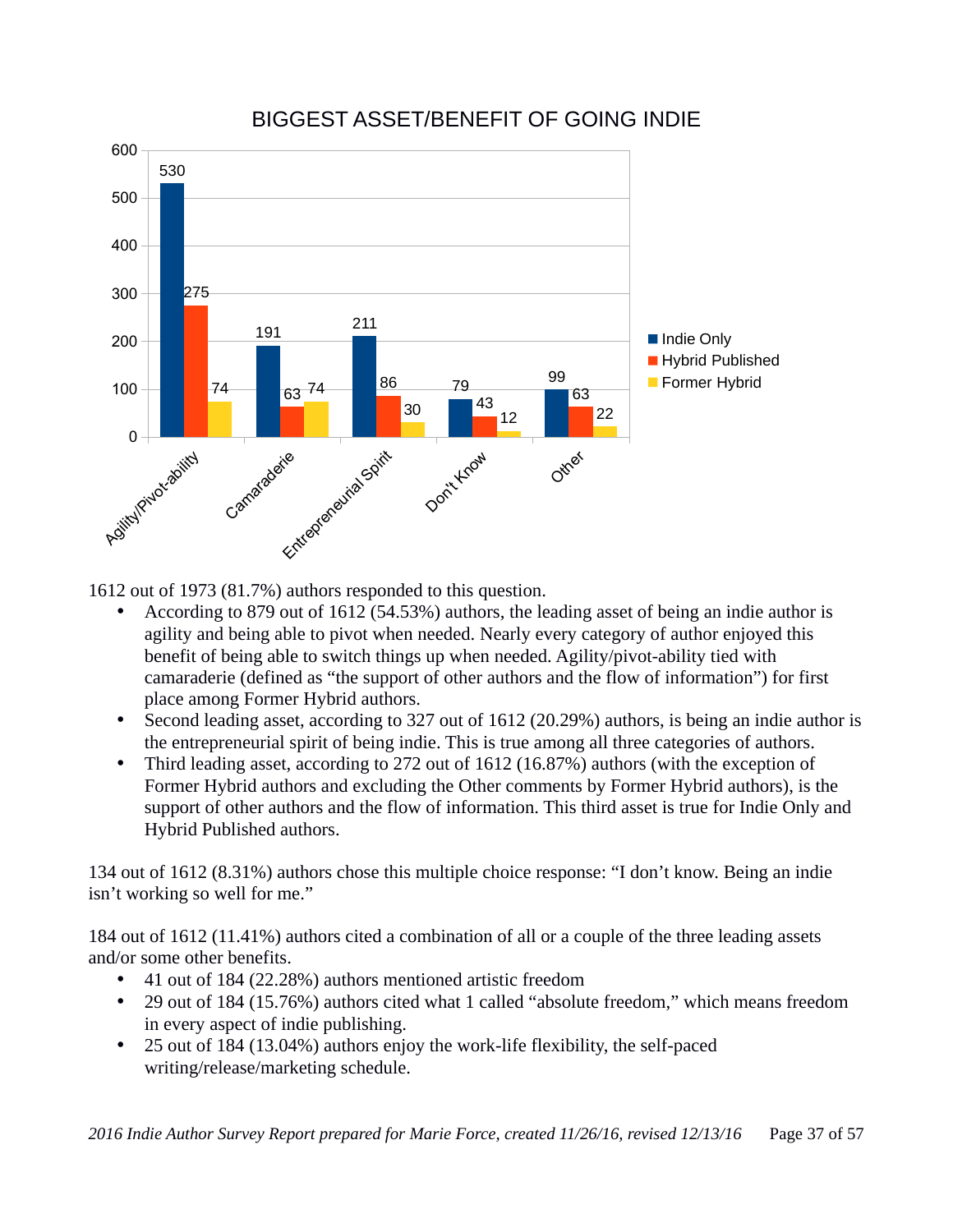## BIGGEST ASSET/BENEFIT OF GOING INDIE

| | Indie Only | Hybrid Published | Former Hybrid |
|---|---|---|---|
| Agility/Pivot-ability | 530 | 275 | 74 |
| Camaraderie | 191 | 63 | 74 |
| Entrepreneurial Spirit | 211 | 86 | 30 |
| Don't Know | 79 | 43 | 12 |
| Other | 99 | 63 | 22 |

1612 out of 1973 (81.7%) authors responded to this question.

- According to 879 out of 1612 (54.53%) authors, the leading asset of being an indie author is agility and being able to pivot when needed. Nearly every category of author enjoyed this benefit of being able to switch things up when needed. Agility/pivot-ability tied with camaraderie (defined as "the support of other authors and the flow of information") for first place among Former Hybrid authors.
- Second leading asset, according to 327 out of 1612 (20.29%) authors, is being an indie author is the entrepreneurial spirit of being indie. This is true among all three categories of authors.
- Third leading asset, according to 272 out of 1612 (16.87%) authors (with the exception of Former Hybrid authors and excluding the Other comments by Former Hybrid authors), is the support of other authors and the flow of information. This third asset is true for Indie Only and Hybrid Published authors.

134 out of 1612 (8.31%) authors chose this multiple choice response: "I don't know. Being an indie isn't working so well for me."

184 out of 1612 (11.41%) authors cited a combination of all or a couple of the three leading assets and/or some other benefits.

- 41 out of 184 (22.28%) authors mentioned artistic freedom
- 29 out of 184 (15.76%) authors cited what 1 called "absolute freedom," which means freedom in every aspect of indie publishing.
- 25 out of 184 (13.04%) authors enjoy the work-life flexibility, the self-paced writing/release/marketing schedule.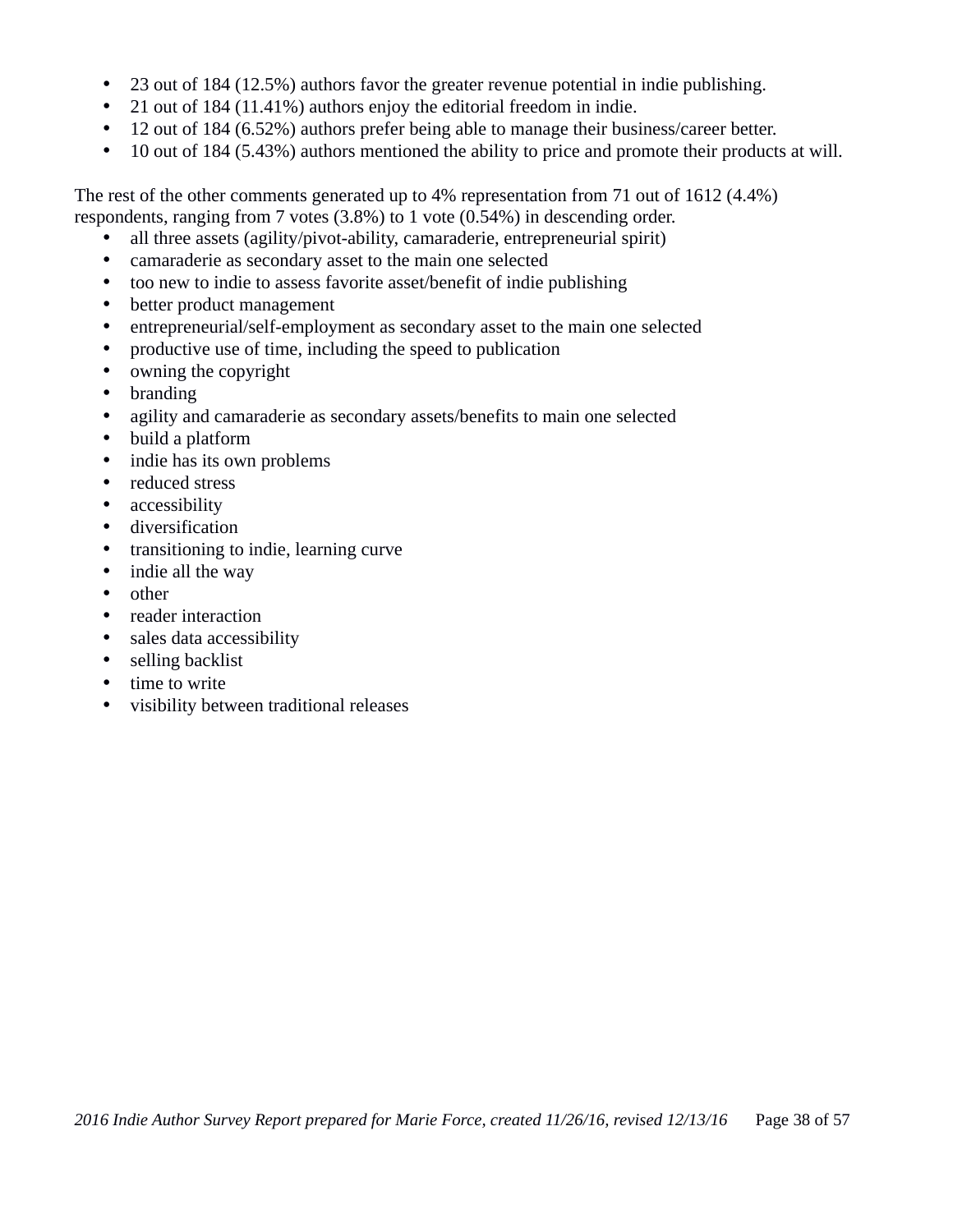- 23 out of 184 (12.5%) authors favor the greater revenue potential in indie publishing.
- 21 out of 184 (11.41%) authors enjoy the editorial freedom in indie.
- 12 out of 184 (6.52%) authors prefer being able to manage their business/career better.
- 10 out of 184 (5.43%) authors mentioned the ability to price and promote their products at will.

The rest of the other comments generated up to 4% representation from 71 out of 1612 (4.4%) respondents, ranging from 7 votes (3.8%) to 1 vote (0.54%) in descending order.

- all three assets (agility/pivot-ability, camaraderie, entrepreneurial spirit)
- camaraderie as secondary asset to the main one selected
- too new to indie to assess favorite asset/benefit of indie publishing
- better product management
- entrepreneurial/self-employment as secondary asset to the main one selected
- productive use of time, including the speed to publication
- owning the copyright
- branding
- agility and camaraderie as secondary assets/benefits to main one selected
- build a platform
- indie has its own problems
- reduced stress
- accessibility
- diversification
- transitioning to indie, learning curve
- indie all the way
- other
- reader interaction
- sales data accessibility
- selling backlist
- time to write
- visibility between traditional releases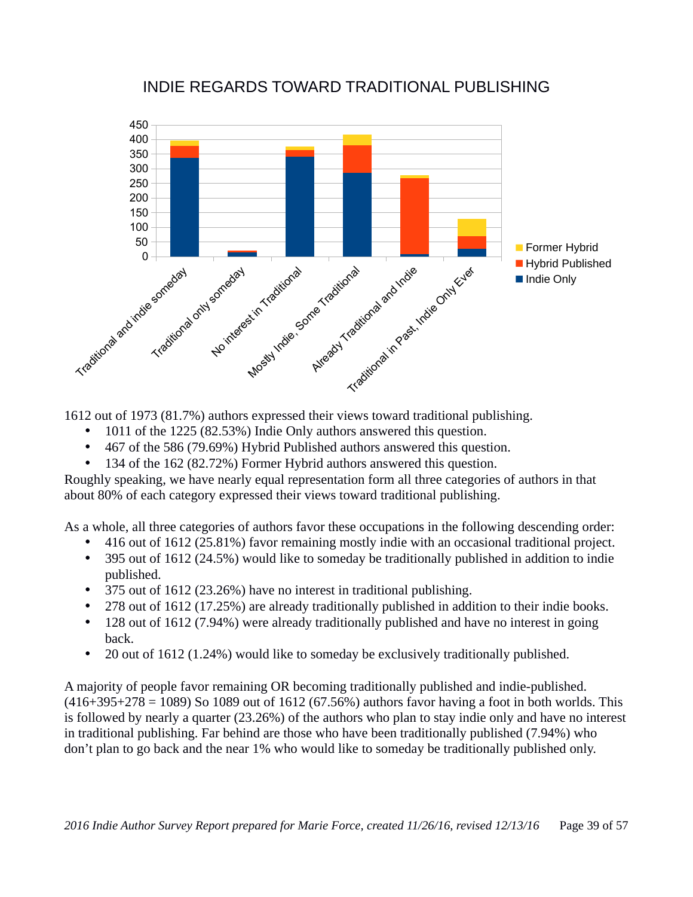## INDIE REGARDS TOWARD TRADITIONAL PUBLISHING

1612 out of 1973 (81.7%) authors expressed their views toward traditional publishing.

- 1011 of the 1225 (82.53%) Indie Only authors answered this question.
- 467 of the 586 (79.69%) Hybrid Published authors answered this question.
- 134 of the 162 (82.72%) Former Hybrid authors answered this question.

Roughly speaking, we have nearly equal representation form all three categories of authors in that about 80% of each category expressed their views toward traditional publishing.

As a whole, all three categories of authors favor these occupations in the following descending order:

- 416 out of 1612 (25.81%) favor remaining mostly indie with an occasional traditional project.
- 395 out of 1612 (24.5%) would like to someday be traditionally published in addition to indie published.
- 375 out of 1612 (23.26%) have no interest in traditional publishing.
- 278 out of 1612 (17.25%) are already traditionally published in addition to their indie books.
- 128 out of 1612 (7.94%) were already traditionally published and have no interest in going back.
- 20 out of 1612 (1.24%) would like to someday be exclusively traditionally published.

A majority of people favor remaining OR becoming traditionally published and indie-published. (416+395+278 = 1089) So 1089 out of 1612 (67.56%) authors favor having a foot in both worlds. This is followed by nearly a quarter (23.26%) of the authors who plan to stay indie only and have no interest in traditional publishing. Far behind are those who have been traditionally published (7.94%) who don't plan to go back and the near 1% who would like to someday be traditionally published only.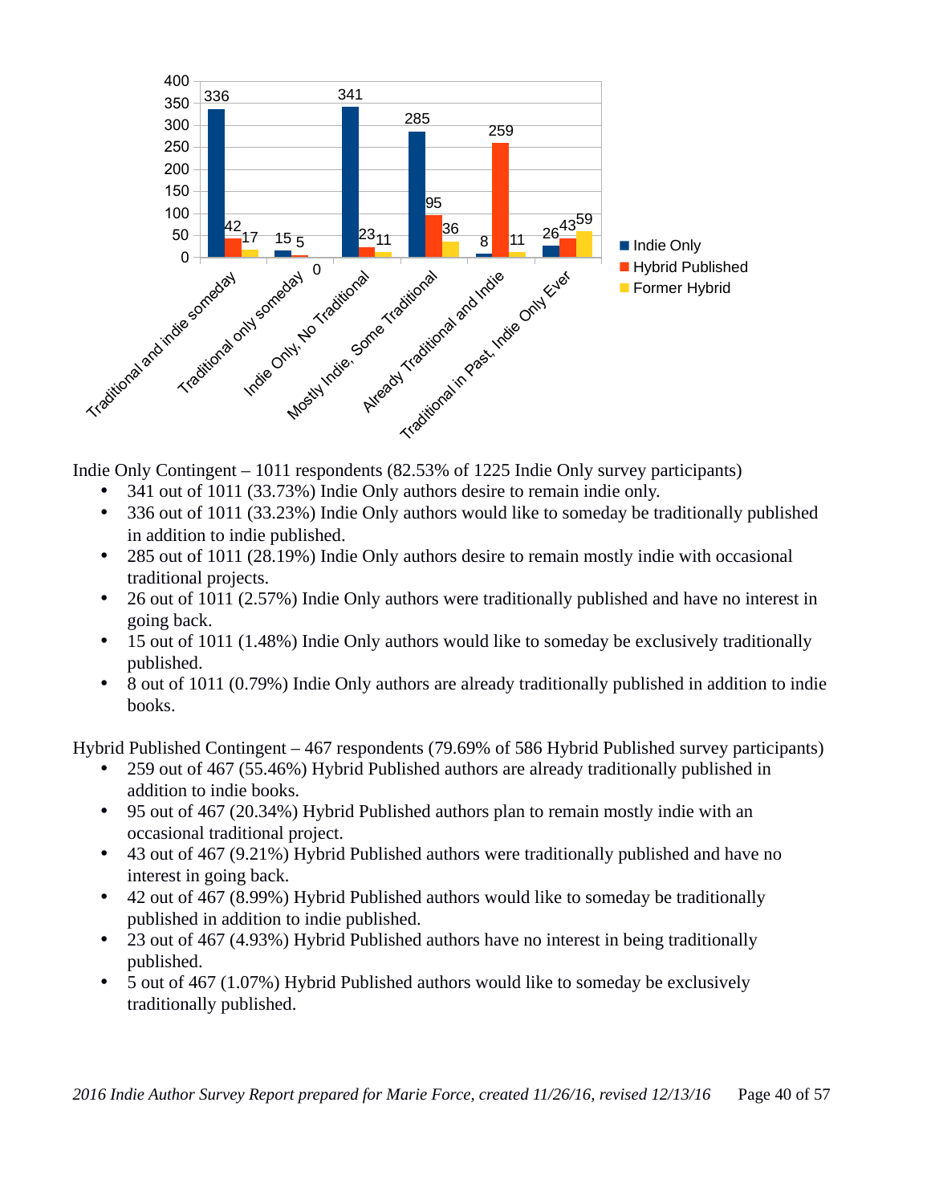| | Indie Only | Hybrid Published | Former Hybrid |
|---|---|---|---|
| Traditional and indie someday | 336 | 42 | 17 |
| Traditional only someday | 15 | 5 | 0 |
| Indie Only, No Traditional | 341 | 23 | 11 |
| Mostly Indie, Some Traditional | 285 | 95 | 36 |
| Already Traditional and Indie | 8 | 259 | 11 |
| Traditional in Past, Indie Only Ever | 26 | 43 | 59 |

Indie Only Contingent – 1011 respondents (82.53% of 1225 Indie Only survey participants)

- 341 out of 1011 (33.73%) Indie Only authors desire to remain indie only.
- 336 out of 1011 (33.23%) Indie Only authors would like to someday be traditionally published in addition to indie published.
- 285 out of 1011 (28.19%) Indie Only authors desire to remain mostly indie with occasional traditional projects.
- 26 out of 1011 (2.57%) Indie Only authors were traditionally published and have no interest in going back.
- 15 out of 1011 (1.48%) Indie Only authors would like to someday be exclusively traditionally published.
- 8 out of 1011 (0.79%) Indie Only authors are already traditionally published in addition to indie books.

Hybrid Published Contingent – 467 respondents (79.69% of 586 Hybrid Published survey participants)

- 259 out of 467 (55.46%) Hybrid Published authors are already traditionally published in addition to indie books.
- 95 out of 467 (20.34%) Hybrid Published authors plan to remain mostly indie with an occasional traditional project.
- 43 out of 467 (9.21%) Hybrid Published authors were traditionally published and have no interest in going back.
- 42 out of 467 (8.99%) Hybrid Published authors would like to someday be traditionally published in addition to indie published.
- 23 out of 467 (4.93%) Hybrid Published authors have no interest in being traditionally published.
- 5 out of 467 (1.07%) Hybrid Published authors would like to someday be exclusively traditionally published.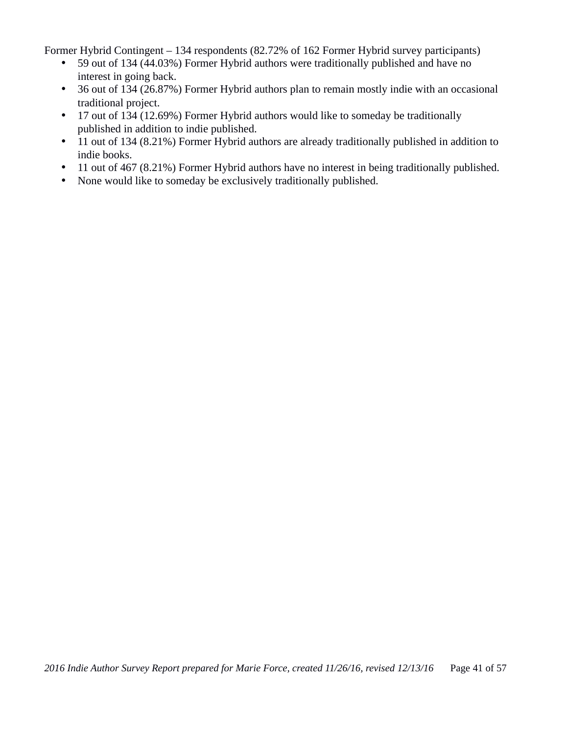Former Hybrid Contingent – 134 respondents (82.72% of 162 Former Hybrid survey participants)

- 59 out of 134 (44.03%) Former Hybrid authors were traditionally published and have no interest in going back.
- 36 out of 134 (26.87%) Former Hybrid authors plan to remain mostly indie with an occasional traditional project.
- 17 out of 134 (12.69%) Former Hybrid authors would like to someday be traditionally published in addition to indie published.
- 11 out of 134 (8.21%) Former Hybrid authors are already traditionally published in addition to indie books.
- 11 out of 467 (8.21%) Former Hybrid authors have no interest in being traditionally published.
- None would like to someday be exclusively traditionally published.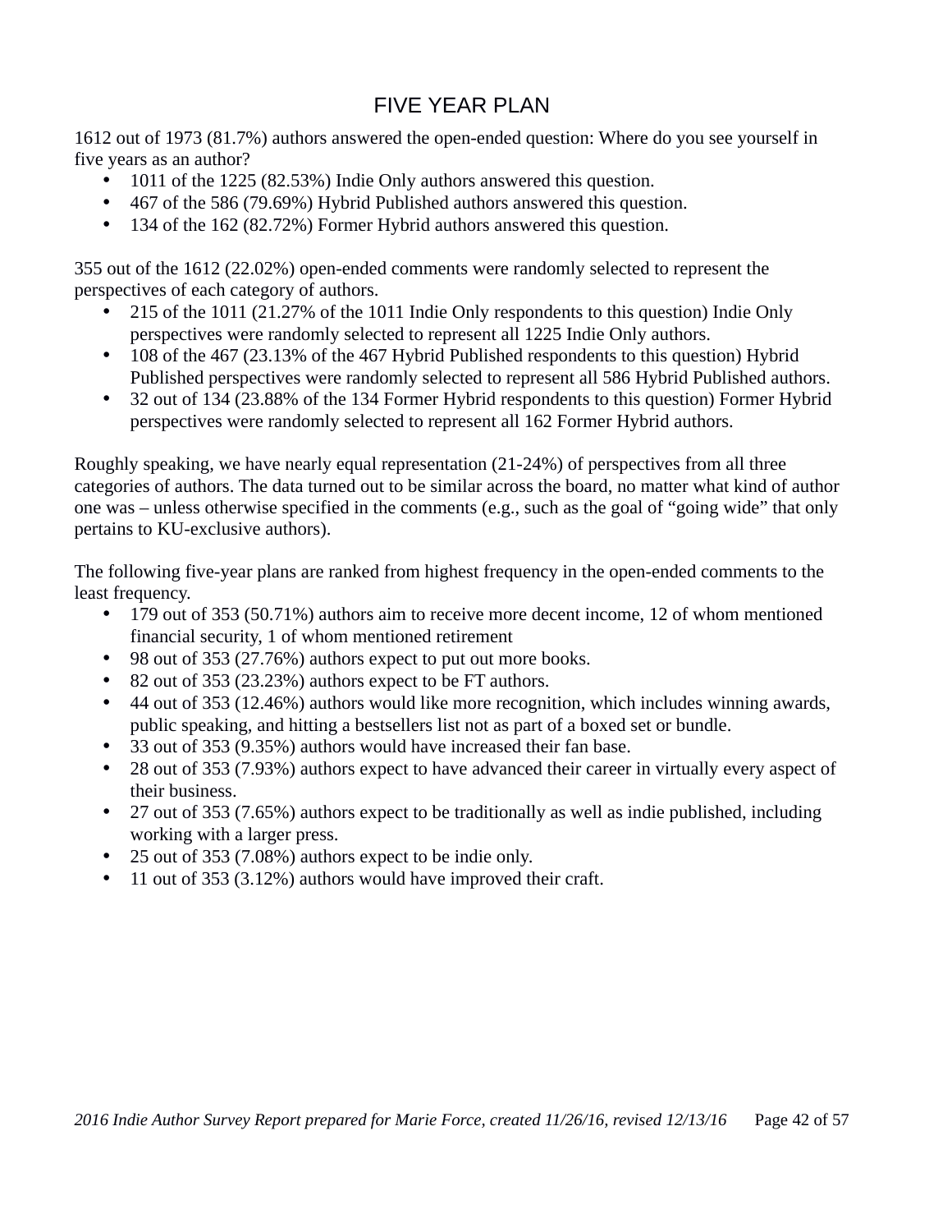# FIVE YEAR PLAN

1612 out of 1973 (81.7%) authors answered the open-ended question: Where do you see yourself in five years as an author?

- 1011 of the 1225 (82.53%) Indie Only authors answered this question.
- 467 of the 586 (79.69%) Hybrid Published authors answered this question.
- 134 of the 162 (82.72%) Former Hybrid authors answered this question.

355 out of the 1612 (22.02%) open-ended comments were randomly selected to represent the perspectives of each category of authors.

- 215 of the 1011 (21.27% of the 1011 Indie Only respondents to this question) Indie Only perspectives were randomly selected to represent all 1225 Indie Only authors.
- 108 of the 467 (23.13% of the 467 Hybrid Published respondents to this question) Hybrid Published perspectives were randomly selected to represent all 586 Hybrid Published authors.
- 32 out of 134 (23.88% of the 134 Former Hybrid respondents to this question) Former Hybrid perspectives were randomly selected to represent all 162 Former Hybrid authors.

Roughly speaking, we have nearly equal representation (21-24%) of perspectives from all three categories of authors. The data turned out to be similar across the board, no matter what kind of author one was – unless otherwise specified in the comments (e.g., such as the goal of "going wide" that only pertains to KU-exclusive authors).

The following five-year plans are ranked from highest frequency in the open-ended comments to the least frequency.

- 179 out of 353 (50.71%) authors aim to receive more decent income, 12 of whom mentioned financial security, 1 of whom mentioned retirement
- 98 out of 353 (27.76%) authors expect to put out more books.
- 82 out of 353 (23.23%) authors expect to be FT authors.
- 44 out of 353 (12.46%) authors would like more recognition, which includes winning awards, public speaking, and hitting a bestsellers list not as part of a boxed set or bundle.
- 33 out of 353 (9.35%) authors would have increased their fan base.
- 28 out of 353 (7.93%) authors expect to have advanced their career in virtually every aspect of their business.
- 27 out of 353 (7.65%) authors expect to be traditionally as well as indie published, including working with a larger press.
- 25 out of 353 (7.08%) authors expect to be indie only.
- 11 out of 353 (3.12%) authors would have improved their craft.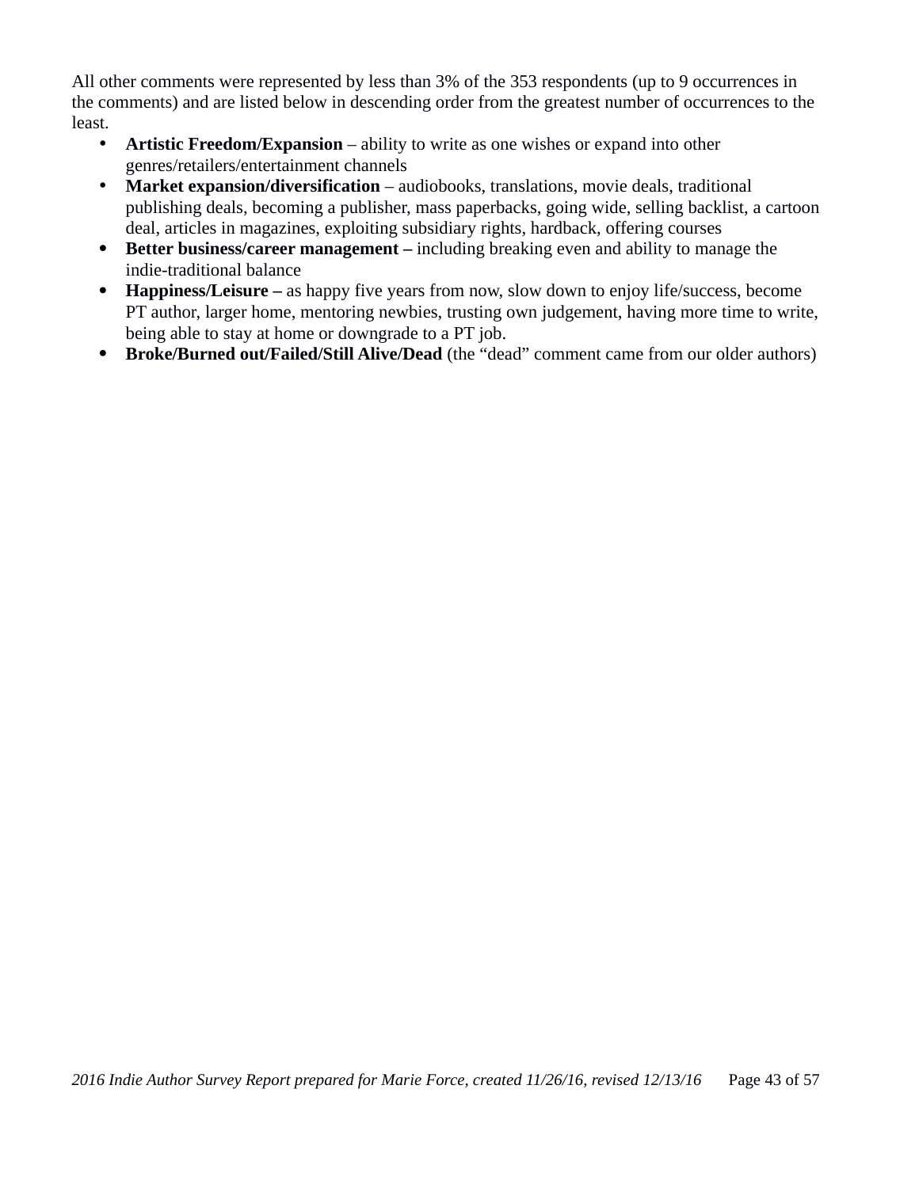All other comments were represented by less than 3% of the 353 respondents (up to 9 occurrences in the comments) and are listed below in descending order from the greatest number of occurrences to the least.

- **Artistic Freedom/Expansion** – ability to write as one wishes or expand into other genres/retailers/entertainment channels
- **Market expansion/diversification** – audiobooks, translations, movie deals, traditional publishing deals, becoming a publisher, mass paperbacks, going wide, selling backlist, a cartoon deal, articles in magazines, exploiting subsidiary rights, hardback, offering courses
- **Better business/career management –** including breaking even and ability to manage the indie-traditional balance
- **Happiness/Leisure –** as happy five years from now, slow down to enjoy life/success, become PT author, larger home, mentoring newbies, trusting own judgement, having more time to write, being able to stay at home or downgrade to a PT job.
- **Broke/Burned out/Failed/Still Alive/Dead** (the "dead" comment came from our older authors)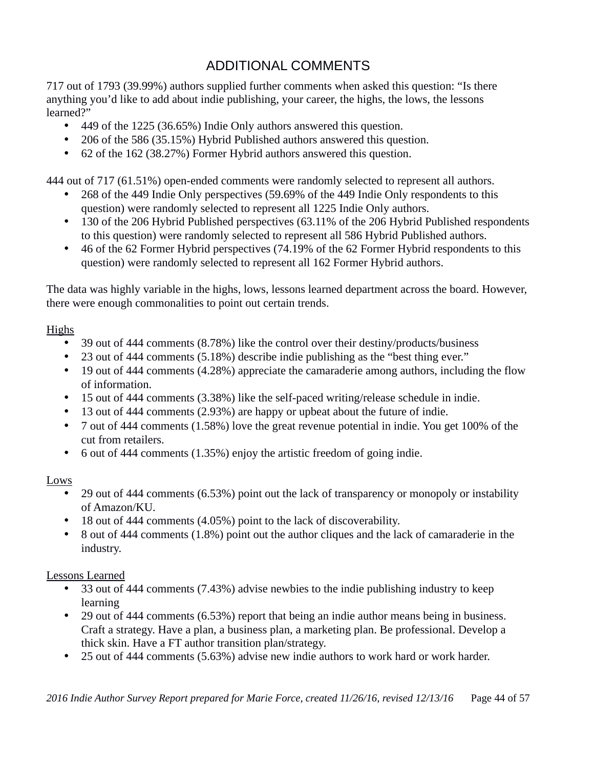## ADDITIONAL COMMENTS

717 out of 1793 (39.99%) authors supplied further comments when asked this question: "Is there anything you'd like to add about indie publishing, your career, the highs, the lows, the lessons learned?"

- 449 of the 1225 (36.65%) Indie Only authors answered this question.
- 206 of the 586 (35.15%) Hybrid Published authors answered this question.
- 62 of the 162 (38.27%) Former Hybrid authors answered this question.

444 out of 717 (61.51%) open-ended comments were randomly selected to represent all authors.

- 268 of the 449 Indie Only perspectives (59.69% of the 449 Indie Only respondents to this question) were randomly selected to represent all 1225 Indie Only authors.
- 130 of the 206 Hybrid Published perspectives (63.11% of the 206 Hybrid Published respondents to this question) were randomly selected to represent all 586 Hybrid Published authors.
- 46 of the 62 Former Hybrid perspectives (74.19% of the 62 Former Hybrid respondents to this question) were randomly selected to represent all 162 Former Hybrid authors.

The data was highly variable in the highs, lows, lessons learned department across the board. However, there were enough commonalities to point out certain trends.

<u>Highs</u>

- 39 out of 444 comments (8.78%) like the control over their destiny/products/business
- 23 out of 444 comments (5.18%) describe indie publishing as the "best thing ever."
- 19 out of 444 comments (4.28%) appreciate the camaraderie among authors, including the flow of information.
- 15 out of 444 comments (3.38%) like the self-paced writing/release schedule in indie.
- 13 out of 444 comments (2.93%) are happy or upbeat about the future of indie.
- 7 out of 444 comments (1.58%) love the great revenue potential in indie. You get 100% of the cut from retailers.
- 6 out of 444 comments (1.35%) enjoy the artistic freedom of going indie.

<u>Lows</u>

- 29 out of 444 comments (6.53%) point out the lack of transparency or monopoly or instability of Amazon/KU.
- 18 out of 444 comments (4.05%) point to the lack of discoverability.
- 8 out of 444 comments (1.8%) point out the author cliques and the lack of camaraderie in the industry.

<u>Lessons Learned</u>

- 33 out of 444 comments (7.43%) advise newbies to the indie publishing industry to keep learning
- 29 out of 444 comments (6.53%) report that being an indie author means being in business. Craft a strategy. Have a plan, a business plan, a marketing plan. Be professional. Develop a thick skin. Have a FT author transition plan/strategy.
- 25 out of 444 comments (5.63%) advise new indie authors to work hard or work harder.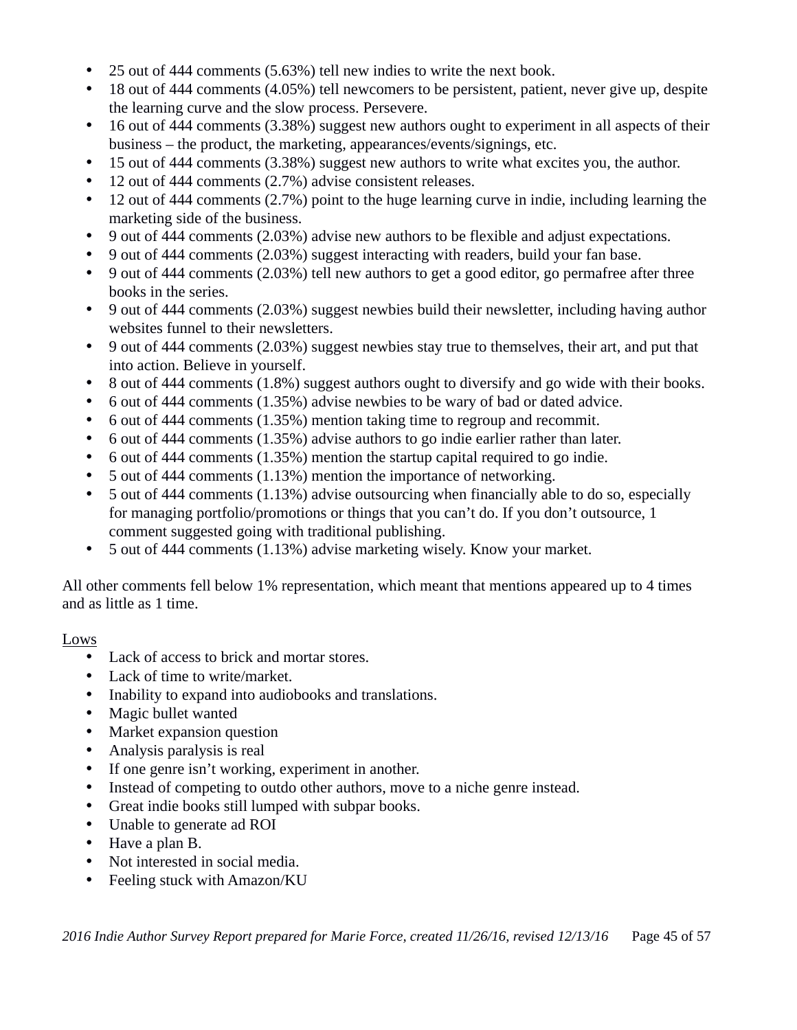- 25 out of 444 comments (5.63%) tell new indies to write the next book.
- 18 out of 444 comments (4.05%) tell newcomers to be persistent, patient, never give up, despite the learning curve and the slow process. Persevere.
- 16 out of 444 comments (3.38%) suggest new authors ought to experiment in all aspects of their business – the product, the marketing, appearances/events/signings, etc.
- 15 out of 444 comments (3.38%) suggest new authors to write what excites you, the author.
- 12 out of 444 comments (2.7%) advise consistent releases.
- 12 out of 444 comments (2.7%) point to the huge learning curve in indie, including learning the marketing side of the business.
- 9 out of 444 comments (2.03%) advise new authors to be flexible and adjust expectations.
- 9 out of 444 comments (2.03%) suggest interacting with readers, build your fan base.
- 9 out of 444 comments (2.03%) tell new authors to get a good editor, go permafree after three books in the series.
- 9 out of 444 comments (2.03%) suggest newbies build their newsletter, including having author websites funnel to their newsletters.
- 9 out of 444 comments (2.03%) suggest newbies stay true to themselves, their art, and put that into action. Believe in yourself.
- 8 out of 444 comments (1.8%) suggest authors ought to diversify and go wide with their books.
- 6 out of 444 comments (1.35%) advise newbies to be wary of bad or dated advice.
- 6 out of 444 comments (1.35%) mention taking time to regroup and recommit.
- 6 out of 444 comments (1.35%) advise authors to go indie earlier rather than later.
- 6 out of 444 comments (1.35%) mention the startup capital required to go indie.
- 5 out of 444 comments (1.13%) mention the importance of networking.
- 5 out of 444 comments (1.13%) advise outsourcing when financially able to do so, especially for managing portfolio/promotions or things that you can't do. If you don't outsource, 1 comment suggested going with traditional publishing.
- 5 out of 444 comments (1.13%) advise marketing wisely. Know your market.

All other comments fell below 1% representation, which meant that mentions appeared up to 4 times and as little as 1 time.

<u>Lows</u>

- Lack of access to brick and mortar stores.
- Lack of time to write/market.
- Inability to expand into audiobooks and translations.
- Magic bullet wanted
- Market expansion question
- Analysis paralysis is real
- If one genre isn't working, experiment in another.
- Instead of competing to outdo other authors, move to a niche genre instead.
- Great indie books still lumped with subpar books.
- Unable to generate ad ROI
- Have a plan B.
- Not interested in social media.
- Feeling stuck with Amazon/KU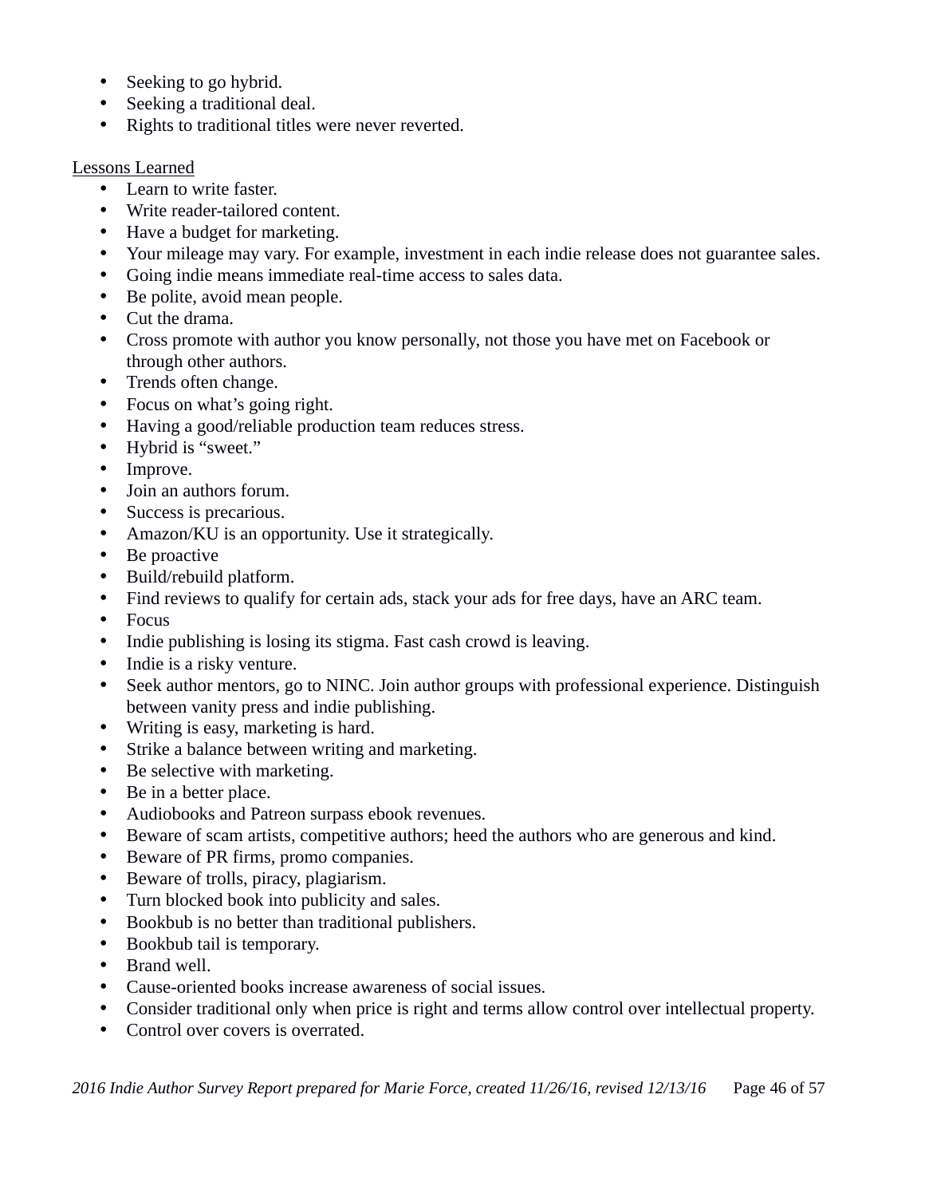- Seeking to go hybrid.
- Seeking a traditional deal.
- Rights to traditional titles were never reverted.

<u>Lessons Learned</u>

- Learn to write faster.
- Write reader-tailored content.
- Have a budget for marketing.
- Your mileage may vary. For example, investment in each indie release does not guarantee sales.
- Going indie means immediate real-time access to sales data.
- Be polite, avoid mean people.
- Cut the drama.
- Cross promote with author you know personally, not those you have met on Facebook or through other authors.
- Trends often change.
- Focus on what's going right.
- Having a good/reliable production team reduces stress.
- Hybrid is "sweet."
- Improve.
- Join an authors forum.
- Success is precarious.
- Amazon/KU is an opportunity. Use it strategically.
- Be proactive
- Build/rebuild platform.
- Find reviews to qualify for certain ads, stack your ads for free days, have an ARC team.
- Focus
- Indie publishing is losing its stigma. Fast cash crowd is leaving.
- Indie is a risky venture.
- Seek author mentors, go to NINC. Join author groups with professional experience. Distinguish between vanity press and indie publishing.
- Writing is easy, marketing is hard.
- Strike a balance between writing and marketing.
- Be selective with marketing.
- Be in a better place.
- Audiobooks and Patreon surpass ebook revenues.
- Beware of scam artists, competitive authors; heed the authors who are generous and kind.
- Beware of PR firms, promo companies.
- Beware of trolls, piracy, plagiarism.
- Turn blocked book into publicity and sales.
- Bookbub is no better than traditional publishers.
- Bookbub tail is temporary.
- Brand well.
- Cause-oriented books increase awareness of social issues.
- Consider traditional only when price is right and terms allow control over intellectual property.
- Control over covers is overrated.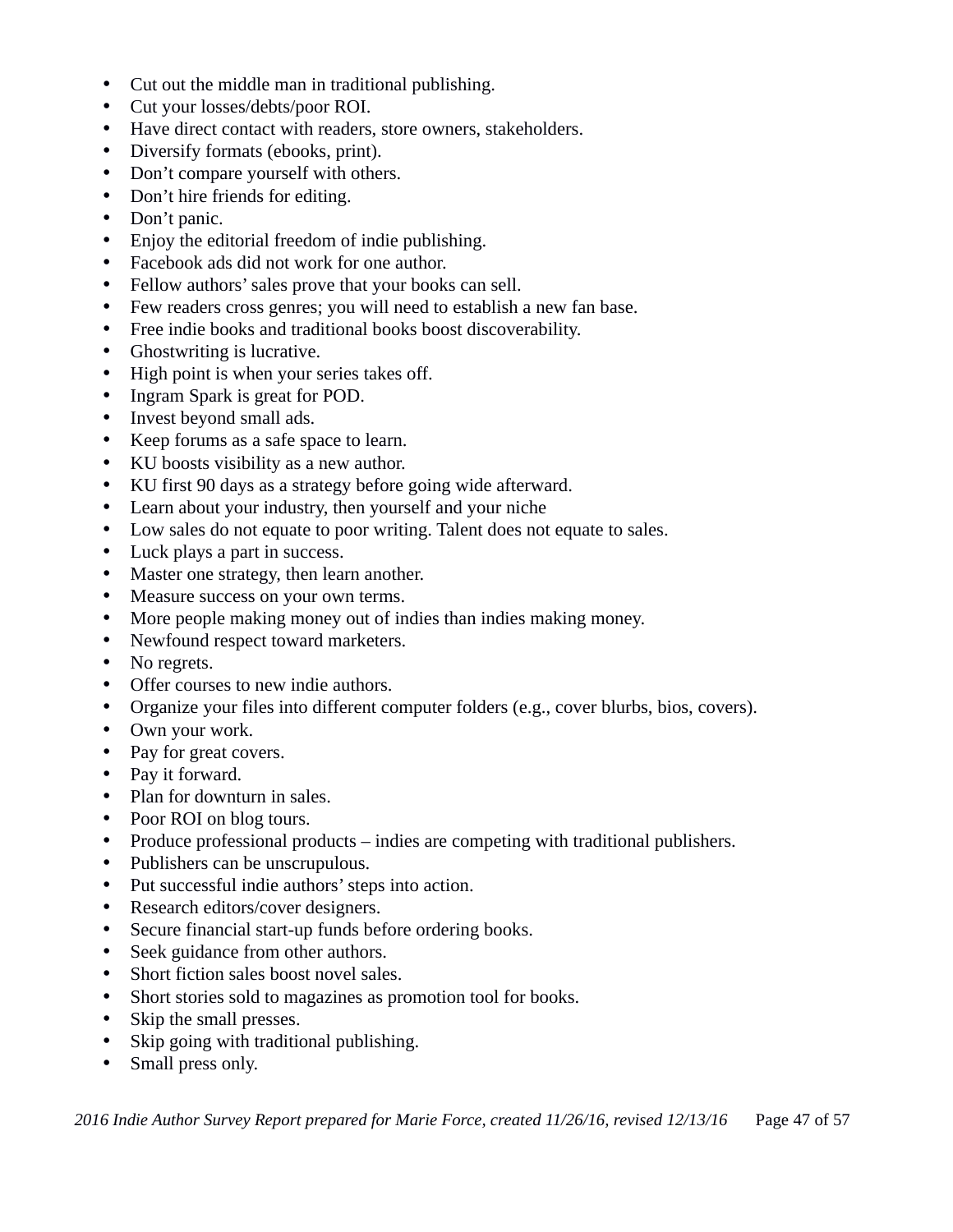- Cut out the middle man in traditional publishing.
- Cut your losses/debts/poor ROI.
- Have direct contact with readers, store owners, stakeholders.
- Diversify formats (ebooks, print).
- Don’t compare yourself with others.
- Don’t hire friends for editing.
- Don’t panic.
- Enjoy the editorial freedom of indie publishing.
- Facebook ads did not work for one author.
- Fellow authors’ sales prove that your books can sell.
- Few readers cross genres; you will need to establish a new fan base.
- Free indie books and traditional books boost discoverability.
- Ghostwriting is lucrative.
- High point is when your series takes off.
- Ingram Spark is great for POD.
- Invest beyond small ads.
- Keep forums as a safe space to learn.
- KU boosts visibility as a new author.
- KU first 90 days as a strategy before going wide afterward.
- Learn about your industry, then yourself and your niche
- Low sales do not equate to poor writing. Talent does not equate to sales.
- Luck plays a part in success.
- Master one strategy, then learn another.
- Measure success on your own terms.
- More people making money out of indies than indies making money.
- Newfound respect toward marketers.
- No regrets.
- Offer courses to new indie authors.
- Organize your files into different computer folders (e.g., cover blurbs, bios, covers).
- Own your work.
- Pay for great covers.
- Pay it forward.
- Plan for downturn in sales.
- Poor ROI on blog tours.
- Produce professional products – indies are competing with traditional publishers.
- Publishers can be unscrupulous.
- Put successful indie authors’ steps into action.
- Research editors/cover designers.
- Secure financial start-up funds before ordering books.
- Seek guidance from other authors.
- Short fiction sales boost novel sales.
- Short stories sold to magazines as promotion tool for books.
- Skip the small presses.
- Skip going with traditional publishing.
- Small press only.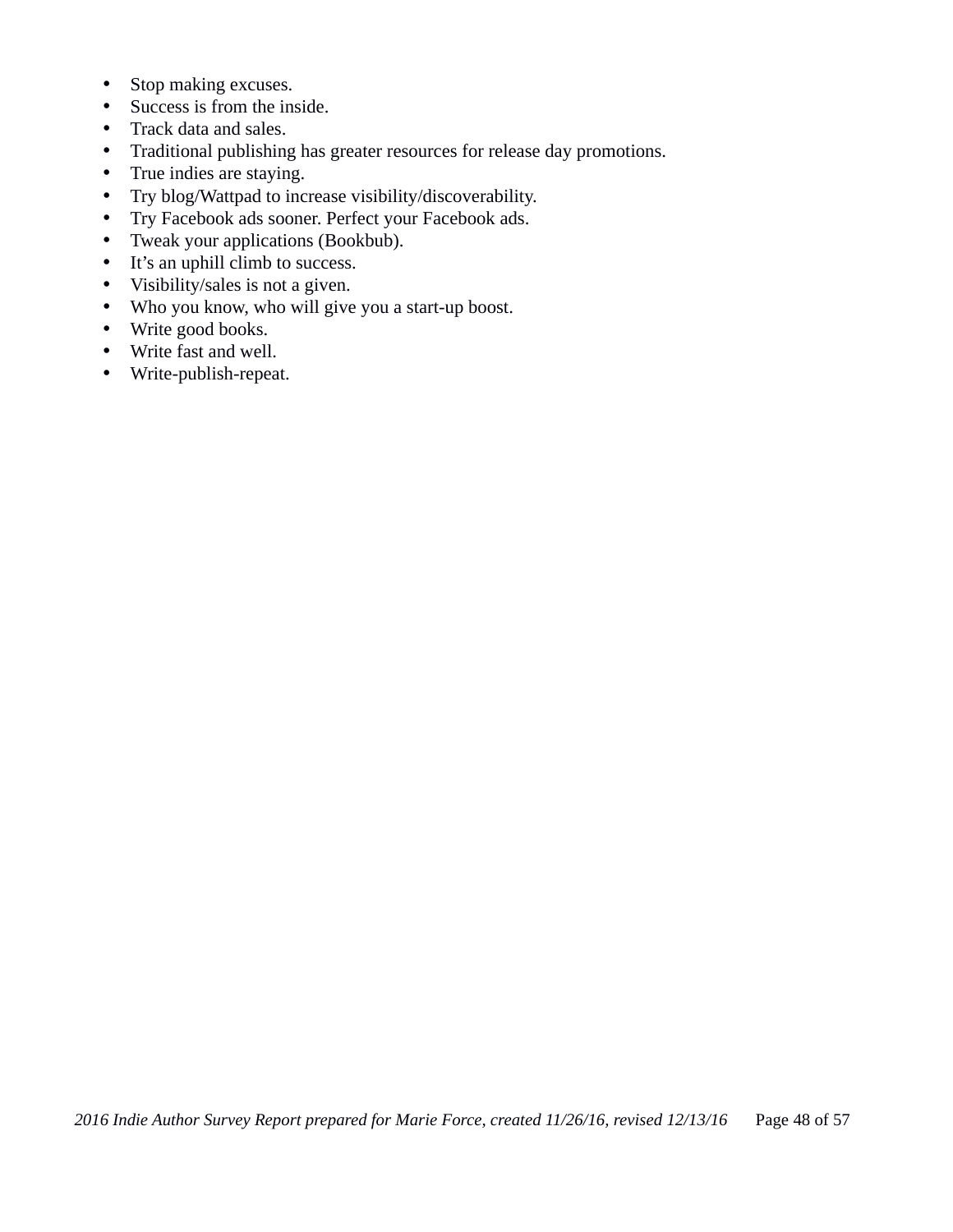- Stop making excuses.
- Success is from the inside.
- Track data and sales.
- Traditional publishing has greater resources for release day promotions.
- True indies are staying.
- Try blog/Wattpad to increase visibility/discoverability.
- Try Facebook ads sooner. Perfect your Facebook ads.
- Tweak your applications (Bookbub).
- It's an uphill climb to success.
- Visibility/sales is not a given.
- Who you know, who will give you a start-up boost.
- Write good books.
- Write fast and well.
- Write-publish-repeat.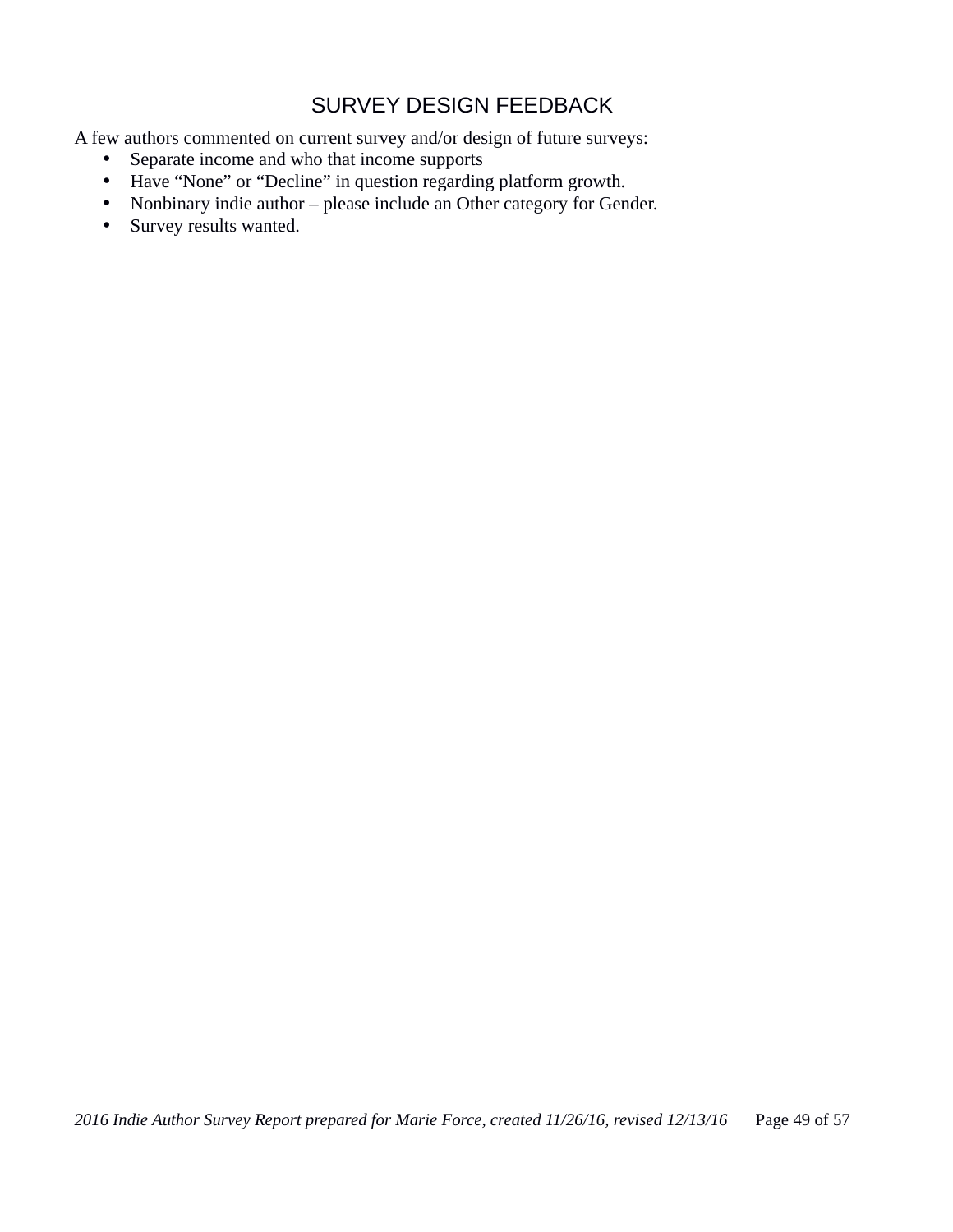## SURVEY DESIGN FEEDBACK

A few authors commented on current survey and/or design of future surveys:

- Separate income and who that income supports
- Have “None” or “Decline” in question regarding platform growth.
- Nonbinary indie author – please include an Other category for Gender.
- Survey results wanted.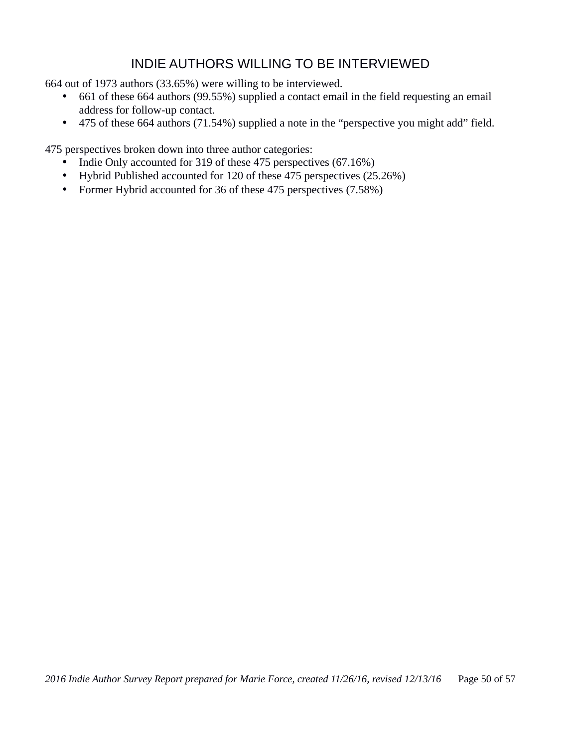## INDIE AUTHORS WILLING TO BE INTERVIEWED

664 out of 1973 authors (33.65%) were willing to be interviewed.

- 661 of these 664 authors (99.55%) supplied a contact email in the field requesting an email address for follow-up contact.
- 475 of these 664 authors (71.54%) supplied a note in the "perspective you might add" field.

475 perspectives broken down into three author categories:

- Indie Only accounted for 319 of these 475 perspectives (67.16%)
- Hybrid Published accounted for 120 of these 475 perspectives (25.26%)
- Former Hybrid accounted for 36 of these 475 perspectives (7.58%)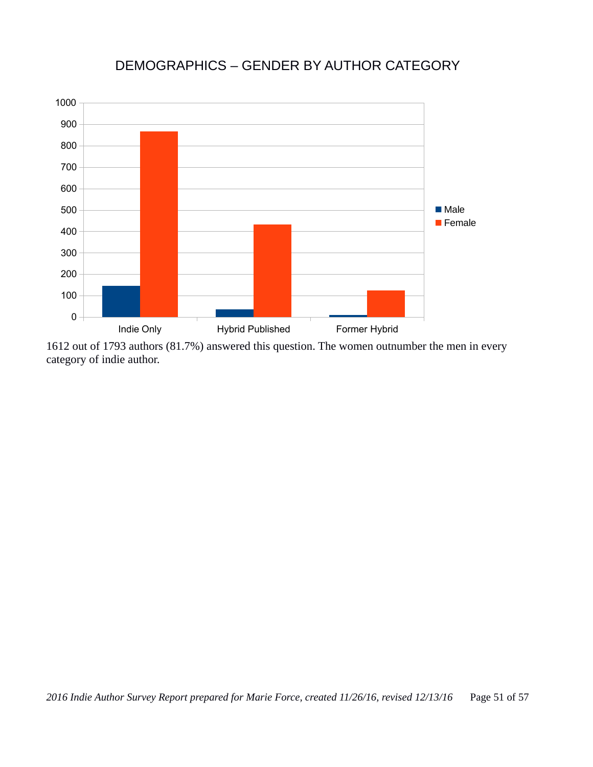## DEMOGRAPHICS – GENDER BY AUTHOR CATEGORY

1612 out of 1793 authors (81.7%) answered this question. The women outnumber the men in every category of indie author.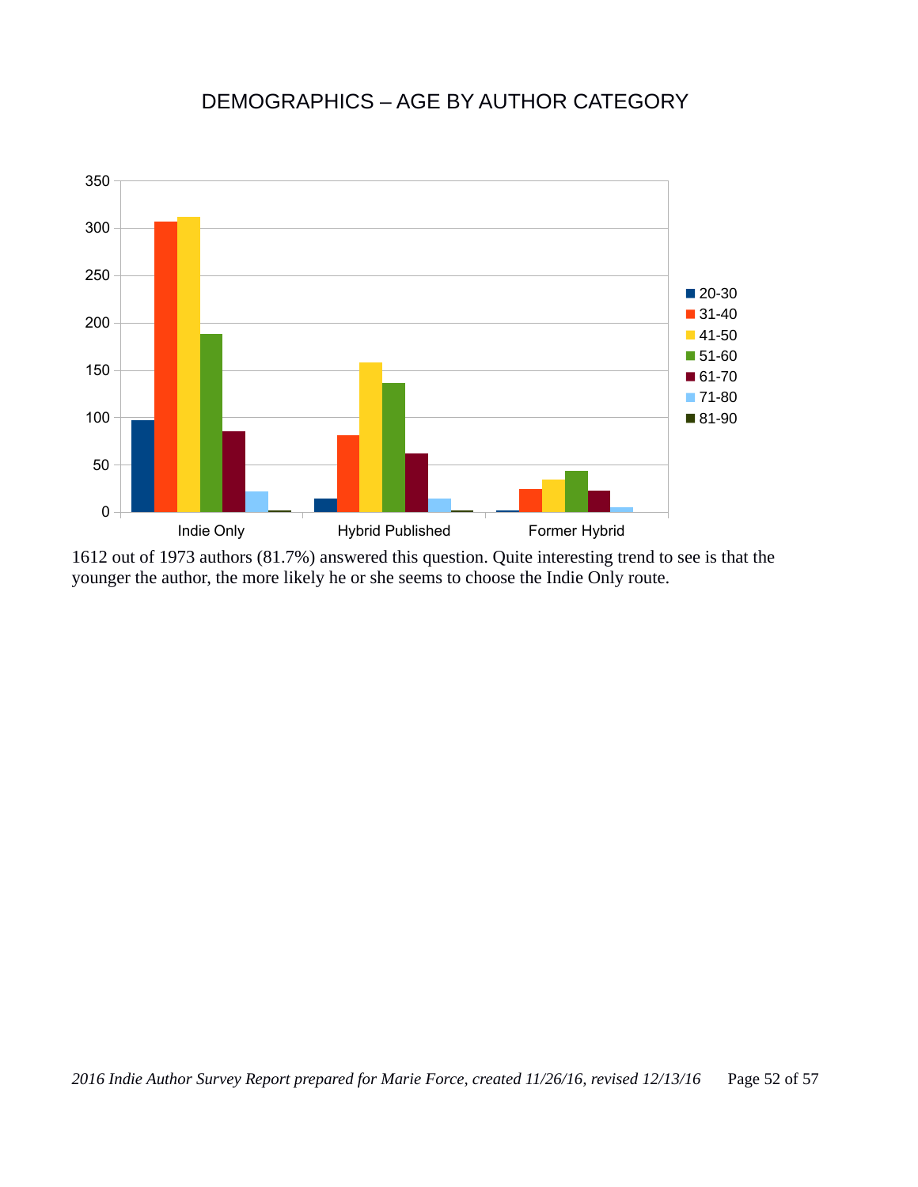# DEMOGRAPHICS – AGE BY AUTHOR CATEGORY

1612 out of 1973 authors (81.7%) answered this question. Quite interesting trend to see is that the younger the author, the more likely he or she seems to choose the Indie Only route.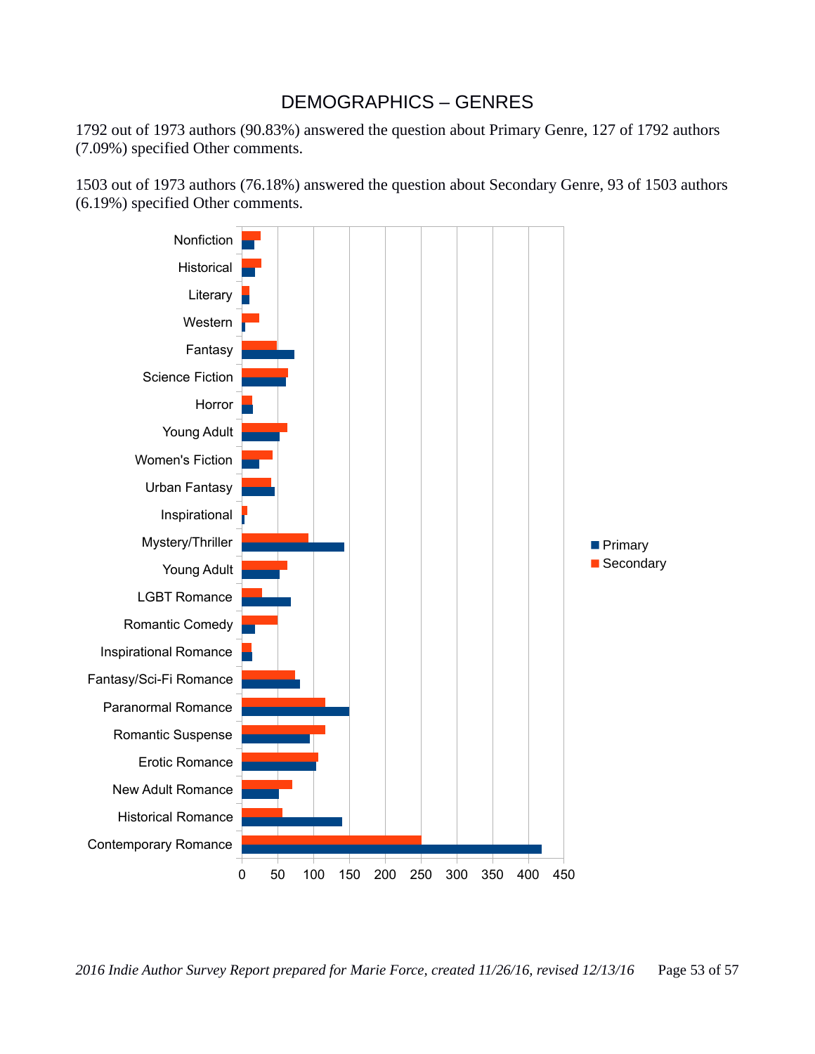# DEMOGRAPHICS – GENRES

1792 out of 1973 authors (90.83%) answered the question about Primary Genre, 127 of 1792 authors (7.09%) specified Other comments.

1503 out of 1973 authors (76.18%) answered the question about Secondary Genre, 93 of 1503 authors (6.19%) specified Other comments.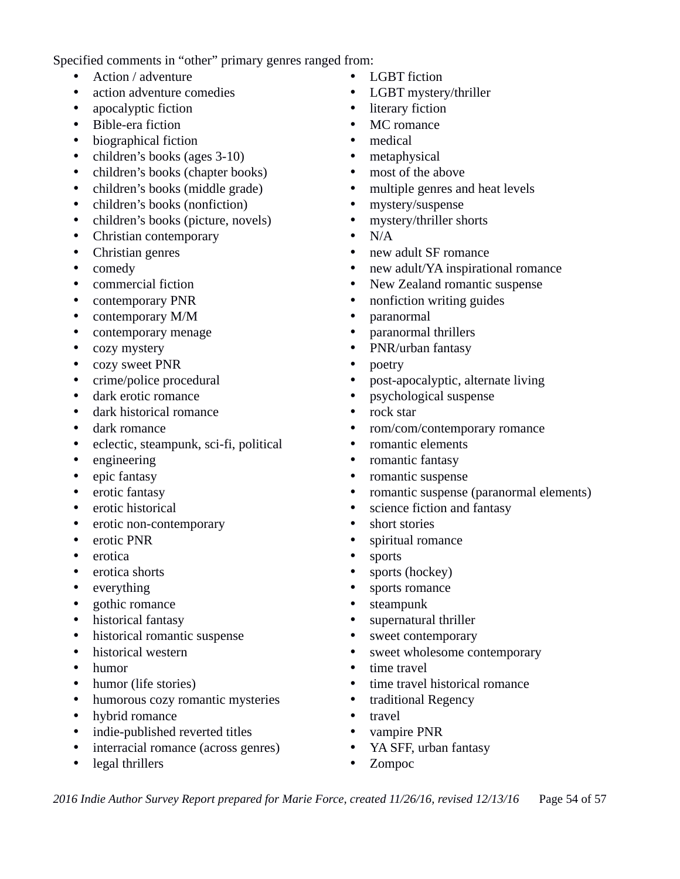Specified comments in "other" primary genres ranged from:

- Action / adventure
- action adventure comedies
- apocalyptic fiction
- Bible-era fiction
- biographical fiction
- children's books (ages 3-10)
- children's books (chapter books)
- children's books (middle grade)
- children's books (nonfiction)
- children's books (picture, novels)
- Christian contemporary
- Christian genres
- comedy
- commercial fiction
- contemporary PNR
- contemporary M/M
- contemporary menage
- cozy mystery
- cozy sweet PNR
- crime/police procedural
- dark erotic romance
- dark historical romance
- dark romance
- eclectic, steampunk, sci-fi, political
- engineering
- epic fantasy
- erotic fantasy
- erotic historical
- erotic non-contemporary
- erotic PNR
- erotica
- erotica shorts
- everything
- gothic romance
- historical fantasy
- historical romantic suspense
- historical western
- humor
- humor (life stories)
- humorous cozy romantic mysteries
- hybrid romance
- indie-published reverted titles
- interracial romance (across genres)
- legal thrillers
- LGBT fiction
- LGBT mystery/thriller
- literary fiction
- MC romance
- medical
- metaphysical
- most of the above
- multiple genres and heat levels
- mystery/suspense
- mystery/thriller shorts
- N/A
- new adult SF romance
- new adult/YA inspirational romance
- New Zealand romantic suspense
- nonfiction writing guides
- paranormal
- paranormal thrillers
- PNR/urban fantasy
- poetry
- post-apocalyptic, alternate living
- psychological suspense
- rock star
- rom/com/contemporary romance
- romantic elements
- romantic fantasy
- romantic suspense
- romantic suspense (paranormal elements)
- science fiction and fantasy
- short stories
- spiritual romance
- sports
- sports (hockey)
- sports romance
- steampunk
- supernatural thriller
- sweet contemporary
- sweet wholesome contemporary
- time travel
- time travel historical romance
- traditional Regency
- travel
- vampire PNR
- YA SFF, urban fantasy
- Zompoc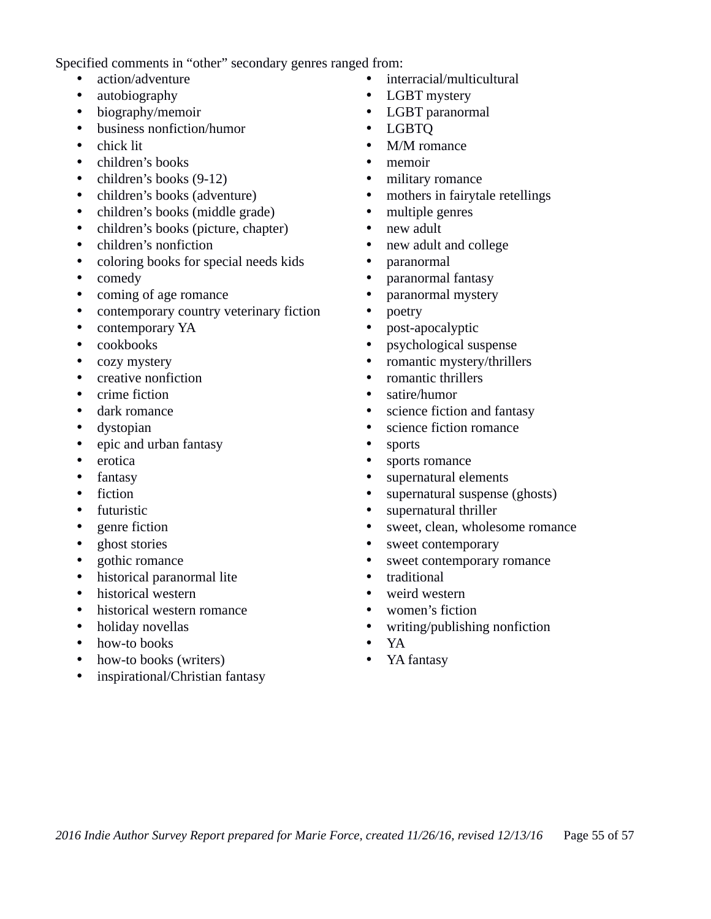Specified comments in "other" secondary genres ranged from:

- action/adventure
- autobiography
- biography/memoir
- business nonfiction/humor
- chick lit
- children's books
- children's books (9-12)
- children's books (adventure)
- children's books (middle grade)
- children's books (picture, chapter)
- children's nonfiction
- coloring books for special needs kids
- comedy
- coming of age romance
- contemporary country veterinary fiction
- contemporary YA
- cookbooks
- cozy mystery
- creative nonfiction
- crime fiction
- dark romance
- dystopian
- epic and urban fantasy
- erotica
- fantasy
- fiction
- futuristic
- genre fiction
- ghost stories
- gothic romance
- historical paranormal lite
- historical western
- historical western romance
- holiday novellas
- how-to books
- how-to books (writers)
- inspirational/Christian fantasy
- interracial/multicultural
- LGBT mystery
- LGBT paranormal
- LGBTQ
- M/M romance
- memoir
- military romance
- mothers in fairytale retellings
- multiple genres
- new adult
- new adult and college
- paranormal
- paranormal fantasy
- paranormal mystery
- poetry
- post-apocalyptic
- psychological suspense
- romantic mystery/thrillers
- romantic thrillers
- satire/humor
- science fiction and fantasy
- science fiction romance
- sports
- sports romance
- supernatural elements
- supernatural suspense (ghosts)
- supernatural thriller
- sweet, clean, wholesome romance
- sweet contemporary
- sweet contemporary romance
- traditional
- weird western
- women's fiction
- writing/publishing nonfiction
- YA
- YA fantasy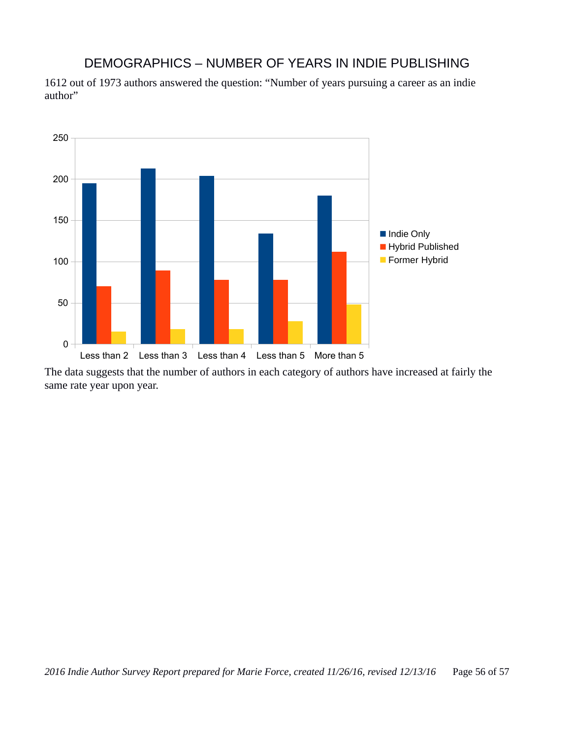# DEMOGRAPHICS – NUMBER OF YEARS IN INDIE PUBLISHING

1612 out of 1973 authors answered the question: "Number of years pursuing a career as an indie author"

The data suggests that the number of authors in each category of authors have increased at fairly the same rate year upon year.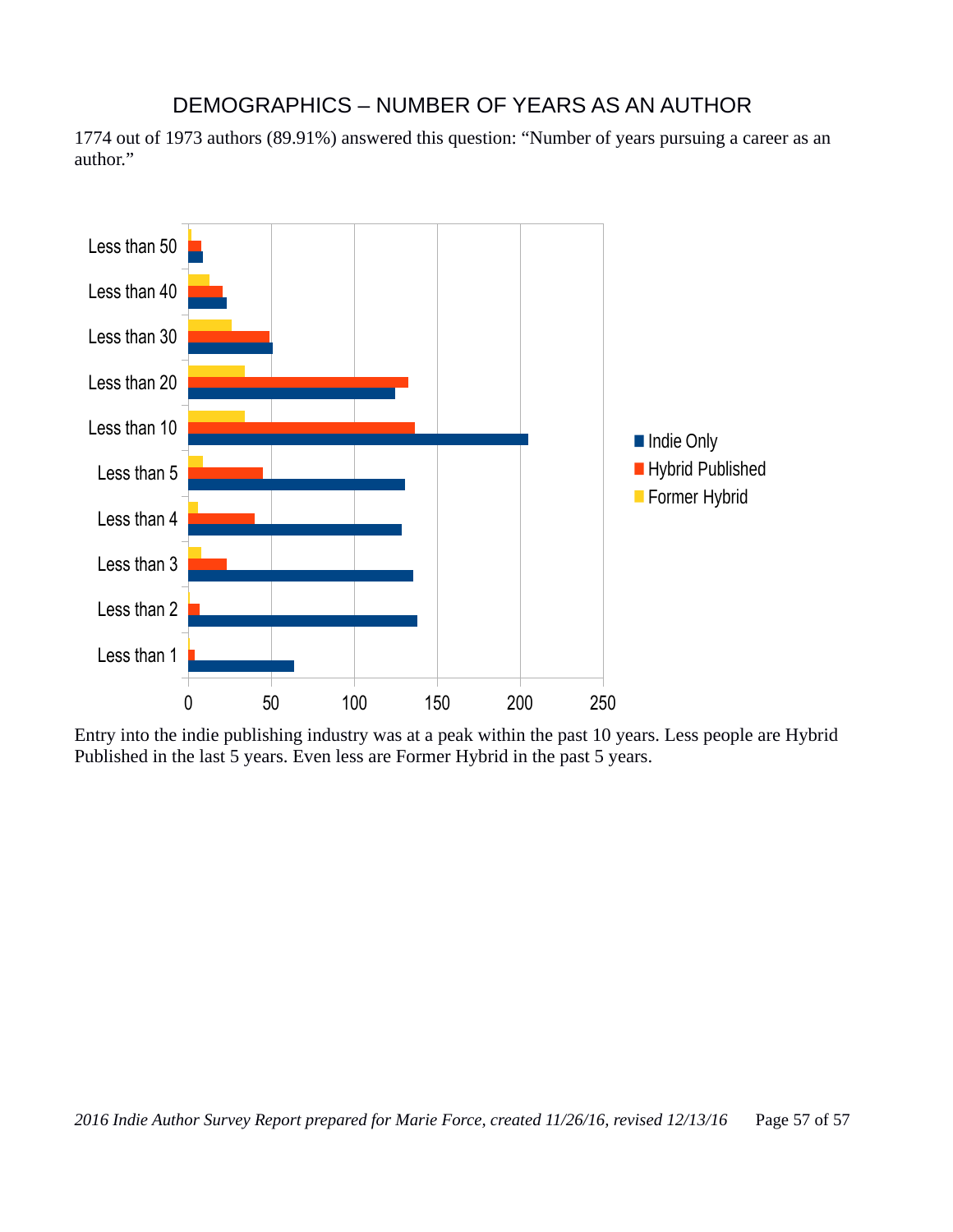# DEMOGRAPHICS – NUMBER OF YEARS AS AN AUTHOR

1774 out of 1973 authors (89.91%) answered this question: "Number of years pursuing a career as an author."

Less than 50
Less than 40
Less than 30
Less than 20
Less than 10
Less than 5
Less than 4
Less than 3
Less than 2
Less than 1

0 50 100 150 200 250

Indie Only
Hybrid Published
Former Hybrid

Entry into the indie publishing industry was at a peak within the past 10 years. Less people are Hybrid Published in the last 5 years. Even less are Former Hybrid in the past 5 years.